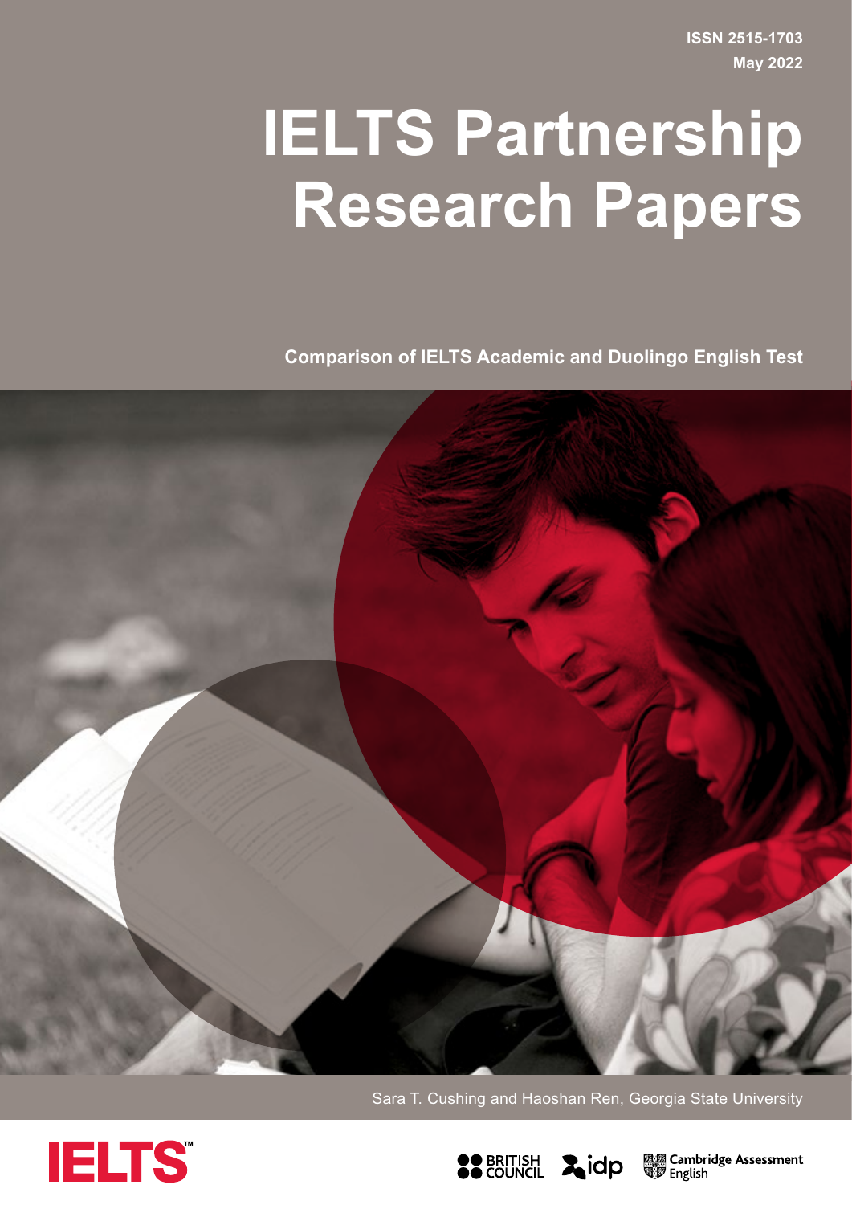ISSN 2515-1703
May 2022

# IELTS Partnership Research Papers

## Comparison of IELTS Academic and Duolingo English Test

Sara T. Cushing and Haoshan Ren, Georgia State University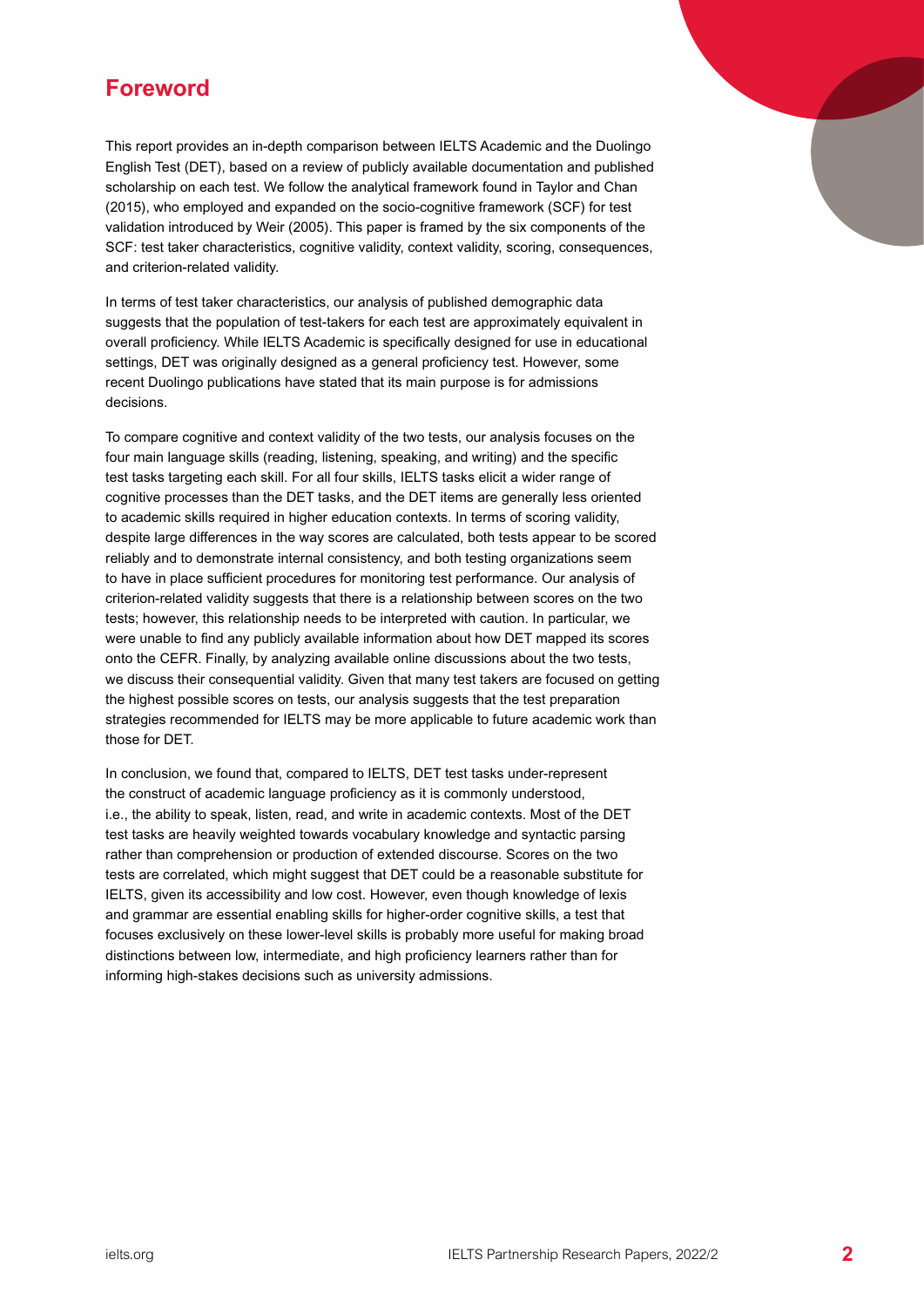## Foreword

This report provides an in-depth comparison between IELTS Academic and the Duolingo English Test (DET), based on a review of publicly available documentation and published scholarship on each test. We follow the analytical framework found in Taylor and Chan (2015), who employed and expanded on the socio-cognitive framework (SCF) for test validation introduced by Weir (2005). This paper is framed by the six components of the SCF: test taker characteristics, cognitive validity, context validity, scoring, consequences, and criterion-related validity.

In terms of test taker characteristics, our analysis of published demographic data suggests that the population of test-takers for each test are approximately equivalent in overall proficiency. While IELTS Academic is specifically designed for use in educational settings, DET was originally designed as a general proficiency test. However, some recent Duolingo publications have stated that its main purpose is for admissions decisions.

To compare cognitive and context validity of the two tests, our analysis focuses on the four main language skills (reading, listening, speaking, and writing) and the specific test tasks targeting each skill. For all four skills, IELTS tasks elicit a wider range of cognitive processes than the DET tasks, and the DET items are generally less oriented to academic skills required in higher education contexts. In terms of scoring validity, despite large differences in the way scores are calculated, both tests appear to be scored reliably and to demonstrate internal consistency, and both testing organizations seem to have in place sufficient procedures for monitoring test performance. Our analysis of criterion-related validity suggests that there is a relationship between scores on the two tests; however, this relationship needs to be interpreted with caution. In particular, we were unable to find any publicly available information about how DET mapped its scores onto the CEFR. Finally, by analyzing available online discussions about the two tests, we discuss their consequential validity. Given that many test takers are focused on getting the highest possible scores on tests, our analysis suggests that the test preparation strategies recommended for IELTS may be more applicable to future academic work than those for DET.

In conclusion, we found that, compared to IELTS, DET test tasks under-represent the construct of academic language proficiency as it is commonly understood, i.e., the ability to speak, listen, read, and write in academic contexts. Most of the DET test tasks are heavily weighted towards vocabulary knowledge and syntactic parsing rather than comprehension or production of extended discourse. Scores on the two tests are correlated, which might suggest that DET could be a reasonable substitute for IELTS, given its accessibility and low cost. However, even though knowledge of lexis and grammar are essential enabling skills for higher-order cognitive skills, a test that focuses exclusively on these lower-level skills is probably more useful for making broad distinctions between low, intermediate, and high proficiency learners rather than for informing high-stakes decisions such as university admissions.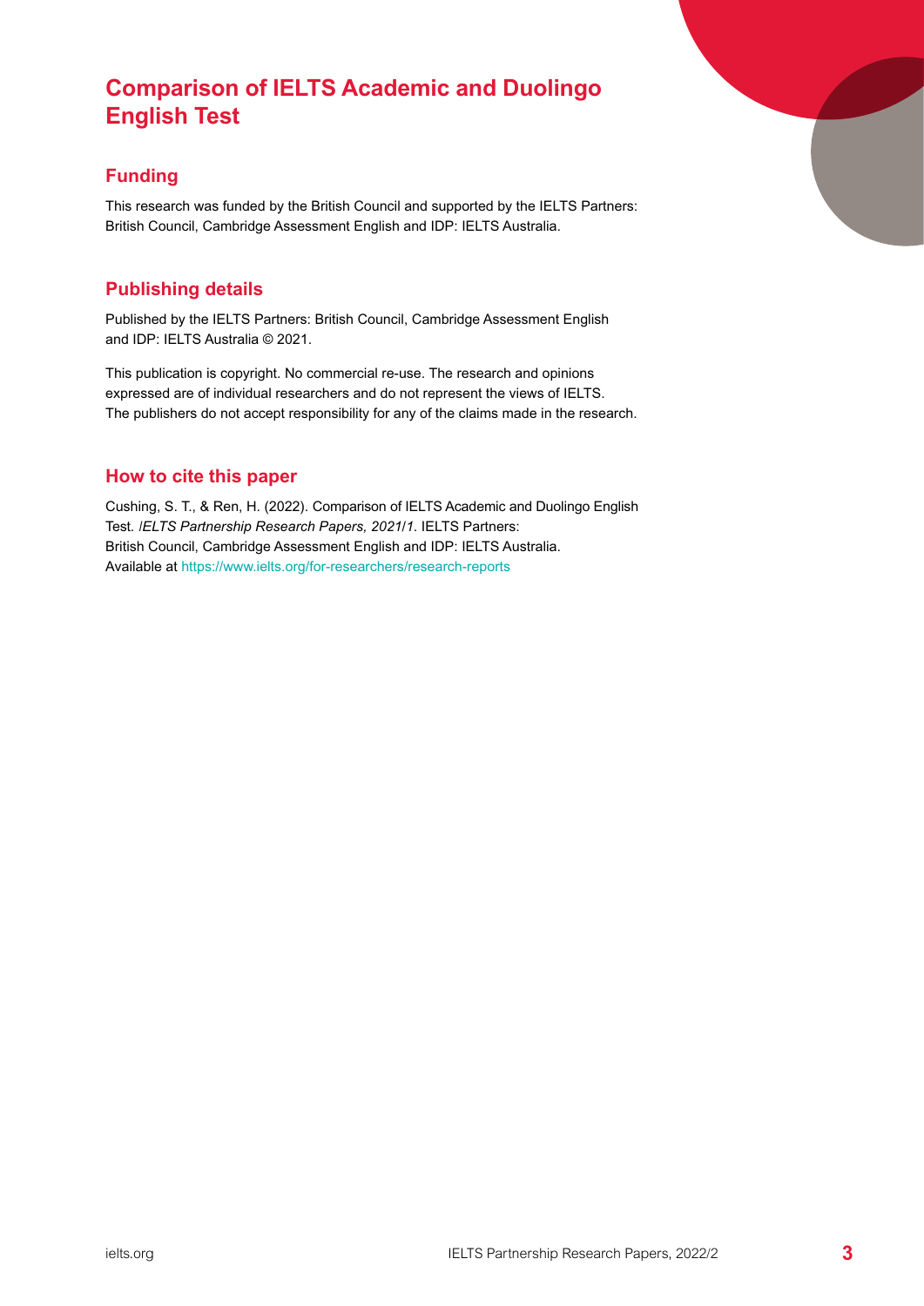# Comparison of IELTS Academic and Duolingo English Test

## Funding

This research was funded by the British Council and supported by the IELTS Partners: British Council, Cambridge Assessment English and IDP: IELTS Australia.

## Publishing details

Published by the IELTS Partners: British Council, Cambridge Assessment English and IDP: IELTS Australia © 2021.

This publication is copyright. No commercial re-use. The research and opinions expressed are of individual researchers and do not represent the views of IELTS. The publishers do not accept responsibility for any of the claims made in the research.

## How to cite this paper

Cushing, S. T., & Ren, H. (2022). Comparison of IELTS Academic and Duolingo English Test. *IELTS Partnership Research Papers, 2021/1*. IELTS Partners: British Council, Cambridge Assessment English and IDP: IELTS Australia. Available at https://www.ielts.org/for-researchers/research-reports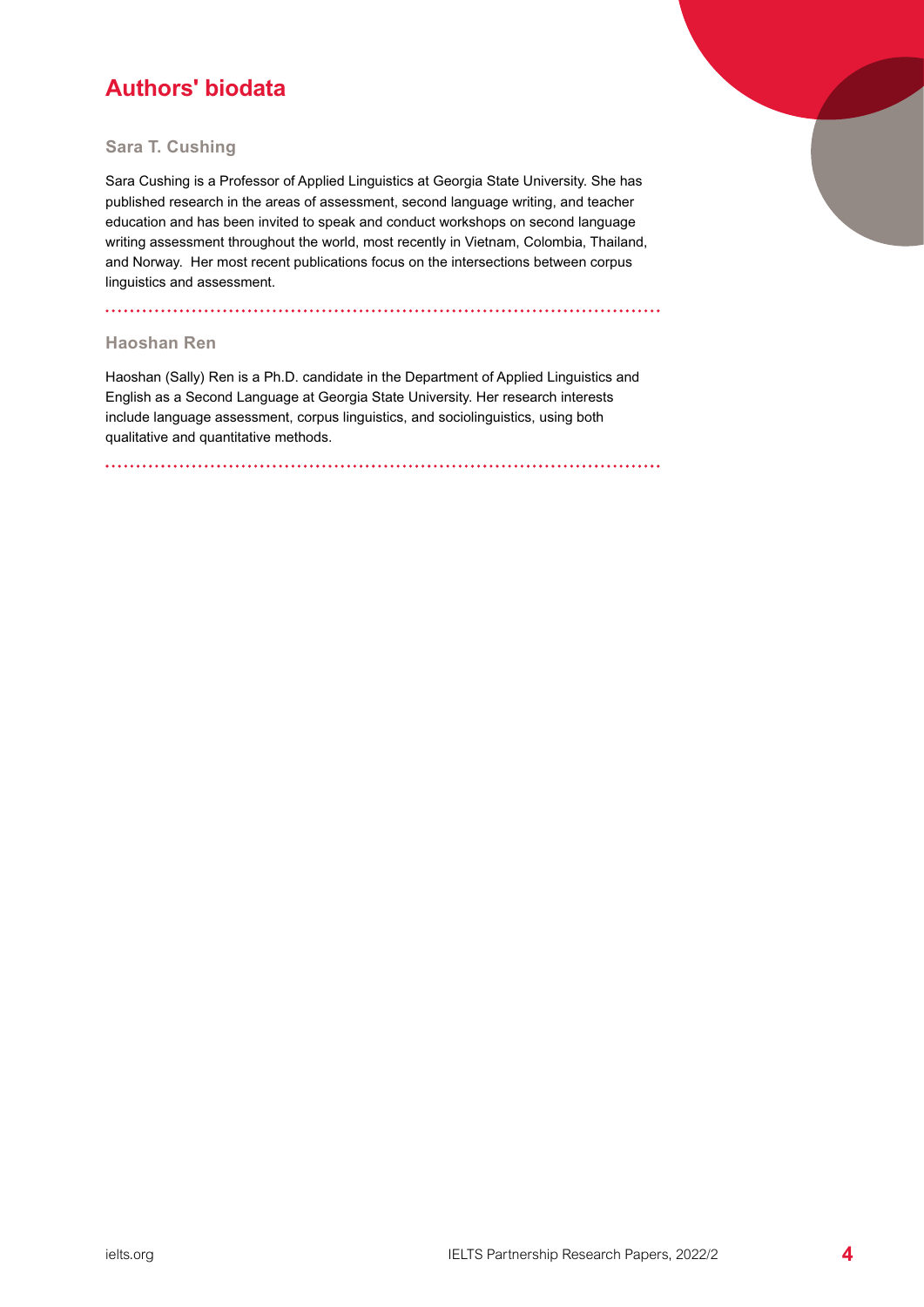## Authors' biodata

### Sara T. Cushing

Sara Cushing is a Professor of Applied Linguistics at Georgia State University. She has published research in the areas of assessment, second language writing, and teacher education and has been invited to speak and conduct workshops on second language writing assessment throughout the world, most recently in Vietnam, Colombia, Thailand, and Norway. Her most recent publications focus on the intersections between corpus linguistics and assessment.

### Haoshan Ren

Haoshan (Sally) Ren is a Ph.D. candidate in the Department of Applied Linguistics and English as a Second Language at Georgia State University. Her research interests include language assessment, corpus linguistics, and sociolinguistics, using both qualitative and quantitative methods.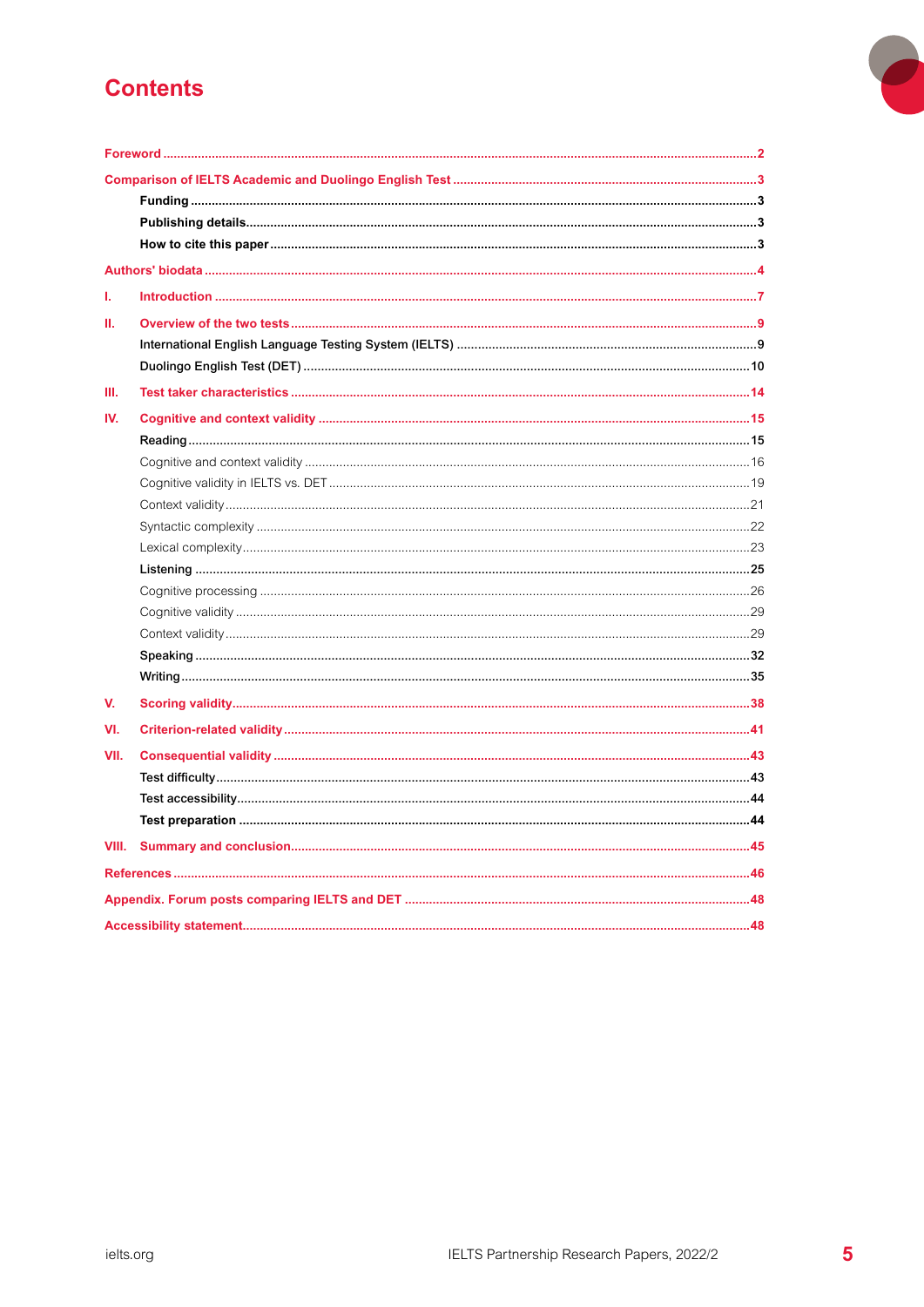# Contents

Foreword ..... 2

Comparison of IELTS Academic and Duolingo English Test ..... 3

- **Funding** ..... 3
- **Publishing details** ..... 3
- **How to cite this paper** ..... 3

Authors' biodata ..... 4

I. Introduction ..... 7

II. Overview of the two tests ..... 9

- International English Language Testing System (IELTS) ..... 9
- Duolingo English Test (DET) ..... 10

III. Test taker characteristics ..... 14

IV. Cognitive and context validity ..... 15

- **Reading** ..... 15
  - Cognitive and context validity ..... 16
  - Cognitive validity in IELTS vs. DET ..... 19
  - Context validity ..... 21
  - Syntactic complexity ..... 22
  - Lexical complexity ..... 23
- **Listening** ..... 25
  - Cognitive processing ..... 26
  - Cognitive validity ..... 29
  - Context validity ..... 29
- **Speaking** ..... 32
- **Writing** ..... 35

V. Scoring validity ..... 38

VI. Criterion-related validity ..... 41

VII. Consequential validity ..... 43

- **Test difficulty** ..... 43
- **Test accessibility** ..... 44
- **Test preparation** ..... 44

VIII. Summary and conclusion ..... 45

References ..... 46

Appendix. Forum posts comparing IELTS and DET ..... 48

Accessibility statement ..... 48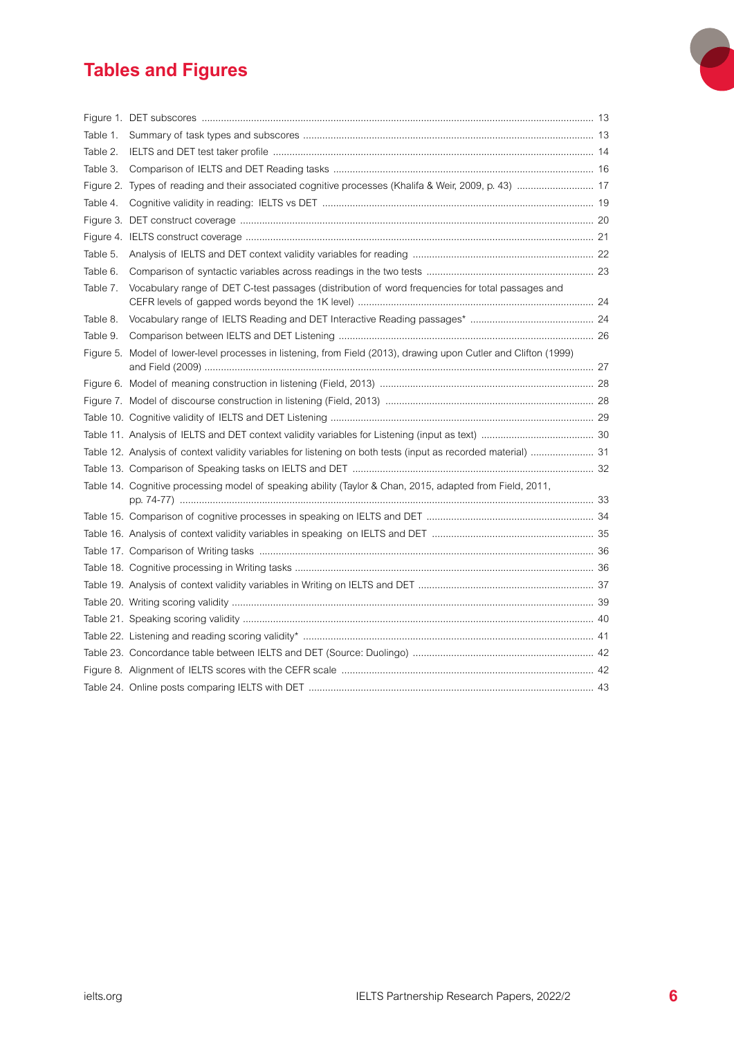# Tables and Figures

| | | |
|---|---|---|
| Figure 1. | DET subscores | 13 |
| Table 1. | Summary of task types and subscores | 13 |
| Table 2. | IELTS and DET test taker profile | 14 |
| Table 3. | Comparison of IELTS and DET Reading tasks | 16 |
| Figure 2. | Types of reading and their associated cognitive processes (Khalifa & Weir, 2009, p. 43) | 17 |
| Table 4. | Cognitive validity in reading: IELTS vs DET | 19 |
| Figure 3. | DET construct coverage | 20 |
| Figure 4. | IELTS construct coverage | 21 |
| Table 5. | Analysis of IELTS and DET context validity variables for reading | 22 |
| Table 6. | Comparison of syntactic variables across readings in the two tests | 23 |
| Table 7. | Vocabulary range of DET C-test passages (distribution of word frequencies for total passages and CEFR levels of gapped words beyond the 1K level) | 24 |
| Table 8. | Vocabulary range of IELTS Reading and DET Interactive Reading passages* | 24 |
| Table 9. | Comparison between IELTS and DET Listening | 26 |
| Figure 5. | Model of lower-level processes in listening, from Field (2013), drawing upon Cutler and Clifton (1999) and Field (2009) | 27 |
| Figure 6. | Model of meaning construction in listening (Field, 2013) | 28 |
| Figure 7. | Model of discourse construction in listening (Field, 2013) | 28 |
| Table 10. | Cognitive validity of IELTS and DET Listening | 29 |
| Table 11. | Analysis of IELTS and DET context validity variables for Listening (input as text) | 30 |
| Table 12. | Analysis of context validity variables for listening on both tests (input as recorded material) | 31 |
| Table 13. | Comparison of Speaking tasks on IELTS and DET | 32 |
| Table 14. | Cognitive processing model of speaking ability (Taylor & Chan, 2015, adapted from Field, 2011, pp. 74-77) | 33 |
| Table 15. | Comparison of cognitive processes in speaking on IELTS and DET | 34 |
| Table 16. | Analysis of context validity variables in speaking on IELTS and DET | 35 |
| Table 17. | Comparison of Writing tasks | 36 |
| Table 18. | Cognitive processing in Writing tasks | 36 |
| Table 19. | Analysis of context validity variables in Writing on IELTS and DET | 37 |
| Table 20. | Writing scoring validity | 39 |
| Table 21. | Speaking scoring validity | 40 |
| Table 22. | Listening and reading scoring validity* | 41 |
| Table 23. | Concordance table between IELTS and DET (Source: Duolingo) | 42 |
| Figure 8. | Alignment of IELTS scores with the CEFR scale | 42 |
| Table 24. | Online posts comparing IELTS with DET | 43 |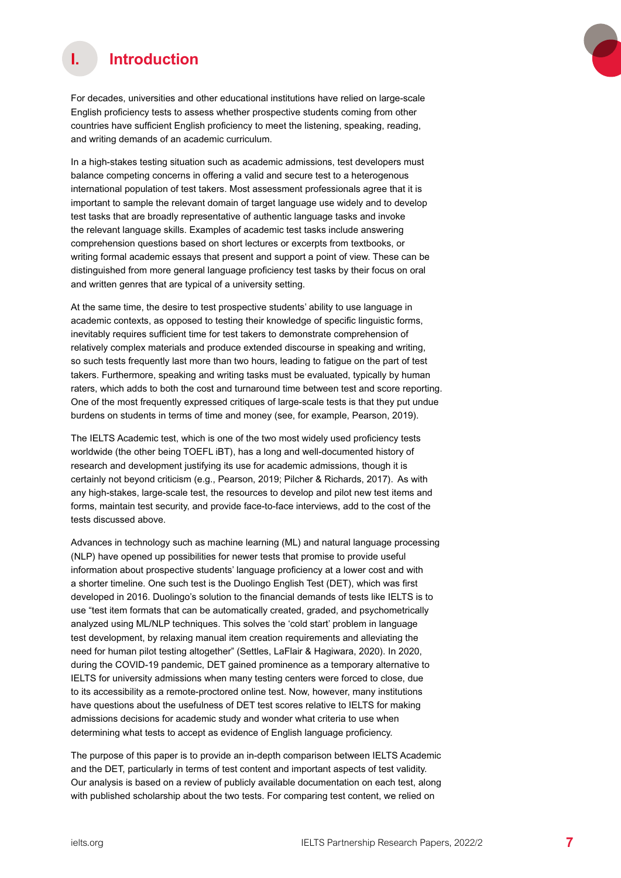# I. Introduction

For decades, universities and other educational institutions have relied on large-scale English proficiency tests to assess whether prospective students coming from other countries have sufficient English proficiency to meet the listening, speaking, reading, and writing demands of an academic curriculum.

In a high-stakes testing situation such as academic admissions, test developers must balance competing concerns in offering a valid and secure test to a heterogenous international population of test takers. Most assessment professionals agree that it is important to sample the relevant domain of target language use widely and to develop test tasks that are broadly representative of authentic language tasks and invoke the relevant language skills. Examples of academic test tasks include answering comprehension questions based on short lectures or excerpts from textbooks, or writing formal academic essays that present and support a point of view. These can be distinguished from more general language proficiency test tasks by their focus on oral and written genres that are typical of a university setting.

At the same time, the desire to test prospective students' ability to use language in academic contexts, as opposed to testing their knowledge of specific linguistic forms, inevitably requires sufficient time for test takers to demonstrate comprehension of relatively complex materials and produce extended discourse in speaking and writing, so such tests frequently last more than two hours, leading to fatigue on the part of test takers. Furthermore, speaking and writing tasks must be evaluated, typically by human raters, which adds to both the cost and turnaround time between test and score reporting. One of the most frequently expressed critiques of large-scale tests is that they put undue burdens on students in terms of time and money (see, for example, Pearson, 2019).

The IELTS Academic test, which is one of the two most widely used proficiency tests worldwide (the other being TOEFL iBT), has a long and well-documented history of research and development justifying its use for academic admissions, though it is certainly not beyond criticism (e.g., Pearson, 2019; Pilcher & Richards, 2017). As with any high-stakes, large-scale test, the resources to develop and pilot new test items and forms, maintain test security, and provide face-to-face interviews, add to the cost of the tests discussed above.

Advances in technology such as machine learning (ML) and natural language processing (NLP) have opened up possibilities for newer tests that promise to provide useful information about prospective students' language proficiency at a lower cost and with a shorter timeline. One such test is the Duolingo English Test (DET), which was first developed in 2016. Duolingo's solution to the financial demands of tests like IELTS is to use "test item formats that can be automatically created, graded, and psychometrically analyzed using ML/NLP techniques. This solves the 'cold start' problem in language test development, by relaxing manual item creation requirements and alleviating the need for human pilot testing altogether" (Settles, LaFlair & Hagiwara, 2020). In 2020, during the COVID-19 pandemic, DET gained prominence as a temporary alternative to IELTS for university admissions when many testing centers were forced to close, due to its accessibility as a remote-proctored online test. Now, however, many institutions have questions about the usefulness of DET test scores relative to IELTS for making admissions decisions for academic study and wonder what criteria to use when determining what tests to accept as evidence of English language proficiency.

The purpose of this paper is to provide an in-depth comparison between IELTS Academic and the DET, particularly in terms of test content and important aspects of test validity. Our analysis is based on a review of publicly available documentation on each test, along with published scholarship about the two tests. For comparing test content, we relied on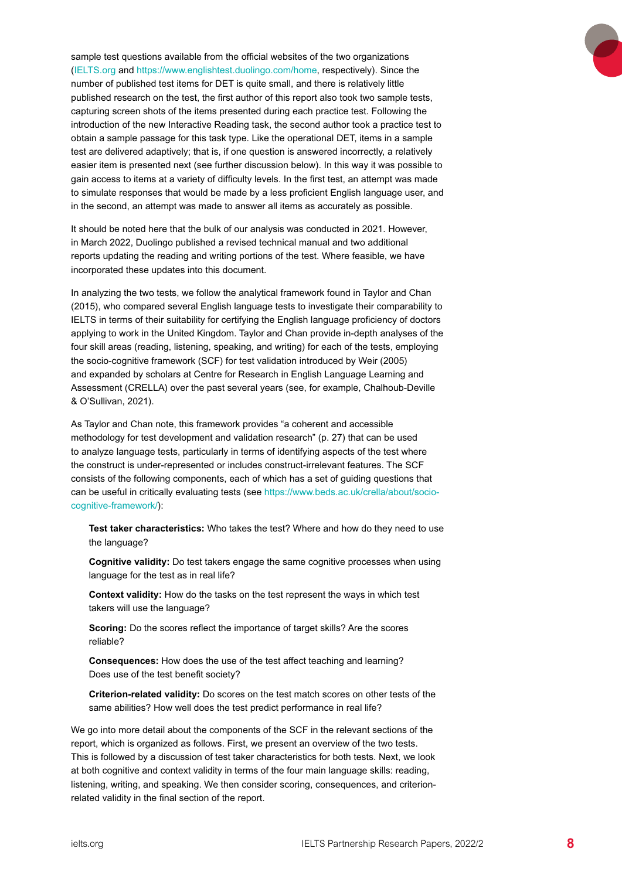sample test questions available from the official websites of the two organizations (IELTS.org and https://www.englishtest.duolingo.com/home, respectively). Since the number of published test items for DET is quite small, and there is relatively little published research on the test, the first author of this report also took two sample tests, capturing screen shots of the items presented during each practice test. Following the introduction of the new Interactive Reading task, the second author took a practice test to obtain a sample passage for this task type. Like the operational DET, items in a sample test are delivered adaptively; that is, if one question is answered incorrectly, a relatively easier item is presented next (see further discussion below). In this way it was possible to gain access to items at a variety of difficulty levels. In the first test, an attempt was made to simulate responses that would be made by a less proficient English language user, and in the second, an attempt was made to answer all items as accurately as possible.

It should be noted here that the bulk of our analysis was conducted in 2021. However, in March 2022, Duolingo published a revised technical manual and two additional reports updating the reading and writing portions of the test. Where feasible, we have incorporated these updates into this document.

In analyzing the two tests, we follow the analytical framework found in Taylor and Chan (2015), who compared several English language tests to investigate their comparability to IELTS in terms of their suitability for certifying the English language proficiency of doctors applying to work in the United Kingdom. Taylor and Chan provide in-depth analyses of the four skill areas (reading, listening, speaking, and writing) for each of the tests, employing the socio-cognitive framework (SCF) for test validation introduced by Weir (2005) and expanded by scholars at Centre for Research in English Language Learning and Assessment (CRELLA) over the past several years (see, for example, Chalhoub-Deville & O'Sullivan, 2021).

As Taylor and Chan note, this framework provides "a coherent and accessible methodology for test development and validation research" (p. 27) that can be used to analyze language tests, particularly in terms of identifying aspects of the test where the construct is under-represented or includes construct-irrelevant features. The SCF consists of the following components, each of which has a set of guiding questions that can be useful in critically evaluating tests (see https://www.beds.ac.uk/crella/about/socio-cognitive-framework/):

**Test taker characteristics:** Who takes the test? Where and how do they need to use the language?

**Cognitive validity:** Do test takers engage the same cognitive processes when using language for the test as in real life?

**Context validity:** How do the tasks on the test represent the ways in which test takers will use the language?

**Scoring:** Do the scores reflect the importance of target skills? Are the scores reliable?

**Consequences:** How does the use of the test affect teaching and learning? Does use of the test benefit society?

**Criterion-related validity:** Do scores on the test match scores on other tests of the same abilities? How well does the test predict performance in real life?

We go into more detail about the components of the SCF in the relevant sections of the report, which is organized as follows. First, we present an overview of the two tests. This is followed by a discussion of test taker characteristics for both tests. Next, we look at both cognitive and context validity in terms of the four main language skills: reading, listening, writing, and speaking. We then consider scoring, consequences, and criterion-related validity in the final section of the report.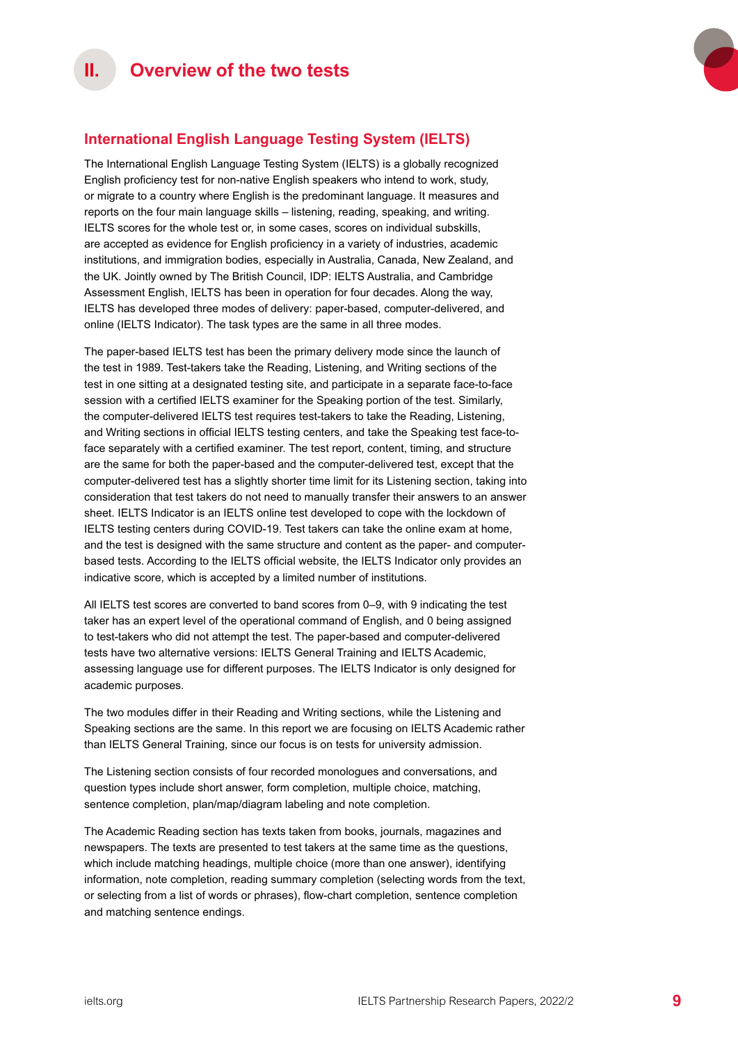# II. Overview of the two tests

## International English Language Testing System (IELTS)

The International English Language Testing System (IELTS) is a globally recognized English proficiency test for non-native English speakers who intend to work, study, or migrate to a country where English is the predominant language. It measures and reports on the four main language skills – listening, reading, speaking, and writing. IELTS scores for the whole test or, in some cases, scores on individual subskills, are accepted as evidence for English proficiency in a variety of industries, academic institutions, and immigration bodies, especially in Australia, Canada, New Zealand, and the UK. Jointly owned by The British Council, IDP: IELTS Australia, and Cambridge Assessment English, IELTS has been in operation for four decades. Along the way, IELTS has developed three modes of delivery: paper-based, computer-delivered, and online (IELTS Indicator). The task types are the same in all three modes.

The paper-based IELTS test has been the primary delivery mode since the launch of the test in 1989. Test-takers take the Reading, Listening, and Writing sections of the test in one sitting at a designated testing site, and participate in a separate face-to-face session with a certified IELTS examiner for the Speaking portion of the test. Similarly, the computer-delivered IELTS test requires test-takers to take the Reading, Listening, and Writing sections in official IELTS testing centers, and take the Speaking test face-to-face separately with a certified examiner. The test report, content, timing, and structure are the same for both the paper-based and the computer-delivered test, except that the computer-delivered test has a slightly shorter time limit for its Listening section, taking into consideration that test takers do not need to manually transfer their answers to an answer sheet. IELTS Indicator is an IELTS online test developed to cope with the lockdown of IELTS testing centers during COVID-19. Test takers can take the online exam at home, and the test is designed with the same structure and content as the paper- and computer-based tests. According to the IELTS official website, the IELTS Indicator only provides an indicative score, which is accepted by a limited number of institutions.

All IELTS test scores are converted to band scores from 0–9, with 9 indicating the test taker has an expert level of the operational command of English, and 0 being assigned to test-takers who did not attempt the test. The paper-based and computer-delivered tests have two alternative versions: IELTS General Training and IELTS Academic, assessing language use for different purposes. The IELTS Indicator is only designed for academic purposes.

The two modules differ in their Reading and Writing sections, while the Listening and Speaking sections are the same. In this report we are focusing on IELTS Academic rather than IELTS General Training, since our focus is on tests for university admission.

The Listening section consists of four recorded monologues and conversations, and question types include short answer, form completion, multiple choice, matching, sentence completion, plan/map/diagram labeling and note completion.

The Academic Reading section has texts taken from books, journals, magazines and newspapers. The texts are presented to test takers at the same time as the questions, which include matching headings, multiple choice (more than one answer), identifying information, note completion, reading summary completion (selecting words from the text, or selecting from a list of words or phrases), flow-chart completion, sentence completion and matching sentence endings.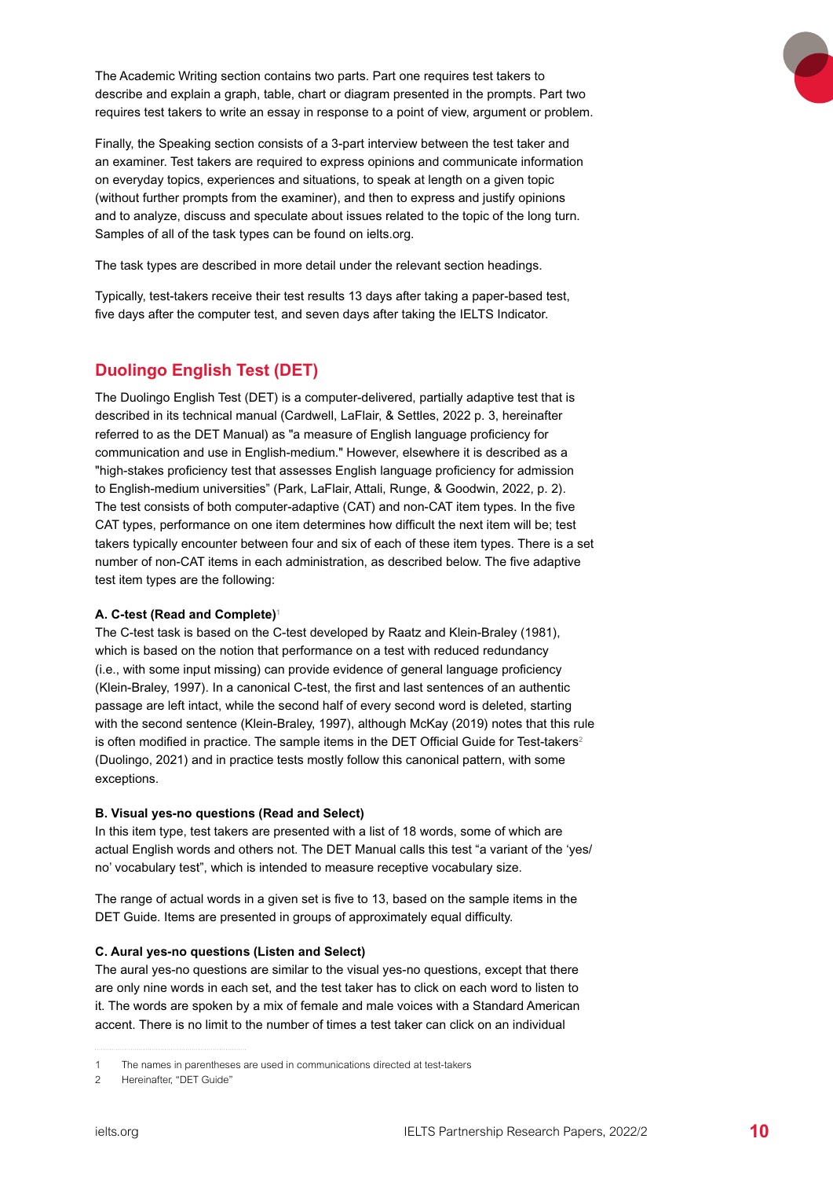The Academic Writing section contains two parts. Part one requires test takers to describe and explain a graph, table, chart or diagram presented in the prompts. Part two requires test takers to write an essay in response to a point of view, argument or problem.

Finally, the Speaking section consists of a 3-part interview between the test taker and an examiner. Test takers are required to express opinions and communicate information on everyday topics, experiences and situations, to speak at length on a given topic (without further prompts from the examiner), and then to express and justify opinions and to analyze, discuss and speculate about issues related to the topic of the long turn. Samples of all of the task types can be found on ielts.org.

The task types are described in more detail under the relevant section headings.

Typically, test-takers receive their test results 13 days after taking a paper-based test, five days after the computer test, and seven days after taking the IELTS Indicator.

## Duolingo English Test (DET)

The Duolingo English Test (DET) is a computer-delivered, partially adaptive test that is described in its technical manual (Cardwell, LaFlair, & Settles, 2022 p. 3, hereinafter referred to as the DET Manual) as "a measure of English language proficiency for communication and use in English-medium." However, elsewhere it is described as a "high-stakes proficiency test that assesses English language proficiency for admission to English-medium universities" (Park, LaFlair, Attali, Runge, & Goodwin, 2022, p. 2). The test consists of both computer-adaptive (CAT) and non-CAT item types. In the five CAT types, performance on one item determines how difficult the next item will be; test takers typically encounter between four and six of each of these item types. There is a set number of non-CAT items in each administration, as described below. The five adaptive test item types are the following:

**A. C-test (Read and Complete)**[1]

The C-test task is based on the C-test developed by Raatz and Klein-Braley (1981), which is based on the notion that performance on a test with reduced redundancy (i.e., with some input missing) can provide evidence of general language proficiency (Klein-Braley, 1997). In a canonical C-test, the first and last sentences of an authentic passage are left intact, while the second half of every second word is deleted, starting with the second sentence (Klein-Braley, 1997), although McKay (2019) notes that this rule is often modified in practice. The sample items in the DET Official Guide for Test-takers[2] (Duolingo, 2021) and in practice tests mostly follow this canonical pattern, with some exceptions.

**B. Visual yes-no questions (Read and Select)**

In this item type, test takers are presented with a list of 18 words, some of which are actual English words and others not. The DET Manual calls this test "a variant of the 'yes/no' vocabulary test", which is intended to measure receptive vocabulary size.

The range of actual words in a given set is five to 13, based on the sample items in the DET Guide. Items are presented in groups of approximately equal difficulty.

**C. Aural yes-no questions (Listen and Select)**

The aural yes-no questions are similar to the visual yes-no questions, except that there are only nine words in each set, and the test taker has to click on each word to listen to it. The words are spoken by a mix of female and male voices with a Standard American accent. There is no limit to the number of times a test taker can click on an individual

---

1 The names in parentheses are used in communications directed at test-takers

2 Hereinafter, "DET Guide"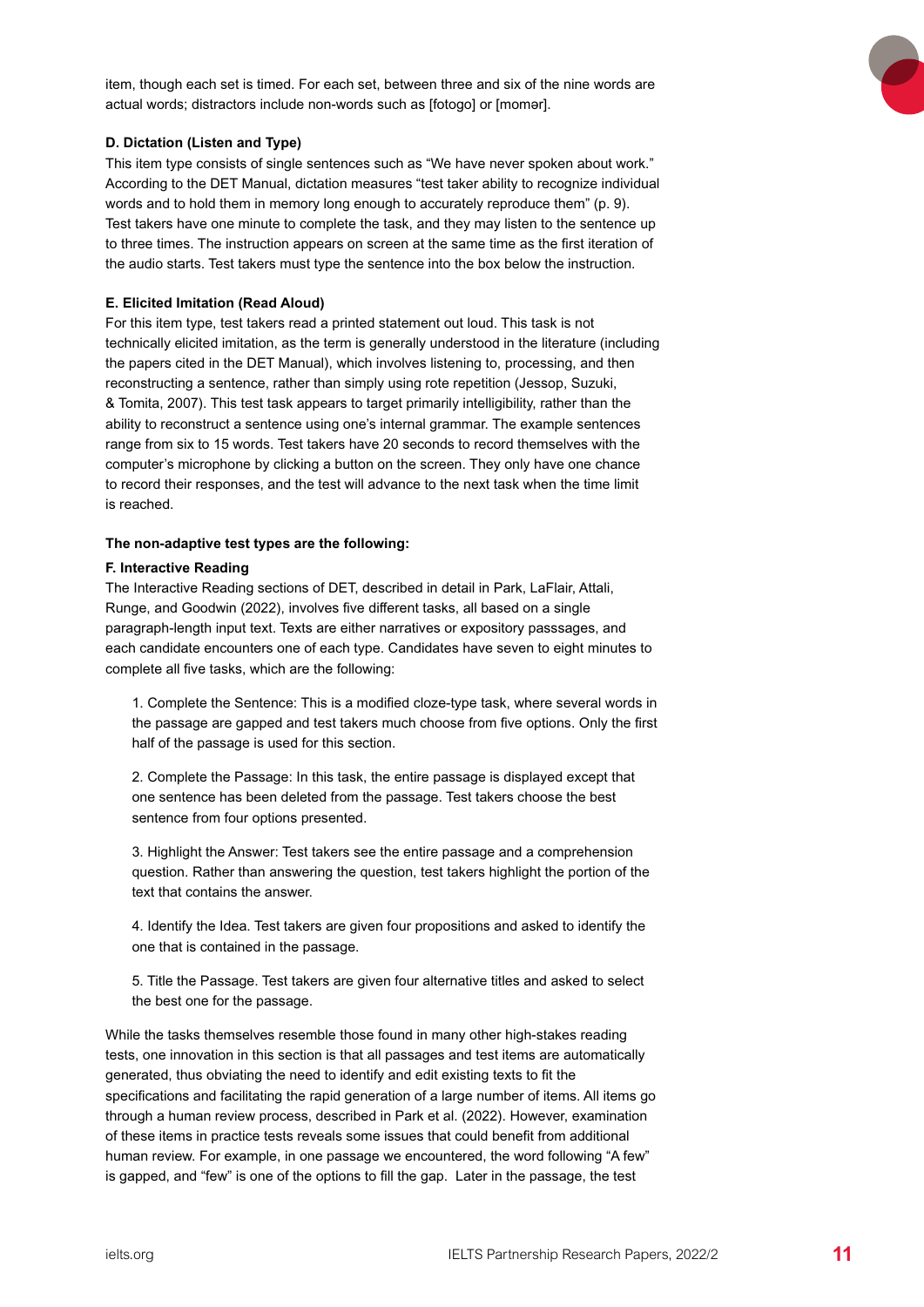item, though each set is timed. For each set, between three and six of the nine words are actual words; distractors include non-words such as [fotogo] or [momər].

**D. Dictation (Listen and Type)**

This item type consists of single sentences such as "We have never spoken about work." According to the DET Manual, dictation measures "test taker ability to recognize individual words and to hold them in memory long enough to accurately reproduce them" (p. 9). Test takers have one minute to complete the task, and they may listen to the sentence up to three times. The instruction appears on screen at the same time as the first iteration of the audio starts. Test takers must type the sentence into the box below the instruction.

**E. Elicited Imitation (Read Aloud)**

For this item type, test takers read a printed statement out loud. This task is not technically elicited imitation, as the term is generally understood in the literature (including the papers cited in the DET Manual), which involves listening to, processing, and then reconstructing a sentence, rather than simply using rote repetition (Jessop, Suzuki, & Tomita, 2007). This test task appears to target primarily intelligibility, rather than the ability to reconstruct a sentence using one's internal grammar. The example sentences range from six to 15 words. Test takers have 20 seconds to record themselves with the computer's microphone by clicking a button on the screen. They only have one chance to record their responses, and the test will advance to the next task when the time limit is reached.

**The non-adaptive test types are the following:**

**F. Interactive Reading**

The Interactive Reading sections of DET, described in detail in Park, LaFlair, Attali, Runge, and Goodwin (2022), involves five different tasks, all based on a single paragraph-length input text. Texts are either narratives or expository passsages, and each candidate encounters one of each type. Candidates have seven to eight minutes to complete all five tasks, which are the following:

1. Complete the Sentence: This is a modified cloze-type task, where several words in the passage are gapped and test takers much choose from five options. Only the first half of the passage is used for this section.

2. Complete the Passage: In this task, the entire passage is displayed except that one sentence has been deleted from the passage. Test takers choose the best sentence from four options presented.

3. Highlight the Answer: Test takers see the entire passage and a comprehension question. Rather than answering the question, test takers highlight the portion of the text that contains the answer.

4. Identify the Idea. Test takers are given four propositions and asked to identify the one that is contained in the passage.

5. Title the Passage. Test takers are given four alternative titles and asked to select the best one for the passage.

While the tasks themselves resemble those found in many other high-stakes reading tests, one innovation in this section is that all passages and test items are automatically generated, thus obviating the need to identify and edit existing texts to fit the specifications and facilitating the rapid generation of a large number of items. All items go through a human review process, described in Park et al. (2022). However, examination of these items in practice tests reveals some issues that could benefit from additional human review. For example, in one passage we encountered, the word following "A few" is gapped, and "few" is one of the options to fill the gap. Later in the passage, the test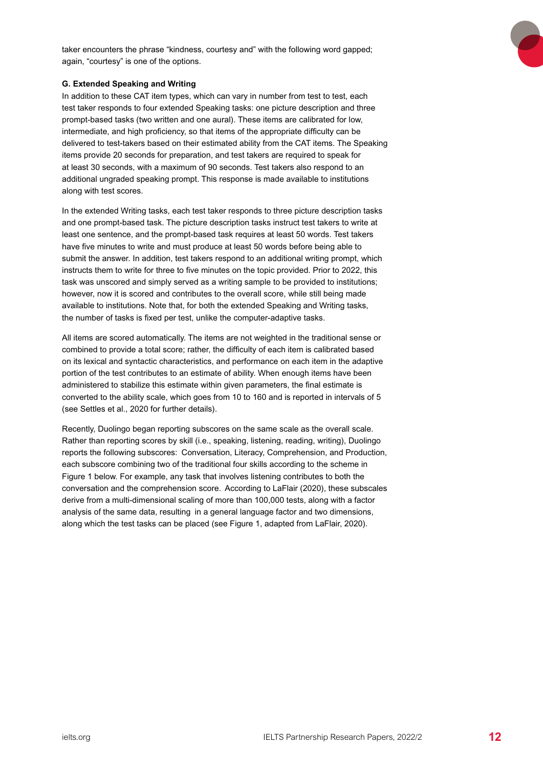taker encounters the phrase "kindness, courtesy and" with the following word gapped; again, "courtesy" is one of the options.

**G. Extended Speaking and Writing**

In addition to these CAT item types, which can vary in number from test to test, each test taker responds to four extended Speaking tasks: one picture description and three prompt-based tasks (two written and one aural). These items are calibrated for low, intermediate, and high proficiency, so that items of the appropriate difficulty can be delivered to test-takers based on their estimated ability from the CAT items. The Speaking items provide 20 seconds for preparation, and test takers are required to speak for at least 30 seconds, with a maximum of 90 seconds. Test takers also respond to an additional ungraded speaking prompt. This response is made available to institutions along with test scores.

In the extended Writing tasks, each test taker responds to three picture description tasks and one prompt-based task. The picture description tasks instruct test takers to write at least one sentence, and the prompt-based task requires at least 50 words. Test takers have five minutes to write and must produce at least 50 words before being able to submit the answer. In addition, test takers respond to an additional writing prompt, which instructs them to write for three to five minutes on the topic provided. Prior to 2022, this task was unscored and simply served as a writing sample to be provided to institutions; however, now it is scored and contributes to the overall score, while still being made available to institutions. Note that, for both the extended Speaking and Writing tasks, the number of tasks is fixed per test, unlike the computer-adaptive tasks.

All items are scored automatically. The items are not weighted in the traditional sense or combined to provide a total score; rather, the difficulty of each item is calibrated based on its lexical and syntactic characteristics, and performance on each item in the adaptive portion of the test contributes to an estimate of ability. When enough items have been administered to stabilize this estimate within given parameters, the final estimate is converted to the ability scale, which goes from 10 to 160 and is reported in intervals of 5 (see Settles et al., 2020 for further details).

Recently, Duolingo began reporting subscores on the same scale as the overall scale. Rather than reporting scores by skill (i.e., speaking, listening, reading, writing), Duolingo reports the following subscores: Conversation, Literacy, Comprehension, and Production, each subscore combining two of the traditional four skills according to the scheme in Figure 1 below. For example, any task that involves listening contributes to both the conversation and the comprehension score. According to LaFlair (2020), these subscales derive from a multi-dimensional scaling of more than 100,000 tests, along with a factor analysis of the same data, resulting in a general language factor and two dimensions, along which the test tasks can be placed (see Figure 1, adapted from LaFlair, 2020).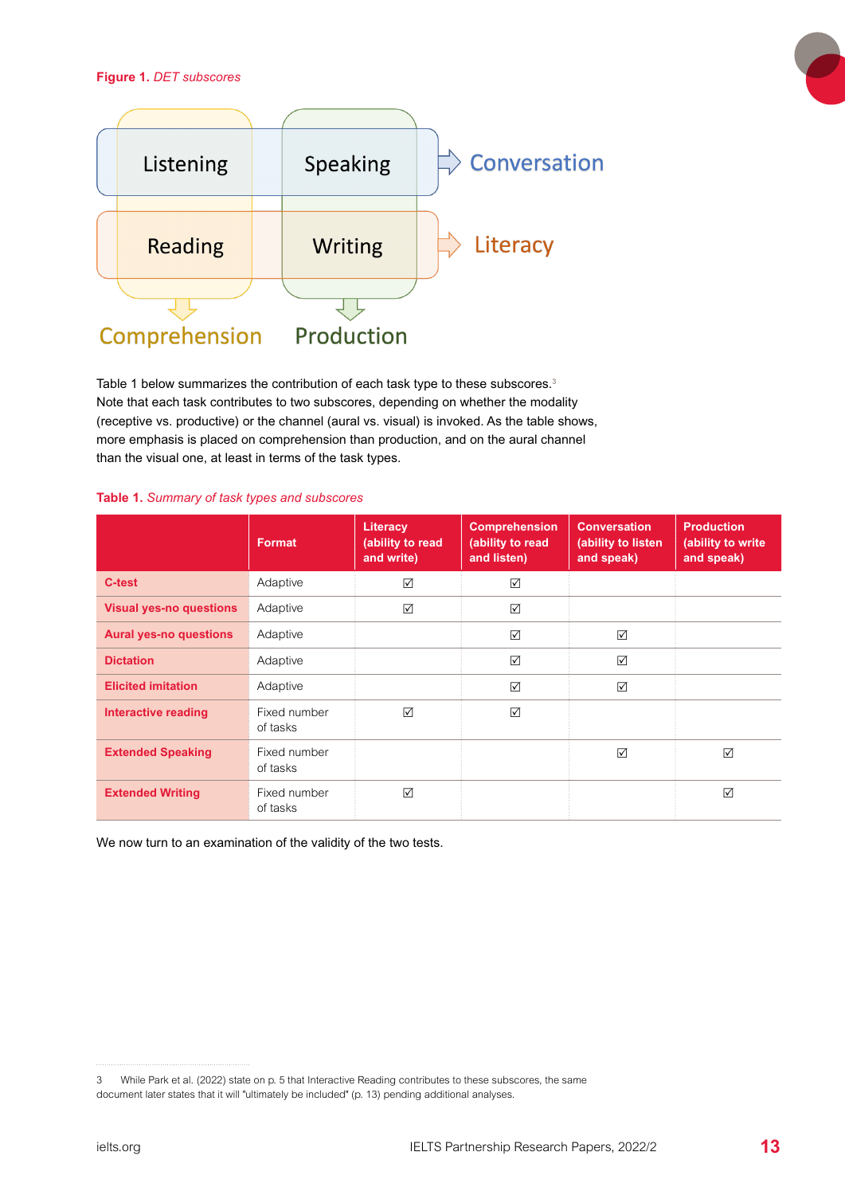**Figure 1.** *DET subscores*

Table 1 below summarizes the contribution of each task type to these subscores.[3] Note that each task contributes to two subscores, depending on whether the modality (receptive vs. productive) or the channel (aural vs. visual) is invoked. As the table shows, more emphasis is placed on comprehension than production, and on the aural channel than the visual one, at least in terms of the task types.

**Table 1.** *Summary of task types and subscores*

| | Format | Literacy (ability to read and write) | Comprehension (ability to read and listen) | Conversation (ability to listen and speak) | Production (ability to write and speak) |
|---|---|---|---|---|---|
| **C-test** | Adaptive | ☑ | ☑ | | |
| **Visual yes-no questions** | Adaptive | ☑ | ☑ | | |
| **Aural yes-no questions** | Adaptive | | ☑ | ☑ | |
| **Dictation** | Adaptive | | ☑ | ☑ | |
| **Elicited imitation** | Adaptive | | ☑ | ☑ | |
| **Interactive reading** | Fixed number of tasks | ☑ | ☑ | | |
| **Extended Speaking** | Fixed number of tasks | | | ☑ | ☑ |
| **Extended Writing** | Fixed number of tasks | ☑ | | | ☑ |

We now turn to an examination of the validity of the two tests.

3 While Park et al. (2022) state on p. 5 that Interactive Reading contributes to these subscores, the same document later states that it will "ultimately be included" (p. 13) pending additional analyses.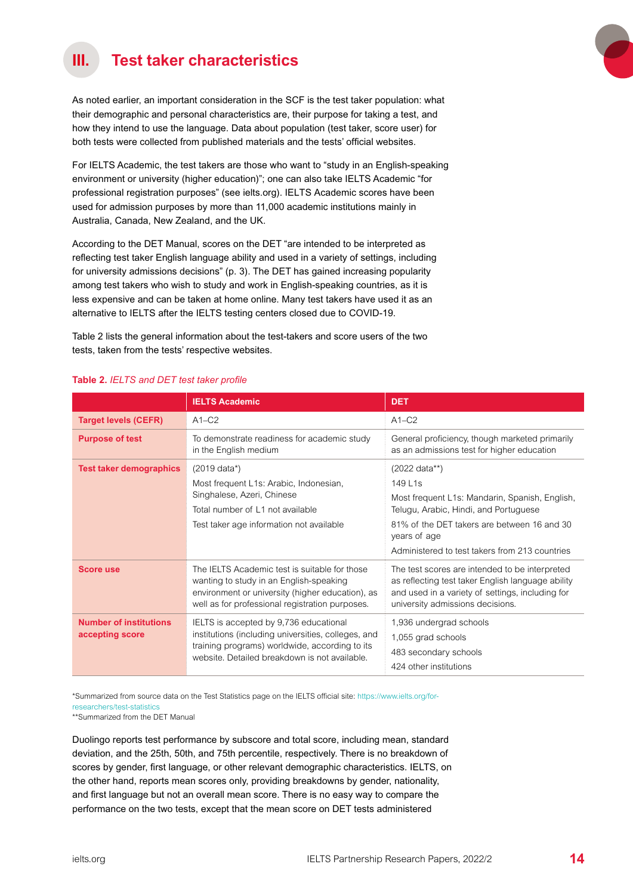## III. Test taker characteristics

As noted earlier, an important consideration in the SCF is the test taker population: what their demographic and personal characteristics are, their purpose for taking a test, and how they intend to use the language. Data about population (test taker, score user) for both tests were collected from published materials and the tests' official websites.

For IELTS Academic, the test takers are those who want to "study in an English-speaking environment or university (higher education)"; one can also take IELTS Academic "for professional registration purposes" (see ielts.org). IELTS Academic scores have been used for admission purposes by more than 11,000 academic institutions mainly in Australia, Canada, New Zealand, and the UK.

According to the DET Manual, scores on the DET "are intended to be interpreted as reflecting test taker English language ability and used in a variety of settings, including for university admissions decisions" (p. 3). The DET has gained increasing popularity among test takers who wish to study and work in English-speaking countries, as it is less expensive and can be taken at home online. Many test takers have used it as an alternative to IELTS after the IELTS testing centers closed due to COVID-19.

Table 2 lists the general information about the test-takers and score users of the two tests, taken from the tests' respective websites.

**Table 2.** *IELTS and DET test taker profile*

| | IELTS Academic | DET |
|---|---|---|
| **Target levels (CEFR)** | A1–C2 | A1–C2 |
| **Purpose of test** | To demonstrate readiness for academic study in the English medium | General proficiency, though marketed primarily as an admissions test for higher education |
| **Test taker demographics** | (2019 data*)<br>Most frequent L1s: Arabic, Indonesian, Singhalese, Azeri, Chinese<br>Total number of L1 not available<br>Test taker age information not available | (2022 data**)<br>149 L1s<br>Most frequent L1s: Mandarin, Spanish, English, Telugu, Arabic, Hindi, and Portuguese<br>81% of the DET takers are between 16 and 30 years of age<br>Administered to test takers from 213 countries |
| **Score use** | The IELTS Academic test is suitable for those wanting to study in an English-speaking environment or university (higher education), as well as for professional registration purposes. | The test scores are intended to be interpreted as reflecting test taker English language ability and used in a variety of settings, including for university admissions decisions. |
| **Number of institutions accepting score** | IELTS is accepted by 9,736 educational institutions (including universities, colleges, and training programs) worldwide, according to its website. Detailed breakdown is not available. | 1,936 undergrad schools<br>1,055 grad schools<br>483 secondary schools<br>424 other institutions |

*Summarized from source data on the Test Statistics page on the IELTS official site: https://www.ielts.org/for-researchers/test-statistics
**Summarized from the DET Manual

Duolingo reports test performance by subscore and total score, including mean, standard deviation, and the 25th, 50th, and 75th percentile, respectively. There is no breakdown of scores by gender, first language, or other relevant demographic characteristics. IELTS, on the other hand, reports mean scores only, providing breakdowns by gender, nationality, and first language but not an overall mean score. There is no easy way to compare the performance on the two tests, except that the mean score on DET tests administered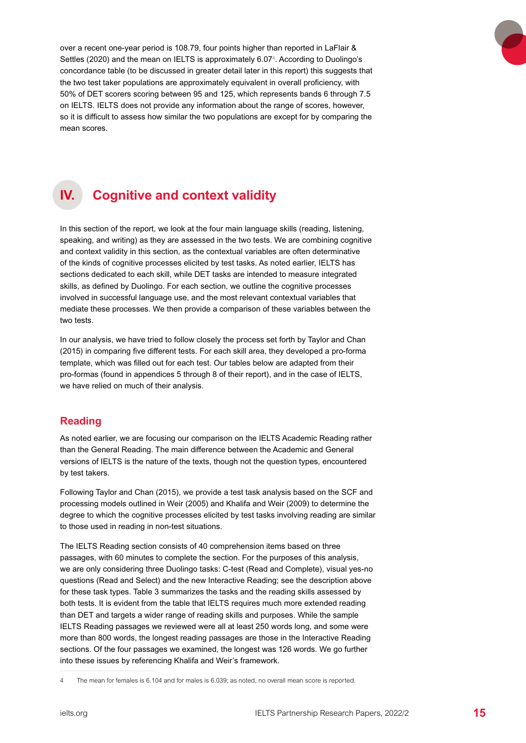over a recent one-year period is 108.79, four points higher than reported in LaFlair & Settles (2020) and the mean on IELTS is approximately 6.07[4]. According to Duolingo's concordance table (to be discussed in greater detail later in this report) this suggests that the two test taker populations are approximately equivalent in overall proficiency, with 50% of DET scorers scoring between 95 and 125, which represents bands 6 through 7.5 on IELTS. IELTS does not provide any information about the range of scores, however, so it is difficult to assess how similar the two populations are except for by comparing the mean scores.

## IV. Cognitive and context validity

In this section of the report, we look at the four main language skills (reading, listening, speaking, and writing) as they are assessed in the two tests. We are combining cognitive and context validity in this section, as the contextual variables are often determinative of the kinds of cognitive processes elicited by test tasks. As noted earlier, IELTS has sections dedicated to each skill, while DET tasks are intended to measure integrated skills, as defined by Duolingo. For each section, we outline the cognitive processes involved in successful language use, and the most relevant contextual variables that mediate these processes. We then provide a comparison of these variables between the two tests.

In our analysis, we have tried to follow closely the process set forth by Taylor and Chan (2015) in comparing five different tests. For each skill area, they developed a pro-forma template, which was filled out for each test. Our tables below are adapted from their pro-formas (found in appendices 5 through 8 of their report), and in the case of IELTS, we have relied on much of their analysis.

### Reading

As noted earlier, we are focusing our comparison on the IELTS Academic Reading rather than the General Reading. The main difference between the Academic and General versions of IELTS is the nature of the texts, though not the question types, encountered by test takers.

Following Taylor and Chan (2015), we provide a test task analysis based on the SCF and processing models outlined in Weir (2005) and Khalifa and Weir (2009) to determine the degree to which the cognitive processes elicited by test tasks involving reading are similar to those used in reading in non-test situations.

The IELTS Reading section consists of 40 comprehension items based on three passages, with 60 minutes to complete the section. For the purposes of this analysis, we are only considering three Duolingo tasks: C-test (Read and Complete), visual yes-no questions (Read and Select) and the new Interactive Reading; see the description above for these task types. Table 3 summarizes the tasks and the reading skills assessed by both tests. It is evident from the table that IELTS requires much more extended reading than DET and targets a wider range of reading skills and purposes. While the sample IELTS Reading passages we reviewed were all at least 250 words long, and some were more than 800 words, the longest reading passages are those in the Interactive Reading sections. Of the four passages we examined, the longest was 126 words. We go further into these issues by referencing Khalifa and Weir's framework.

---

4 The mean for females is 6.104 and for males is 6.039; as noted, no overall mean score is reported.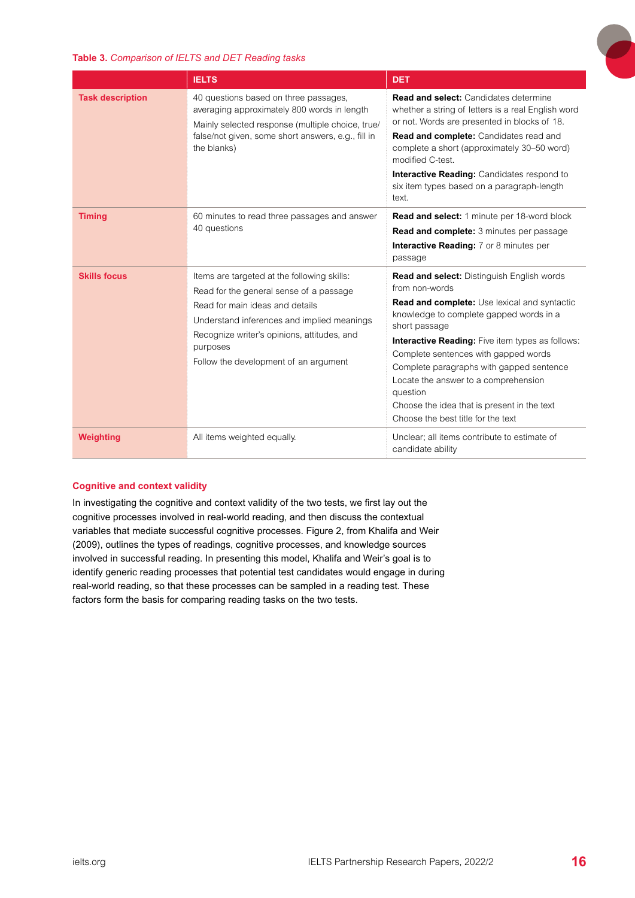**Table 3.** *Comparison of IELTS and DET Reading tasks*

| | IELTS | DET |
|---|---|---|
| **Task description** | 40 questions based on three passages, averaging approximately 800 words in length<br>Mainly selected response (multiple choice, true/false/not given, some short answers, e.g., fill in the blanks) | **Read and select:** Candidates determine whether a string of letters is a real English word or not. Words are presented in blocks of 18.<br>**Read and complete:** Candidates read and complete a short (approximately 30–50 word) modified C-test.<br>**Interactive Reading:** Candidates respond to six item types based on a paragraph-length text. |
| **Timing** | 60 minutes to read three passages and answer 40 questions | **Read and select:** 1 minute per 18-word block<br>**Read and complete:** 3 minutes per passage<br>**Interactive Reading:** 7 or 8 minutes per passage |
| **Skills focus** | Items are targeted at the following skills:<br>Read for the general sense of a passage<br>Read for main ideas and details<br>Understand inferences and implied meanings<br>Recognize writer's opinions, attitudes, and purposes<br>Follow the development of an argument | **Read and select:** Distinguish English words from non-words<br>**Read and complete:** Use lexical and syntactic knowledge to complete gapped words in a short passage<br>**Interactive Reading:** Five item types as follows:<br>Complete sentences with gapped words<br>Complete paragraphs with gapped sentence<br>Locate the answer to a comprehension question<br>Choose the idea that is present in the text<br>Choose the best title for the text |
| **Weighting** | All items weighted equally. | Unclear; all items contribute to estimate of candidate ability |

### Cognitive and context validity

In investigating the cognitive and context validity of the two tests, we first lay out the cognitive processes involved in real-world reading, and then discuss the contextual variables that mediate successful cognitive processes. Figure 2, from Khalifa and Weir (2009), outlines the types of readings, cognitive processes, and knowledge sources involved in successful reading. In presenting this model, Khalifa and Weir's goal is to identify generic reading processes that potential test candidates would engage in during real-world reading, so that these processes can be sampled in a reading test. These factors form the basis for comparing reading tasks on the two tests.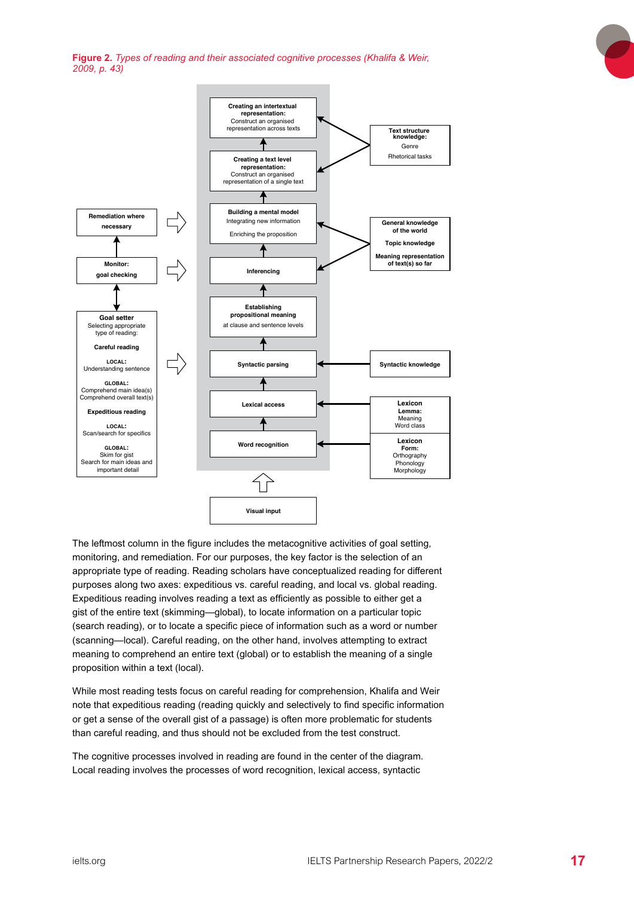**Figure 2.** *Types of reading and their associated cognitive processes (Khalifa & Weir, 2009, p. 43)*

**Metacognitive activities (left column):**

- **Remediation where necessary**
- **Monitor: goal checking**
- **Goal setter**
  Selecting appropriate type of reading:
  - **Careful reading**
    - **LOCAL:** Understanding sentence
    - **GLOBAL:** Comprehend main idea(s); Comprehend overall text(s)
  - **Expeditious reading**
    - **LOCAL:** Scan/search for specifics
    - **GLOBAL:** Skim for gist; Search for main ideas and important detail

**Cognitive processes (centre, from bottom to top):**

- **Visual input**
- **Word recognition**
- **Lexical access**
- **Syntactic parsing**
- **Establishing propositional meaning** at clause and sentence levels
- **Inferencing**
- **Building a mental model**: Integrating new information; Enriching the proposition
- **Creating a text level representation:** Construct an organised representation of a single text
- **Creating an intertextual representation:** Construct an organised representation across texts

**Knowledge base (right column):**

- **Text structure knowledge:** Genre; Rhetorical tasks
- **General knowledge of the world**; **Topic knowledge**; **Meaning representation of text(s) so far**
- **Syntactic knowledge**
- **Lexicon Lemma:** Meaning; Word class
- **Lexicon Form:** Orthography; Phonology; Morphology

The leftmost column in the figure includes the metacognitive activities of goal setting, monitoring, and remediation. For our purposes, the key factor is the selection of an appropriate type of reading. Reading scholars have conceptualized reading for different purposes along two axes: expeditious vs. careful reading, and local vs. global reading. Expeditious reading involves reading a text as efficiently as possible to either get a gist of the entire text (skimming—global), to locate information on a particular topic (search reading), or to locate a specific piece of information such as a word or number (scanning—local). Careful reading, on the other hand, involves attempting to extract meaning to comprehend an entire text (global) or to establish the meaning of a single proposition within a text (local).

While most reading tests focus on careful reading for comprehension, Khalifa and Weir note that expeditious reading (reading quickly and selectively to find specific information or get a sense of the overall gist of a passage) is often more problematic for students than careful reading, and thus should not be excluded from the test construct.

The cognitive processes involved in reading are found in the center of the diagram. Local reading involves the processes of word recognition, lexical access, syntactic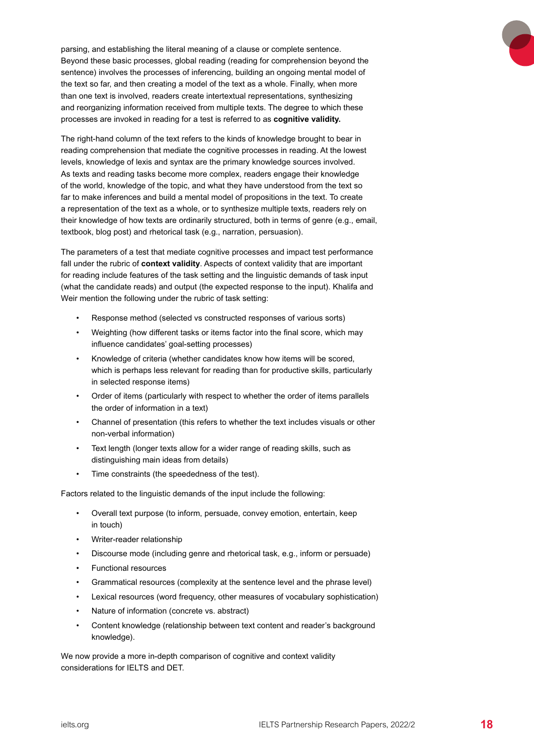parsing, and establishing the literal meaning of a clause or complete sentence. Beyond these basic processes, global reading (reading for comprehension beyond the sentence) involves the processes of inferencing, building an ongoing mental model of the text so far, and then creating a model of the text as a whole. Finally, when more than one text is involved, readers create intertextual representations, synthesizing and reorganizing information received from multiple texts. The degree to which these processes are invoked in reading for a test is referred to as **cognitive validity.**

The right-hand column of the text refers to the kinds of knowledge brought to bear in reading comprehension that mediate the cognitive processes in reading. At the lowest levels, knowledge of lexis and syntax are the primary knowledge sources involved. As texts and reading tasks become more complex, readers engage their knowledge of the world, knowledge of the topic, and what they have understood from the text so far to make inferences and build a mental model of propositions in the text. To create a representation of the text as a whole, or to synthesize multiple texts, readers rely on their knowledge of how texts are ordinarily structured, both in terms of genre (e.g., email, textbook, blog post) and rhetorical task (e.g., narration, persuasion).

The parameters of a test that mediate cognitive processes and impact test performance fall under the rubric of **context validity**. Aspects of context validity that are important for reading include features of the task setting and the linguistic demands of task input (what the candidate reads) and output (the expected response to the input). Khalifa and Weir mention the following under the rubric of task setting:

- Response method (selected vs constructed responses of various sorts)
- Weighting (how different tasks or items factor into the final score, which may influence candidates' goal-setting processes)
- Knowledge of criteria (whether candidates know how items will be scored, which is perhaps less relevant for reading than for productive skills, particularly in selected response items)
- Order of items (particularly with respect to whether the order of items parallels the order of information in a text)
- Channel of presentation (this refers to whether the text includes visuals or other non-verbal information)
- Text length (longer texts allow for a wider range of reading skills, such as distinguishing main ideas from details)
- Time constraints (the speededness of the test).

Factors related to the linguistic demands of the input include the following:

- Overall text purpose (to inform, persuade, convey emotion, entertain, keep in touch)
- Writer-reader relationship
- Discourse mode (including genre and rhetorical task, e.g., inform or persuade)
- Functional resources
- Grammatical resources (complexity at the sentence level and the phrase level)
- Lexical resources (word frequency, other measures of vocabulary sophistication)
- Nature of information (concrete vs. abstract)
- Content knowledge (relationship between text content and reader's background knowledge).

We now provide a more in-depth comparison of cognitive and context validity considerations for IELTS and DET.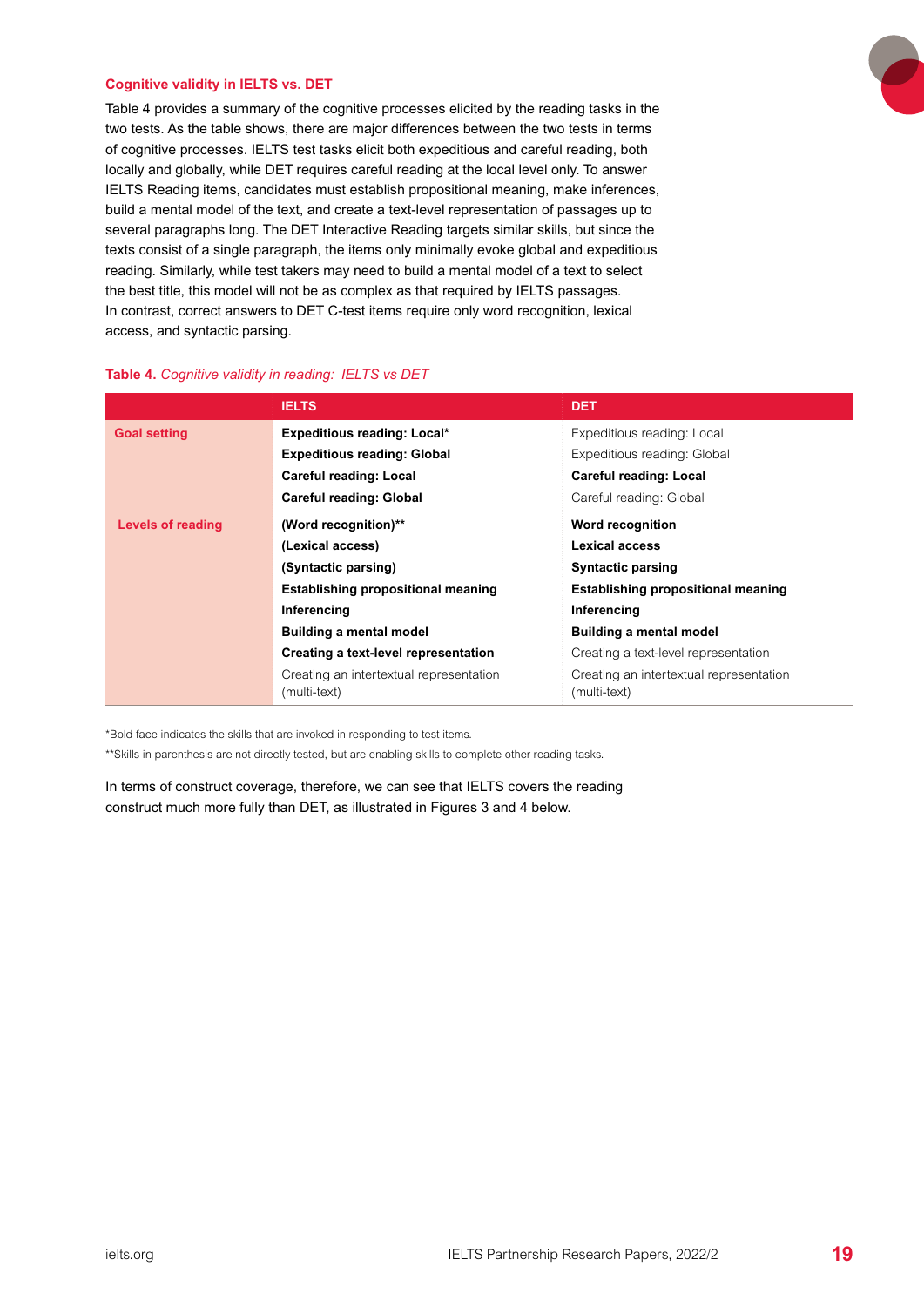### Cognitive validity in IELTS vs. DET

Table 4 provides a summary of the cognitive processes elicited by the reading tasks in the two tests. As the table shows, there are major differences between the two tests in terms of cognitive processes. IELTS test tasks elicit both expeditious and careful reading, both locally and globally, while DET requires careful reading at the local level only. To answer IELTS Reading items, candidates must establish propositional meaning, make inferences, build a mental model of the text, and create a text-level representation of passages up to several paragraphs long. The DET Interactive Reading targets similar skills, but since the texts consist of a single paragraph, the items only minimally evoke global and expeditious reading. Similarly, while test takers may need to build a mental model of a text to select the best title, this model will not be as complex as that required by IELTS passages. In contrast, correct answers to DET C-test items require only word recognition, lexical access, and syntactic parsing.

**Table 4.** *Cognitive validity in reading: IELTS vs DET*

| | IELTS | DET |
|---|---|---|
| **Goal setting** | **Expeditious reading: Local*** | Expeditious reading: Local |
| | **Expeditious reading: Global** | Expeditious reading: Global |
| | **Careful reading: Local** | **Careful reading: Local** |
| | **Careful reading: Global** | Careful reading: Global |
| **Levels of reading** | **(Word recognition)**** | **Word recognition** |
| | **(Lexical access)** | **Lexical access** |
| | **(Syntactic parsing)** | **Syntactic parsing** |
| | **Establishing propositional meaning** | **Establishing propositional meaning** |
| | **Inferencing** | **Inferencing** |
| | **Building a mental model** | **Building a mental model** |
| | **Creating a text-level representation** | Creating a text-level representation |
| | Creating an intertextual representation (multi-text) | Creating an intertextual representation (multi-text) |

*Bold face indicates the skills that are invoked in responding to test items.

**Skills in parenthesis are not directly tested, but are enabling skills to complete other reading tasks.

In terms of construct coverage, therefore, we can see that IELTS covers the reading construct much more fully than DET, as illustrated in Figures 3 and 4 below.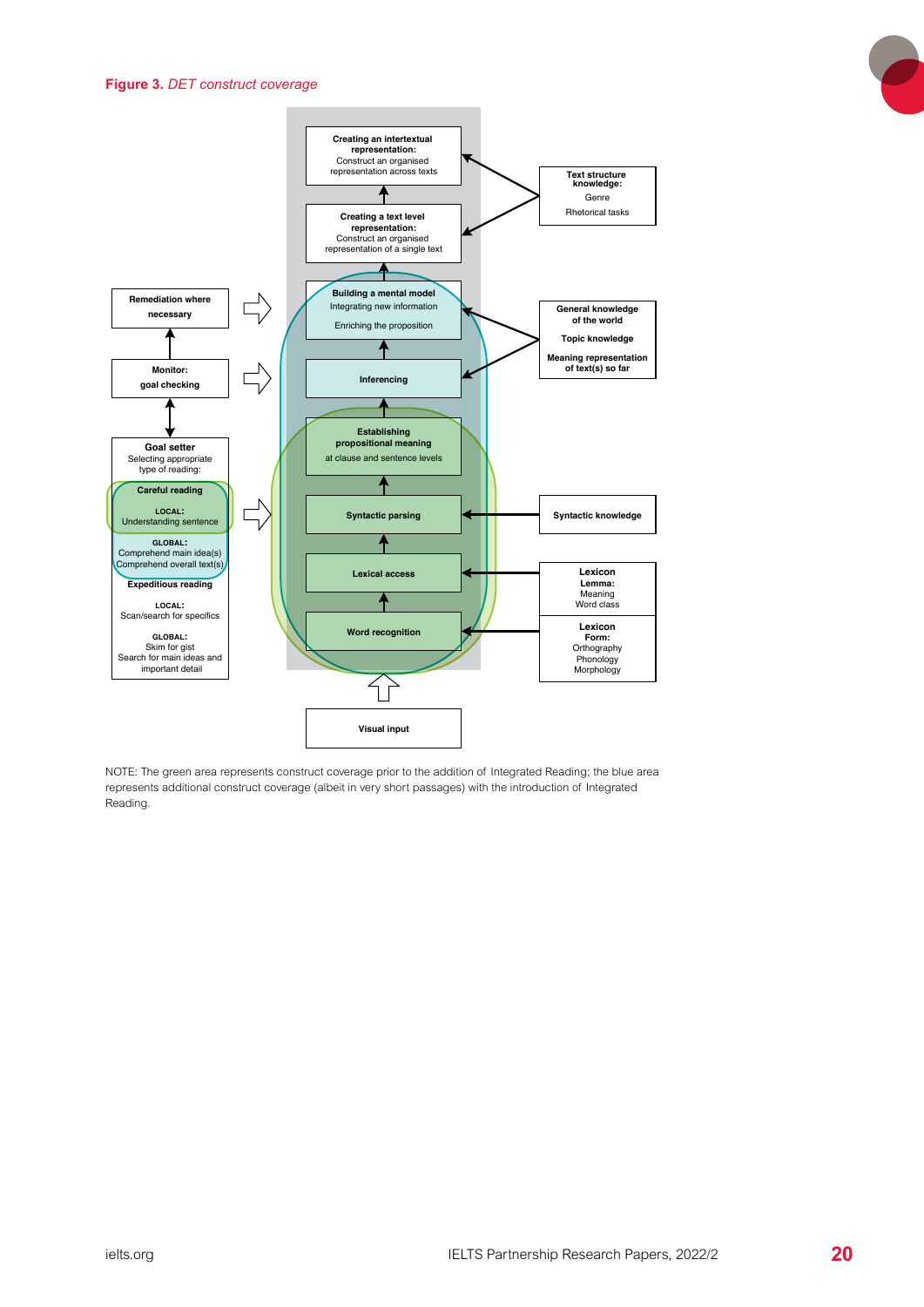**Figure 3.** *DET construct coverage*

Creating an intertextual representation: Construct an organised representation across texts

Creating a text level representation: Construct an organised representation of a single text

Building a mental model: Integrating new information; Enriching the proposition

Inferencing

Establishing propositional meaning at clause and sentence levels

Syntactic parsing

Lexical access

Word recognition

Visual input

Text structure knowledge: Genre; Rhetorical tasks

General knowledge of the world; Topic knowledge; Meaning representation of text(s) so far

Syntactic knowledge

Lexicon Lemma: Meaning; Word class

Lexicon Form: Orthography; Phonology; Morphology

Remediation where necessary

Monitor: goal checking

Goal setter: Selecting appropriate type of reading:

Careful reading
- LOCAL: Understanding sentence
- GLOBAL: Comprehend main idea(s); Comprehend overall text(s)

Expeditious reading
- LOCAL: Scan/search for specifics
- GLOBAL: Skim for gist; Search for main ideas and important detail

NOTE: The green area represents construct coverage prior to the addition of Integrated Reading; the blue area represents additional construct coverage (albeit in very short passages) with the introduction of Integrated Reading.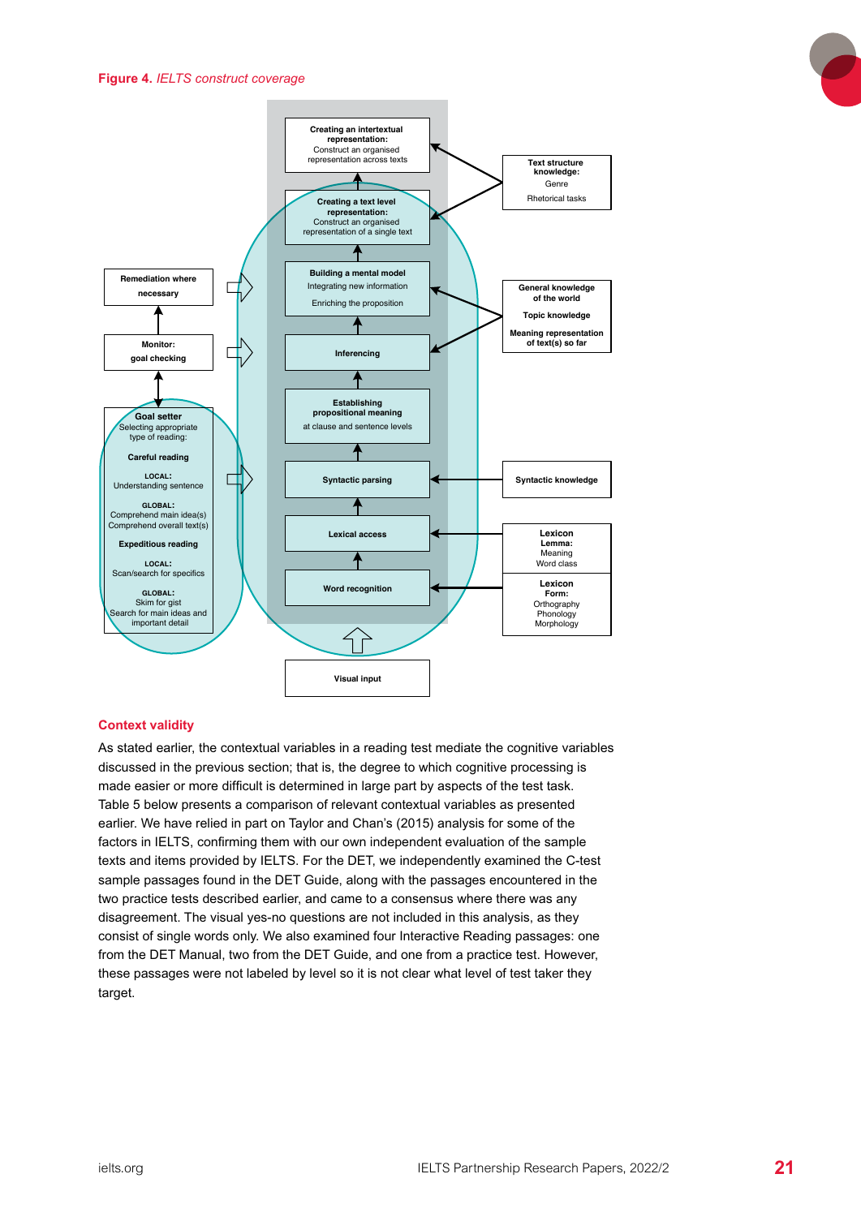**Figure 4.** *IELTS construct coverage*

Creating an intertextual representation: Construct an organised representation across texts

Creating a text level representation: Construct an organised representation of a single text

Building a mental model: Integrating new information; Enriching the proposition

Inferencing

Establishing propositional meaning at clause and sentence levels

Syntactic parsing

Lexical access

Word recognition

Visual input

Text structure knowledge: Genre; Rhetorical tasks

General knowledge of the world; Topic knowledge; Meaning representation of text(s) so far

Syntactic knowledge

Lexicon Lemma: Meaning; Word class

Lexicon Form: Orthography; Phonology; Morphology

Remediation where necessary

Monitor: goal checking

Goal setter: Selecting appropriate type of reading:

Careful reading
- LOCAL: Understanding sentence
- GLOBAL: Comprehend main idea(s); Comprehend overall text(s)

Expeditious reading
- LOCAL: Scan/search for specifics
- GLOBAL: Skim for gist; Search for main ideas and important detail

## Context validity

As stated earlier, the contextual variables in a reading test mediate the cognitive variables discussed in the previous section; that is, the degree to which cognitive processing is made easier or more difficult is determined in large part by aspects of the test task. Table 5 below presents a comparison of relevant contextual variables as presented earlier. We have relied in part on Taylor and Chan's (2015) analysis for some of the factors in IELTS, confirming them with our own independent evaluation of the sample texts and items provided by IELTS. For the DET, we independently examined the C-test sample passages found in the DET Guide, along with the passages encountered in the two practice tests described earlier, and came to a consensus where there was any disagreement. The visual yes-no questions are not included in this analysis, as they consist of single words only. We also examined four Interactive Reading passages: one from the DET Manual, two from the DET Guide, and one from a practice test. However, these passages were not labeled by level so it is not clear what level of test taker they target.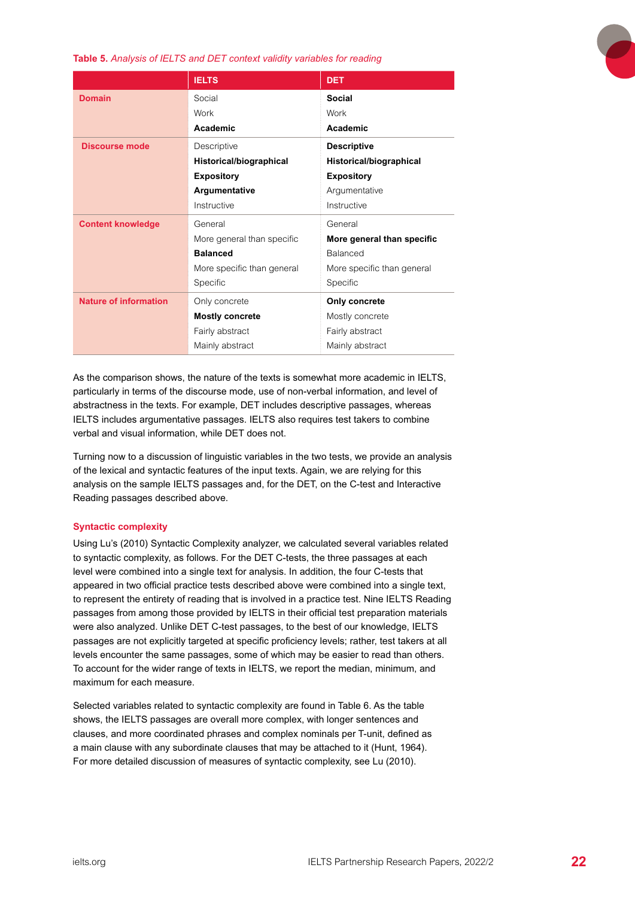**Table 5.** *Analysis of IELTS and DET context validity variables for reading*

| | IELTS | DET |
|---|---|---|
| **Domain** | Social<br>Work<br>**Academic** | **Social**<br>Work<br>**Academic** |
| **Discourse mode** | Descriptive<br>**Historical/biographical**<br>**Expository**<br>**Argumentative**<br>Instructive | **Descriptive**<br>**Historical/biographical**<br>**Expository**<br>Argumentative<br>Instructive |
| **Content knowledge** | General<br>More general than specific<br>**Balanced**<br>More specific than general<br>Specific | General<br>**More general than specific**<br>Balanced<br>More specific than general<br>Specific |
| **Nature of information** | Only concrete<br>**Mostly concrete**<br>Fairly abstract<br>Mainly abstract | **Only concrete**<br>Mostly concrete<br>Fairly abstract<br>Mainly abstract |

As the comparison shows, the nature of the texts is somewhat more academic in IELTS, particularly in terms of the discourse mode, use of non-verbal information, and level of abstractness in the texts. For example, DET includes descriptive passages, whereas IELTS includes argumentative passages. IELTS also requires test takers to combine verbal and visual information, while DET does not.

Turning now to a discussion of linguistic variables in the two tests, we provide an analysis of the lexical and syntactic features of the input texts. Again, we are relying for this analysis on the sample IELTS passages and, for the DET, on the C-test and Interactive Reading passages described above.

### Syntactic complexity

Using Lu's (2010) Syntactic Complexity analyzer, we calculated several variables related to syntactic complexity, as follows. For the DET C-tests, the three passages at each level were combined into a single text for analysis. In addition, the four C-tests that appeared in two official practice tests described above were combined into a single text, to represent the entirety of reading that is involved in a practice test. Nine IELTS Reading passages from among those provided by IELTS in their official test preparation materials were also analyzed. Unlike DET C-test passages, to the best of our knowledge, IELTS passages are not explicitly targeted at specific proficiency levels; rather, test takers at all levels encounter the same passages, some of which may be easier to read than others. To account for the wider range of texts in IELTS, we report the median, minimum, and maximum for each measure.

Selected variables related to syntactic complexity are found in Table 6. As the table shows, the IELTS passages are overall more complex, with longer sentences and clauses, and more coordinated phrases and complex nominals per T-unit, defined as a main clause with any subordinate clauses that may be attached to it (Hunt, 1964). For more detailed discussion of measures of syntactic complexity, see Lu (2010).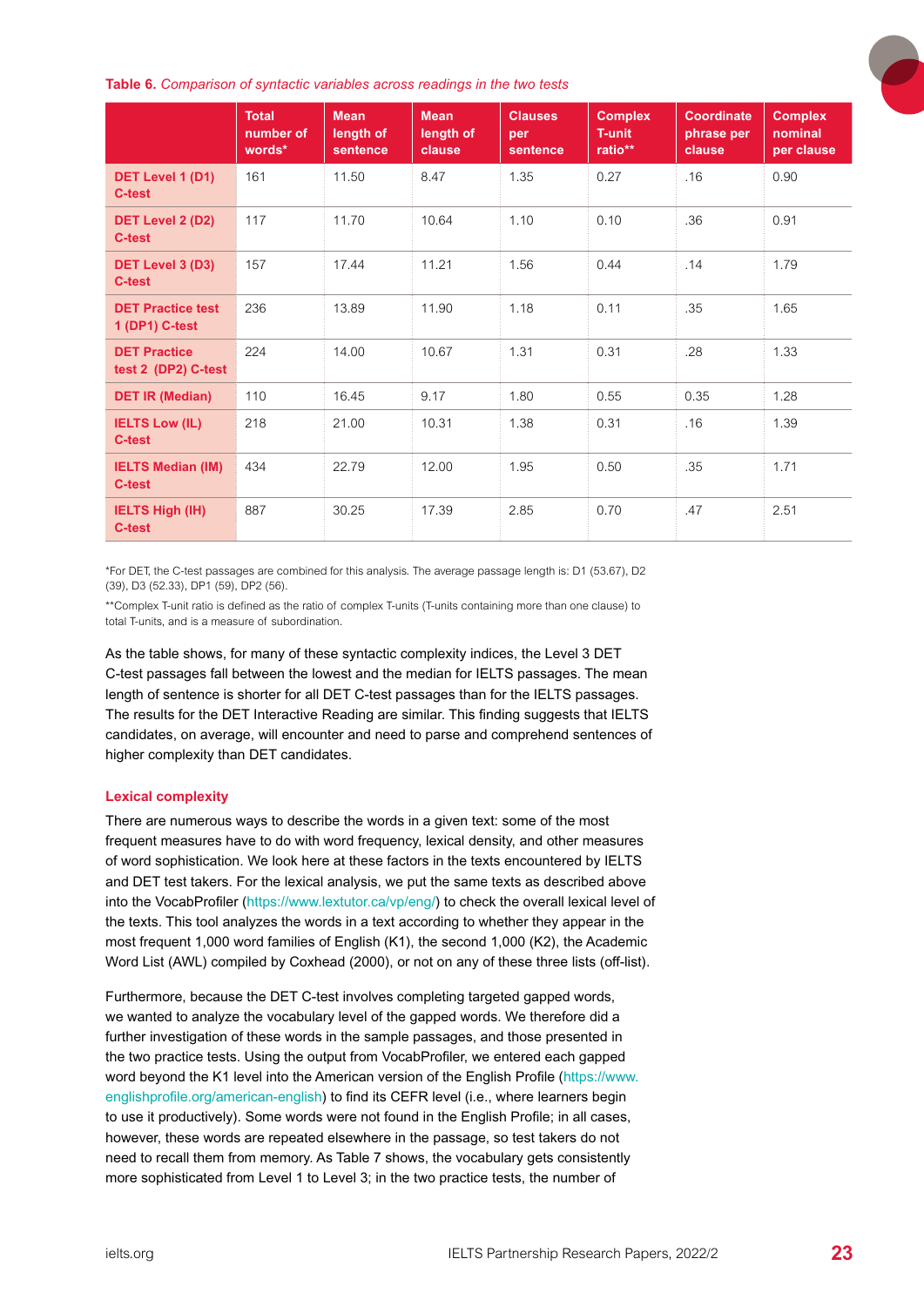**Table 6.** *Comparison of syntactic variables across readings in the two tests*

| | Total number of words* | Mean length of sentence | Mean length of clause | Clauses per sentence | Complex T-unit ratio** | Coordinate phrase per clause | Complex nominal per clause |
|---|---|---|---|---|---|---|---|
| DET Level 1 (D1) C-test | 161 | 11.50 | 8.47 | 1.35 | 0.27 | .16 | 0.90 |
| DET Level 2 (D2) C-test | 117 | 11.70 | 10.64 | 1.10 | 0.10 | .36 | 0.91 |
| DET Level 3 (D3) C-test | 157 | 17.44 | 11.21 | 1.56 | 0.44 | .14 | 1.79 |
| DET Practice test 1 (DP1) C-test | 236 | 13.89 | 11.90 | 1.18 | 0.11 | .35 | 1.65 |
| DET Practice test 2 (DP2) C-test | 224 | 14.00 | 10.67 | 1.31 | 0.31 | .28 | 1.33 |
| DET IR (Median) | 110 | 16.45 | 9.17 | 1.80 | 0.55 | 0.35 | 1.28 |
| IELTS Low (IL) C-test | 218 | 21.00 | 10.31 | 1.38 | 0.31 | .16 | 1.39 |
| IELTS Median (IM) C-test | 434 | 22.79 | 12.00 | 1.95 | 0.50 | .35 | 1.71 |
| IELTS High (IH) C-test | 887 | 30.25 | 17.39 | 2.85 | 0.70 | .47 | 2.51 |

*For DET, the C-test passages are combined for this analysis. The average passage length is: D1 (53.67), D2 (39), D3 (52.33), DP1 (59), DP2 (56).

**Complex T-unit ratio is defined as the ratio of complex T-units (T-units containing more than one clause) to total T-units, and is a measure of subordination.

As the table shows, for many of these syntactic complexity indices, the Level 3 DET C-test passages fall between the lowest and the median for IELTS passages. The mean length of sentence is shorter for all DET C-test passages than for the IELTS passages. The results for the DET Interactive Reading are similar. This finding suggests that IELTS candidates, on average, will encounter and need to parse and comprehend sentences of higher complexity than DET candidates.

### Lexical complexity

There are numerous ways to describe the words in a given text: some of the most frequent measures have to do with word frequency, lexical density, and other measures of word sophistication. We look here at these factors in the texts encountered by IELTS and DET test takers. For the lexical analysis, we put the same texts as described above into the VocabProfiler (https://www.lextutor.ca/vp/eng/) to check the overall lexical level of the texts. This tool analyzes the words in a text according to whether they appear in the most frequent 1,000 word families of English (K1), the second 1,000 (K2), the Academic Word List (AWL) compiled by Coxhead (2000), or not on any of these three lists (off-list).

Furthermore, because the DET C-test involves completing targeted gapped words, we wanted to analyze the vocabulary level of the gapped words. We therefore did a further investigation of these words in the sample passages, and those presented in the two practice tests. Using the output from VocabProfiler, we entered each gapped word beyond the K1 level into the American version of the English Profile (https://www.englishprofile.org/american-english) to find its CEFR level (i.e., where learners begin to use it productively). Some words were not found in the English Profile; in all cases, however, these words are repeated elsewhere in the passage, so test takers do not need to recall them from memory. As Table 7 shows, the vocabulary gets consistently more sophisticated from Level 1 to Level 3; in the two practice tests, the number of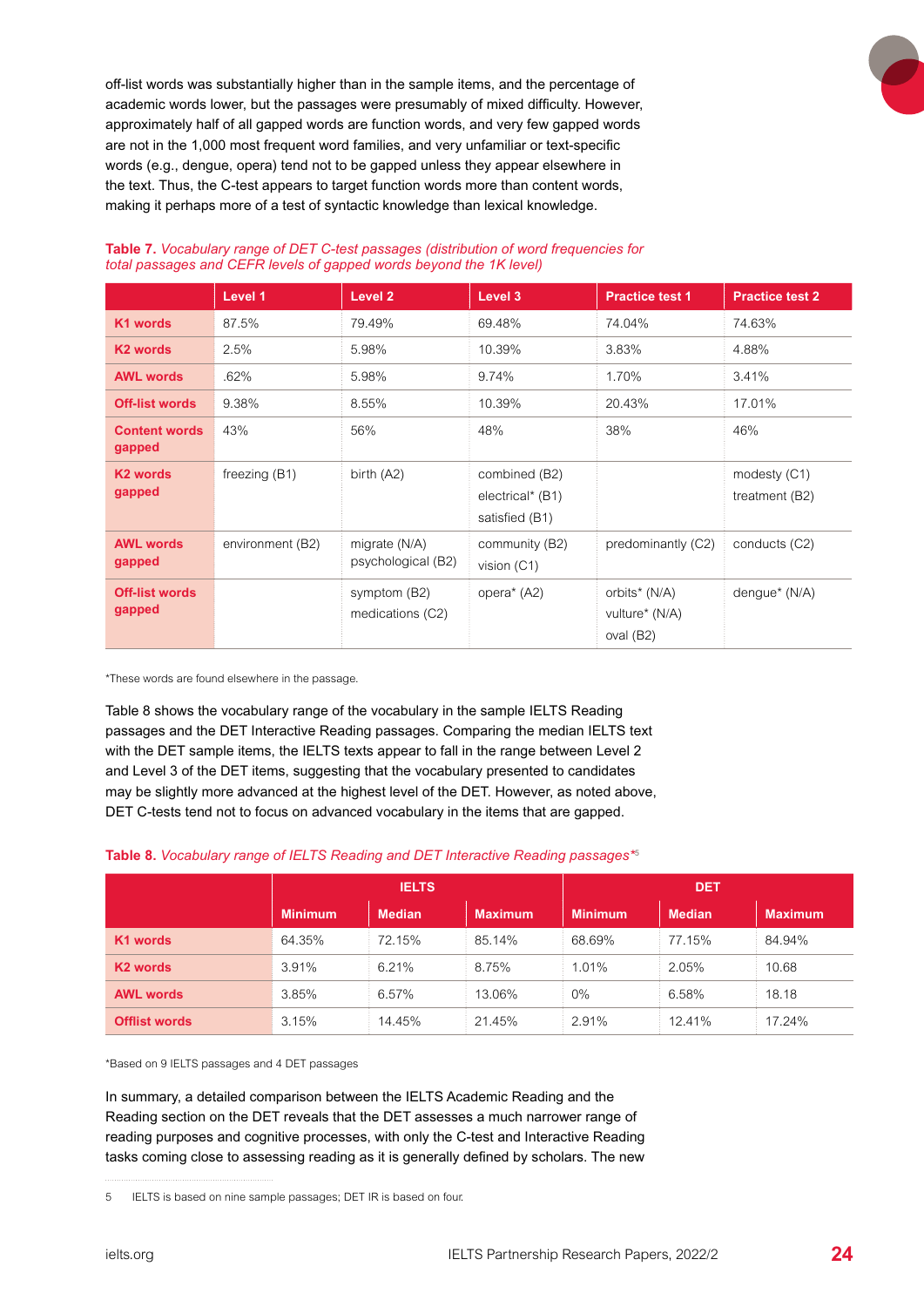off-list words was substantially higher than in the sample items, and the percentage of academic words lower, but the passages were presumably of mixed difficulty. However, approximately half of all gapped words are function words, and very few gapped words are not in the 1,000 most frequent word families, and very unfamiliar or text-specific words (e.g., dengue, opera) tend not to be gapped unless they appear elsewhere in the text. Thus, the C-test appears to target function words more than content words, making it perhaps more of a test of syntactic knowledge than lexical knowledge.

**Table 7.** *Vocabulary range of DET C-test passages (distribution of word frequencies for total passages and CEFR levels of gapped words beyond the 1K level)*

| | Level 1 | Level 2 | Level 3 | Practice test 1 | Practice test 2 |
|---|---|---|---|---|---|
| **K1 words** | 87.5% | 79.49% | 69.48% | 74.04% | 74.63% |
| **K2 words** | 2.5% | 5.98% | 10.39% | 3.83% | 4.88% |
| **AWL words** | .62% | 5.98% | 9.74% | 1.70% | 3.41% |
| **Off-list words** | 9.38% | 8.55% | 10.39% | 20.43% | 17.01% |
| **Content words gapped** | 43% | 56% | 48% | 38% | 46% |
| **K2 words gapped** | freezing (B1) | birth (A2) | combined (B2) electrical* (B1) satisfied (B1) | | modesty (C1) treatment (B2) |
| **AWL words gapped** | environment (B2) | migrate (N/A) psychological (B2) | community (B2) vision (C1) | predominantly (C2) | conducts (C2) |
| **Off-list words gapped** | | symptom (B2) medications (C2) | opera* (A2) | orbits* (N/A) vulture* (N/A) oval (B2) | dengue* (N/A) |

*These words are found elsewhere in the passage.

Table 8 shows the vocabulary range of the vocabulary in the sample IELTS Reading passages and the DET Interactive Reading passages. Comparing the median IELTS text with the DET sample items, the IELTS texts appear to fall in the range between Level 2 and Level 3 of the DET items, suggesting that the vocabulary presented to candidates may be slightly more advanced at the highest level of the DET. However, as noted above, DET C-tests tend not to focus on advanced vocabulary in the items that are gapped.

**Table 8.** *Vocabulary range of IELTS Reading and DET Interactive Reading passages**[5]

| | IELTS | | | DET | | |
|---|---|---|---|---|---|---|
| | Minimum | Median | Maximum | Minimum | Median | Maximum |
| **K1 words** | 64.35% | 72.15% | 85.14% | 68.69% | 77.15% | 84.94% |
| **K2 words** | 3.91% | 6.21% | 8.75% | 1.01% | 2.05% | 10.68 |
| **AWL words** | 3.85% | 6.57% | 13.06% | 0% | 6.58% | 18.18 |
| **Offlist words** | 3.15% | 14.45% | 21.45% | 2.91% | 12.41% | 17.24% |

*Based on 9 IELTS passages and 4 DET passages

In summary, a detailed comparison between the IELTS Academic Reading and the Reading section on the DET reveals that the DET assesses a much narrower range of reading purposes and cognitive processes, with only the C-test and Interactive Reading tasks coming close to assessing reading as it is generally defined by scholars. The new

5 IELTS is based on nine sample passages; DET IR is based on four.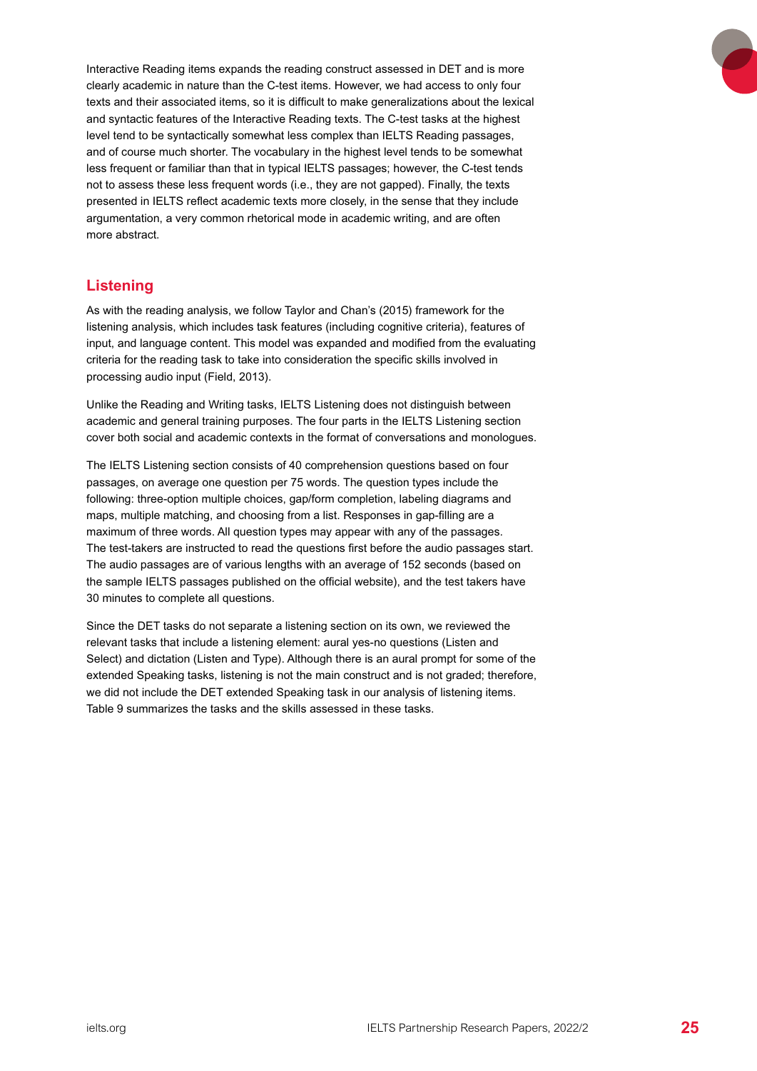Interactive Reading items expands the reading construct assessed in DET and is more clearly academic in nature than the C-test items. However, we had access to only four texts and their associated items, so it is difficult to make generalizations about the lexical and syntactic features of the Interactive Reading texts. The C-test tasks at the highest level tend to be syntactically somewhat less complex than IELTS Reading passages, and of course much shorter. The vocabulary in the highest level tends to be somewhat less frequent or familiar than that in typical IELTS passages; however, the C-test tends not to assess these less frequent words (i.e., they are not gapped). Finally, the texts presented in IELTS reflect academic texts more closely, in the sense that they include argumentation, a very common rhetorical mode in academic writing, and are often more abstract.

## Listening

As with the reading analysis, we follow Taylor and Chan's (2015) framework for the listening analysis, which includes task features (including cognitive criteria), features of input, and language content. This model was expanded and modified from the evaluating criteria for the reading task to take into consideration the specific skills involved in processing audio input (Field, 2013).

Unlike the Reading and Writing tasks, IELTS Listening does not distinguish between academic and general training purposes. The four parts in the IELTS Listening section cover both social and academic contexts in the format of conversations and monologues.

The IELTS Listening section consists of 40 comprehension questions based on four passages, on average one question per 75 words. The question types include the following: three-option multiple choices, gap/form completion, labeling diagrams and maps, multiple matching, and choosing from a list. Responses in gap-filling are a maximum of three words. All question types may appear with any of the passages. The test-takers are instructed to read the questions first before the audio passages start. The audio passages are of various lengths with an average of 152 seconds (based on the sample IELTS passages published on the official website), and the test takers have 30 minutes to complete all questions.

Since the DET tasks do not separate a listening section on its own, we reviewed the relevant tasks that include a listening element: aural yes-no questions (Listen and Select) and dictation (Listen and Type). Although there is an aural prompt for some of the extended Speaking tasks, listening is not the main construct and is not graded; therefore, we did not include the DET extended Speaking task in our analysis of listening items. Table 9 summarizes the tasks and the skills assessed in these tasks.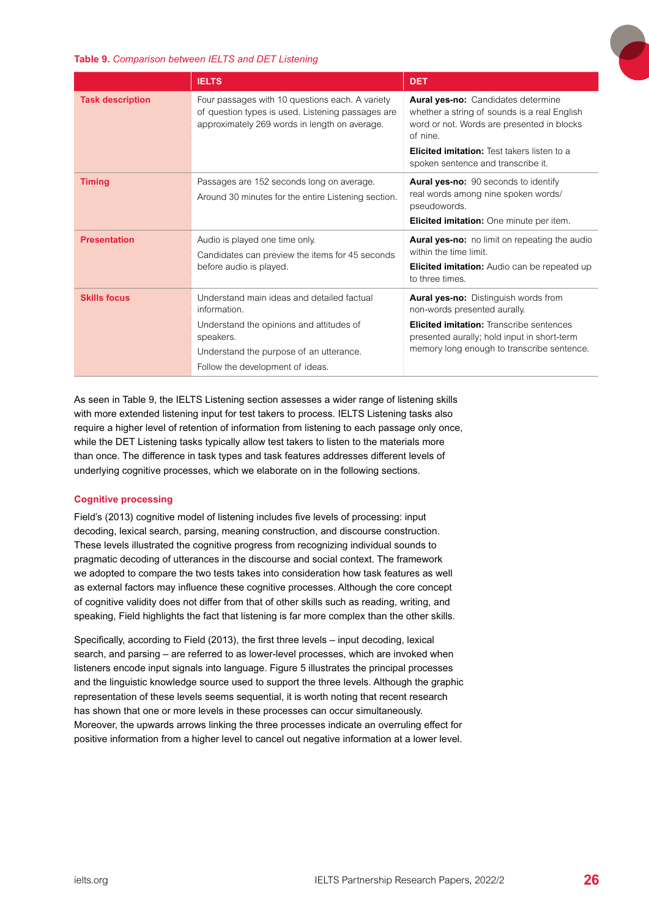**Table 9.** *Comparison between IELTS and DET Listening*

| | IELTS | DET |
|---|---|---|
| **Task description** | Four passages with 10 questions each. A variety of question types is used. Listening passages are approximately 269 words in length on average. | **Aural yes-no:** Candidates determine whether a string of sounds is a real English word or not. Words are presented in blocks of nine.<br>**Elicited imitation:** Test takers listen to a spoken sentence and transcribe it. |
| **Timing** | Passages are 152 seconds long on average.<br>Around 30 minutes for the entire Listening section. | **Aural yes-no:** 90 seconds to identify real words among nine spoken words/pseudowords.<br>**Elicited imitation:** One minute per item. |
| **Presentation** | Audio is played one time only.<br>Candidates can preview the items for 45 seconds before audio is played. | **Aural yes-no:** no limit on repeating the audio within the time limit.<br>**Elicited imitation:** Audio can be repeated up to three times. |
| **Skills focus** | Understand main ideas and detailed factual information.<br>Understand the opinions and attitudes of speakers.<br>Understand the purpose of an utterance.<br>Follow the development of ideas. | **Aural yes-no:** Distinguish words from non-words presented aurally.<br>**Elicited imitation:** Transcribe sentences presented aurally; hold input in short-term memory long enough to transcribe sentence. |

As seen in Table 9, the IELTS Listening section assesses a wider range of listening skills with more extended listening input for test takers to process. IELTS Listening tasks also require a higher level of retention of information from listening to each passage only once, while the DET Listening tasks typically allow test takers to listen to the materials more than once. The difference in task types and task features addresses different levels of underlying cognitive processes, which we elaborate on in the following sections.

### Cognitive processing

Field's (2013) cognitive model of listening includes five levels of processing: input decoding, lexical search, parsing, meaning construction, and discourse construction. These levels illustrated the cognitive progress from recognizing individual sounds to pragmatic decoding of utterances in the discourse and social context. The framework we adopted to compare the two tests takes into consideration how task features as well as external factors may influence these cognitive processes. Although the core concept of cognitive validity does not differ from that of other skills such as reading, writing, and speaking, Field highlights the fact that listening is far more complex than the other skills.

Specifically, according to Field (2013), the first three levels – input decoding, lexical search, and parsing – are referred to as lower-level processes, which are invoked when listeners encode input signals into language. Figure 5 illustrates the principal processes and the linguistic knowledge source used to support the three levels. Although the graphic representation of these levels seems sequential, it is worth noting that recent research has shown that one or more levels in these processes can occur simultaneously. Moreover, the upwards arrows linking the three processes indicate an overruling effect for positive information from a higher level to cancel out negative information at a lower level.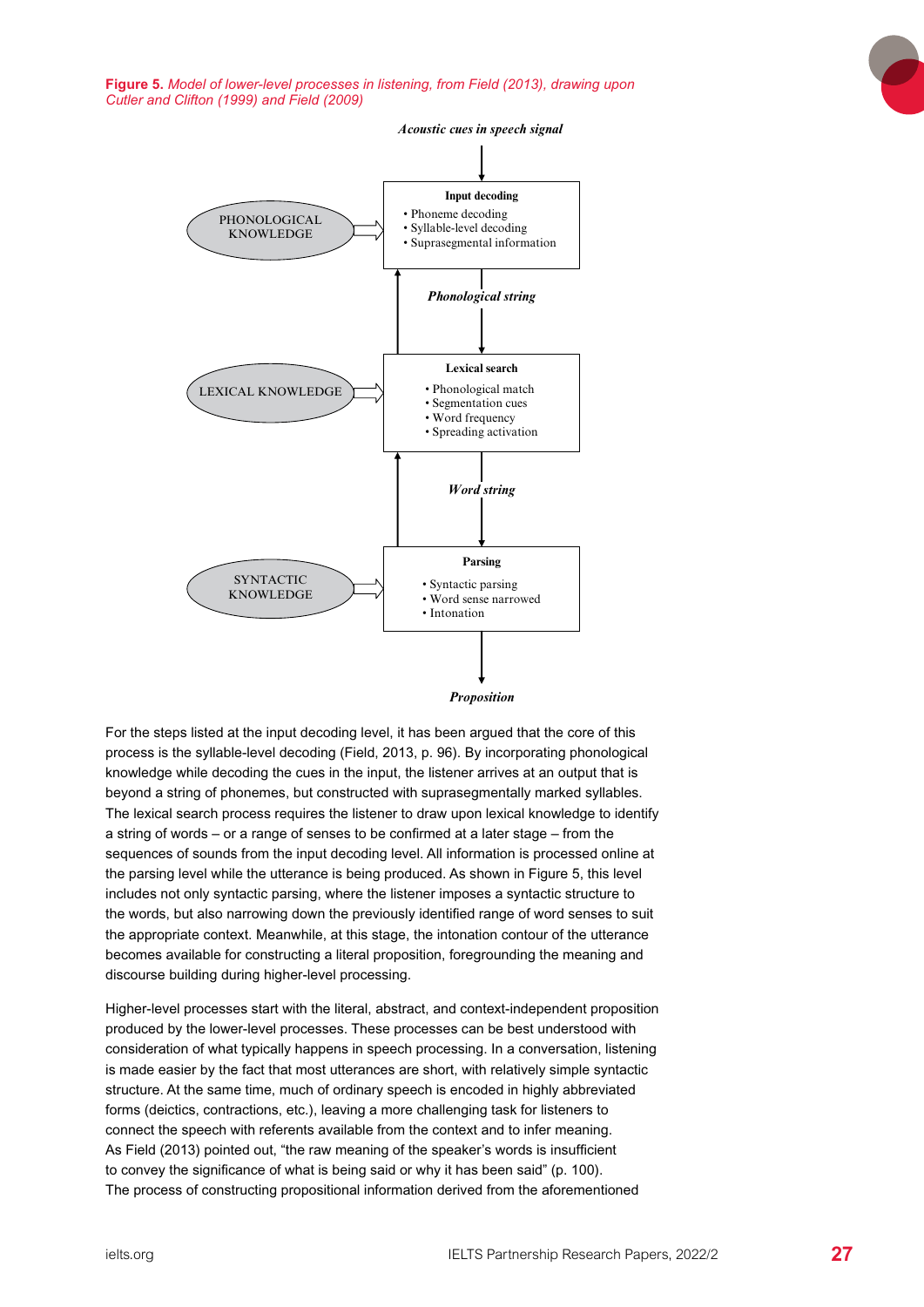**Figure 5.** *Model of lower-level processes in listening, from Field (2013), drawing upon Cutler and Clifton (1999) and Field (2009)*

*Acoustic cues in speech signal*

↓

PHONOLOGICAL KNOWLEDGE ⇒ **Input decoding**
- Phoneme decoding
- Syllable-level decoding
- Suprasegmental information

↓ *Phonological string*

LEXICAL KNOWLEDGE ⇒ **Lexical search**
- Phonological match
- Segmentation cues
- Word frequency
- Spreading activation

↓ *Word string*

SYNTACTIC KNOWLEDGE ⇒ **Parsing**
- Syntactic parsing
- Word sense narrowed
- Intonation

↓

*Proposition*

For the steps listed at the input decoding level, it has been argued that the core of this process is the syllable-level decoding (Field, 2013, p. 96). By incorporating phonological knowledge while decoding the cues in the input, the listener arrives at an output that is beyond a string of phonemes, but constructed with suprasegmentally marked syllables. The lexical search process requires the listener to draw upon lexical knowledge to identify a string of words – or a range of senses to be confirmed at a later stage – from the sequences of sounds from the input decoding level. All information is processed online at the parsing level while the utterance is being produced. As shown in Figure 5, this level includes not only syntactic parsing, where the listener imposes a syntactic structure to the words, but also narrowing down the previously identified range of word senses to suit the appropriate context. Meanwhile, at this stage, the intonation contour of the utterance becomes available for constructing a literal proposition, foregrounding the meaning and discourse building during higher-level processing.

Higher-level processes start with the literal, abstract, and context-independent proposition produced by the lower-level processes. These processes can be best understood with consideration of what typically happens in speech processing. In a conversation, listening is made easier by the fact that most utterances are short, with relatively simple syntactic structure. At the same time, much of ordinary speech is encoded in highly abbreviated forms (deictics, contractions, etc.), leaving a more challenging task for listeners to connect the speech with referents available from the context and to infer meaning. As Field (2013) pointed out, "the raw meaning of the speaker's words is insufficient to convey the significance of what is being said or why it has been said" (p. 100). The process of constructing propositional information derived from the aforementioned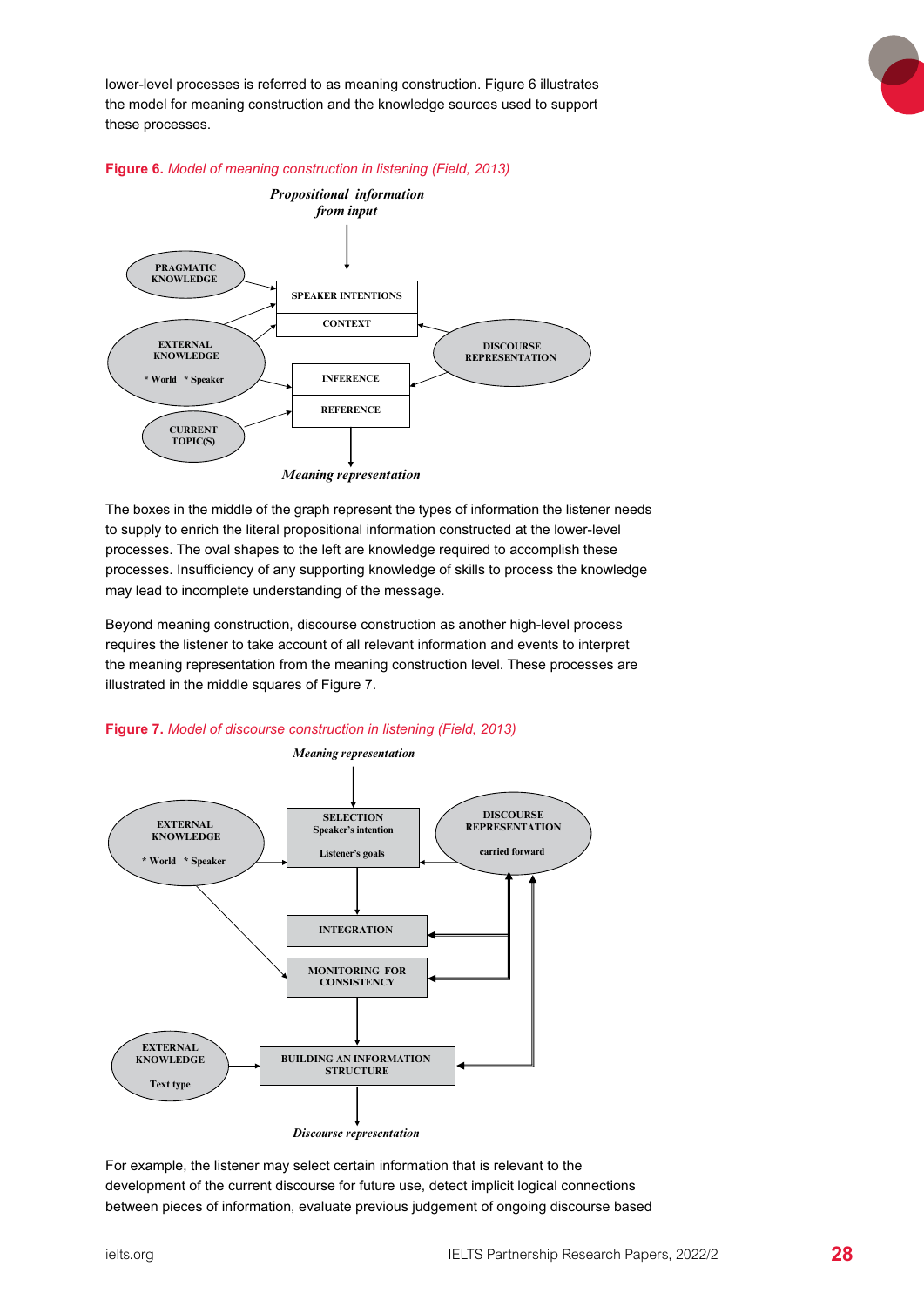lower-level processes is referred to as meaning construction. Figure 6 illustrates the model for meaning construction and the knowledge sources used to support these processes.

**Figure 6.** *Model of meaning construction in listening (Field, 2013)*

The boxes in the middle of the graph represent the types of information the listener needs to supply to enrich the literal propositional information constructed at the lower-level processes. The oval shapes to the left are knowledge required to accomplish these processes. Insufficiency of any supporting knowledge of skills to process the knowledge may lead to incomplete understanding of the message.

Beyond meaning construction, discourse construction as another high-level process requires the listener to take account of all relevant information and events to interpret the meaning representation from the meaning construction level. These processes are illustrated in the middle squares of Figure 7.

**Figure 7.** *Model of discourse construction in listening (Field, 2013)*

For example, the listener may select certain information that is relevant to the development of the current discourse for future use, detect implicit logical connections between pieces of information, evaluate previous judgement of ongoing discourse based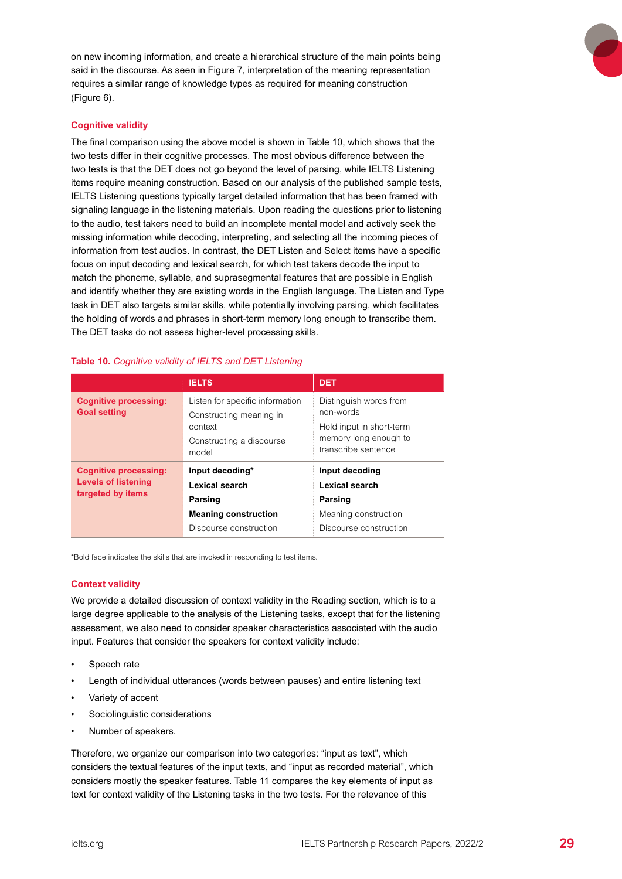on new incoming information, and create a hierarchical structure of the main points being said in the discourse. As seen in Figure 7, interpretation of the meaning representation requires a similar range of knowledge types as required for meaning construction (Figure 6).

### Cognitive validity

The final comparison using the above model is shown in Table 10, which shows that the two tests differ in their cognitive processes. The most obvious difference between the two tests is that the DET does not go beyond the level of parsing, while IELTS Listening items require meaning construction. Based on our analysis of the published sample tests, IELTS Listening questions typically target detailed information that has been framed with signaling language in the listening materials. Upon reading the questions prior to listening to the audio, test takers need to build an incomplete mental model and actively seek the missing information while decoding, interpreting, and selecting all the incoming pieces of information from test audios. In contrast, the DET Listen and Select items have a specific focus on input decoding and lexical search, for which test takers decode the input to match the phoneme, syllable, and suprasegmental features that are possible in English and identify whether they are existing words in the English language. The Listen and Type task in DET also targets similar skills, while potentially involving parsing, which facilitates the holding of words and phrases in short-term memory long enough to transcribe them. The DET tasks do not assess higher-level processing skills.

**Table 10.** *Cognitive validity of IELTS and DET Listening*

| | IELTS | DET |
|---|---|---|
| **Cognitive processing: Goal setting** | Listen for specific information<br>Constructing meaning in context<br>Constructing a discourse model | Distinguish words from non-words<br>Hold input in short-term memory long enough to transcribe sentence |
| **Cognitive processing: Levels of listening targeted by items** | **Input decoding***<br>**Lexical search**<br>**Parsing**<br>**Meaning construction**<br>Discourse construction | **Input decoding**<br>**Lexical search**<br>**Parsing**<br>Meaning construction<br>Discourse construction |

*Bold face indicates the skills that are invoked in responding to test items.

### Context validity

We provide a detailed discussion of context validity in the Reading section, which is to a large degree applicable to the analysis of the Listening tasks, except that for the listening assessment, we also need to consider speaker characteristics associated with the audio input. Features that consider the speakers for context validity include:

- Speech rate
- Length of individual utterances (words between pauses) and entire listening text
- Variety of accent
- Sociolinguistic considerations
- Number of speakers.

Therefore, we organize our comparison into two categories: "input as text", which considers the textual features of the input texts, and "input as recorded material", which considers mostly the speaker features. Table 11 compares the key elements of input as text for context validity of the Listening tasks in the two tests. For the relevance of this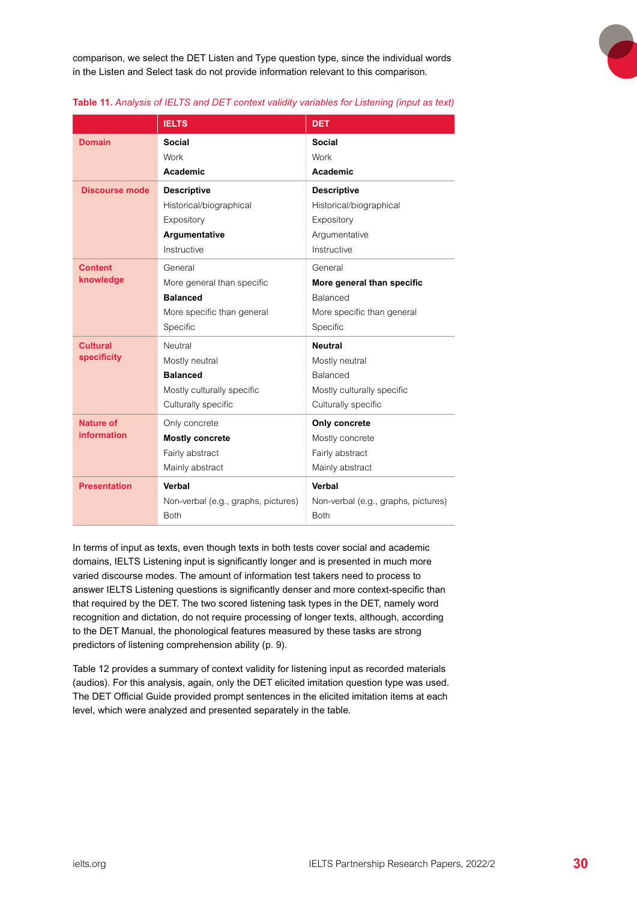comparison, we select the DET Listen and Type question type, since the individual words in the Listen and Select task do not provide information relevant to this comparison.

**Table 11.** *Analysis of IELTS and DET context validity variables for Listening (input as text)*

| | IELTS | DET |
|---|---|---|
| **Domain** | **Social** | **Social** |
| | Work | Work |
| | **Academic** | **Academic** |
| **Discourse mode** | **Descriptive** | **Descriptive** |
| | Historical/biographical | Historical/biographical |
| | Expository | Expository |
| | **Argumentative** | Argumentative |
| | Instructive | Instructive |
| **Content knowledge** | General | General |
| | More general than specific | **More general than specific** |
| | **Balanced** | Balanced |
| | More specific than general | More specific than general |
| | Specific | Specific |
| **Cultural specificity** | Neutral | **Neutral** |
| | Mostly neutral | Mostly neutral |
| | **Balanced** | Balanced |
| | Mostly culturally specific | Mostly culturally specific |
| | Culturally specific | Culturally specific |
| **Nature of information** | Only concrete | **Only concrete** |
| | **Mostly concrete** | Mostly concrete |
| | Fairly abstract | Fairly abstract |
| | Mainly abstract | Mainly abstract |
| **Presentation** | **Verbal** | **Verbal** |
| | Non-verbal (e.g., graphs, pictures) | Non-verbal (e.g., graphs, pictures) |
| | Both | Both |

In terms of input as texts, even though texts in both tests cover social and academic domains, IELTS Listening input is significantly longer and is presented in much more varied discourse modes. The amount of information test takers need to process to answer IELTS Listening questions is significantly denser and more context-specific than that required by the DET. The two scored listening task types in the DET, namely word recognition and dictation, do not require processing of longer texts, although, according to the DET Manual, the phonological features measured by these tasks are strong predictors of listening comprehension ability (p. 9).

Table 12 provides a summary of context validity for listening input as recorded materials (audios). For this analysis, again, only the DET elicited imitation question type was used. The DET Official Guide provided prompt sentences in the elicited imitation items at each level, which were analyzed and presented separately in the table.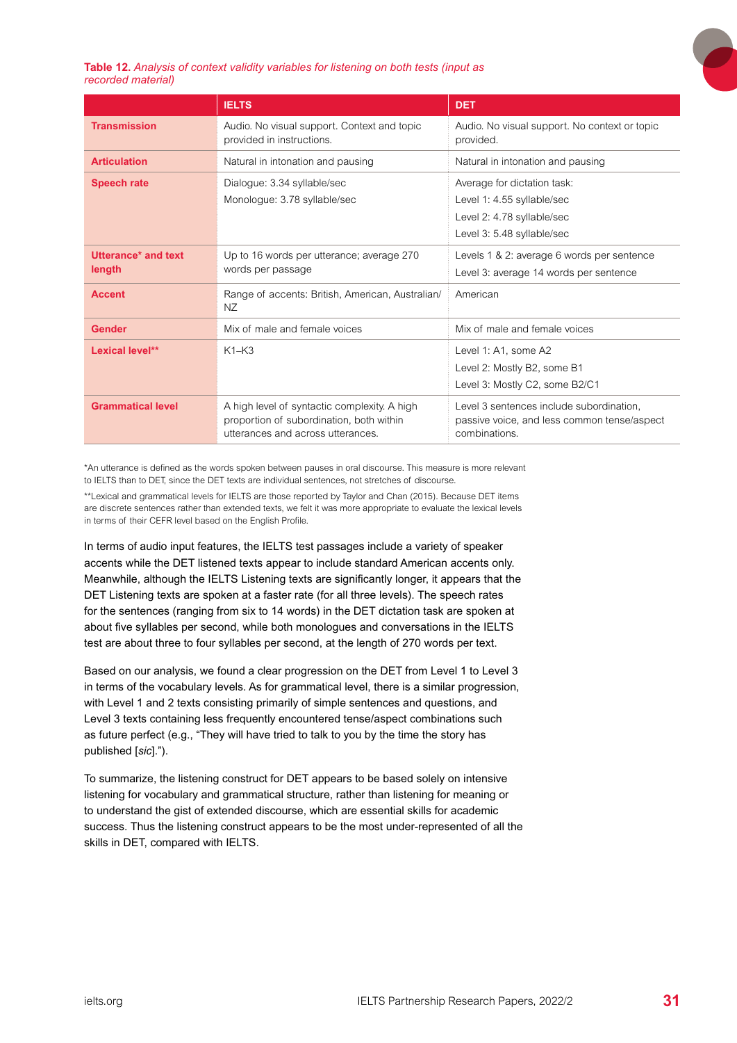**Table 12.** *Analysis of context validity variables for listening on both tests (input as recorded material)*

| | IELTS | DET |
|---|---|---|
| **Transmission** | Audio. No visual support. Context and topic provided in instructions. | Audio. No visual support. No context or topic provided. |
| **Articulation** | Natural in intonation and pausing | Natural in intonation and pausing |
| **Speech rate** | Dialogue: 3.34 syllable/sec<br>Monologue: 3.78 syllable/sec | Average for dictation task:<br>Level 1: 4.55 syllable/sec<br>Level 2: 4.78 syllable/sec<br>Level 3: 5.48 syllable/sec |
| **Utterance* and text length** | Up to 16 words per utterance; average 270 words per passage | Levels 1 & 2: average 6 words per sentence<br>Level 3: average 14 words per sentence |
| **Accent** | Range of accents: British, American, Australian/NZ | American |
| **Gender** | Mix of male and female voices | Mix of male and female voices |
| **Lexical level**** | K1–K3 | Level 1: A1, some A2<br>Level 2: Mostly B2, some B1<br>Level 3: Mostly C2, some B2/C1 |
| **Grammatical level** | A high level of syntactic complexity. A high proportion of subordination, both within utterances and across utterances. | Level 3 sentences include subordination, passive voice, and less common tense/aspect combinations. |

*An utterance is defined as the words spoken between pauses in oral discourse. This measure is more relevant to IELTS than to DET, since the DET texts are individual sentences, not stretches of discourse.

**Lexical and grammatical levels for IELTS are those reported by Taylor and Chan (2015). Because DET items are discrete sentences rather than extended texts, we felt it was more appropriate to evaluate the lexical levels in terms of their CEFR level based on the English Profile.

In terms of audio input features, the IELTS test passages include a variety of speaker accents while the DET listened texts appear to include standard American accents only. Meanwhile, although the IELTS Listening texts are significantly longer, it appears that the DET Listening texts are spoken at a faster rate (for all three levels). The speech rates for the sentences (ranging from six to 14 words) in the DET dictation task are spoken at about five syllables per second, while both monologues and conversations in the IELTS test are about three to four syllables per second, at the length of 270 words per text.

Based on our analysis, we found a clear progression on the DET from Level 1 to Level 3 in terms of the vocabulary levels. As for grammatical level, there is a similar progression, with Level 1 and 2 texts consisting primarily of simple sentences and questions, and Level 3 texts containing less frequently encountered tense/aspect combinations such as future perfect (e.g., "They will have tried to talk to you by the time the story has published [*sic*].").

To summarize, the listening construct for DET appears to be based solely on intensive listening for vocabulary and grammatical structure, rather than listening for meaning or to understand the gist of extended discourse, which are essential skills for academic success. Thus the listening construct appears to be the most under-represented of all the skills in DET, compared with IELTS.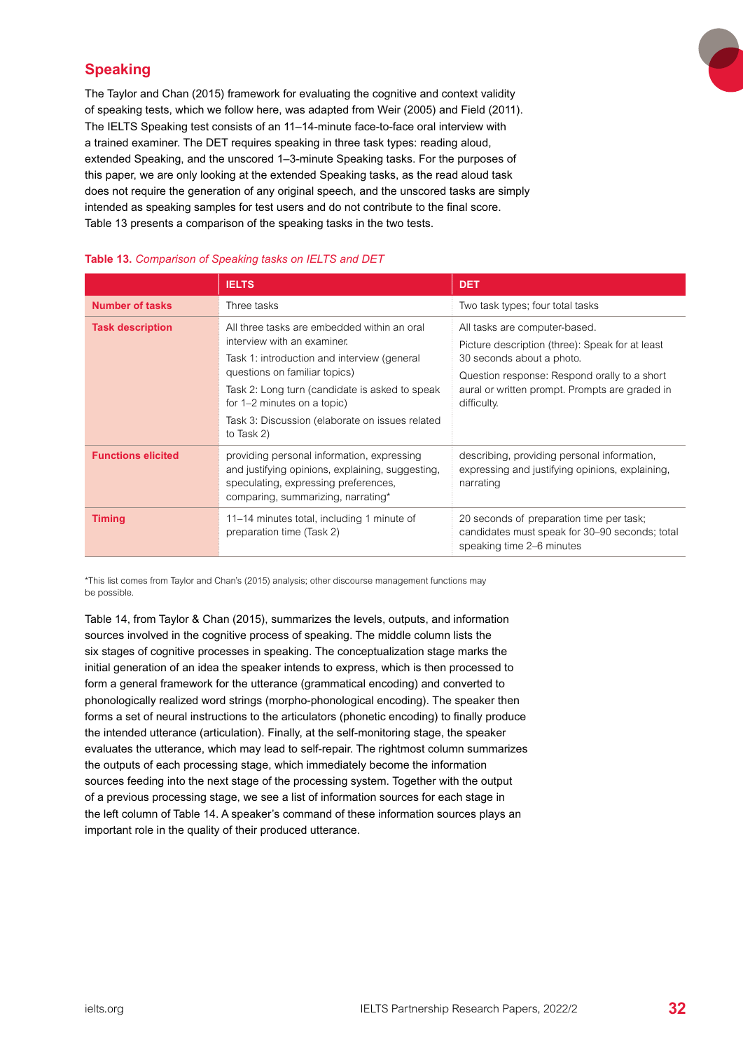## Speaking

The Taylor and Chan (2015) framework for evaluating the cognitive and context validity of speaking tests, which we follow here, was adapted from Weir (2005) and Field (2011). The IELTS Speaking test consists of an 11–14-minute face-to-face oral interview with a trained examiner. The DET requires speaking in three task types: reading aloud, extended Speaking, and the unscored 1–3-minute Speaking tasks. For the purposes of this paper, we are only looking at the extended Speaking tasks, as the read aloud task does not require the generation of any original speech, and the unscored tasks are simply intended as speaking samples for test users and do not contribute to the final score. Table 13 presents a comparison of the speaking tasks in the two tests.

**Table 13.** *Comparison of Speaking tasks on IELTS and DET*

| | IELTS | DET |
|---|---|---|
| **Number of tasks** | Three tasks | Two task types; four total tasks |
| **Task description** | All three tasks are embedded within an oral interview with an examiner.<br>Task 1: introduction and interview (general questions on familiar topics)<br>Task 2: Long turn (candidate is asked to speak for 1–2 minutes on a topic)<br>Task 3: Discussion (elaborate on issues related to Task 2) | All tasks are computer-based.<br>Picture description (three): Speak for at least 30 seconds about a photo.<br>Question response: Respond orally to a short aural or written prompt. Prompts are graded in difficulty. |
| **Functions elicited** | providing personal information, expressing and justifying opinions, explaining, suggesting, speculating, expressing preferences, comparing, summarizing, narrating* | describing, providing personal information, expressing and justifying opinions, explaining, narrating |
| **Timing** | 11–14 minutes total, including 1 minute of preparation time (Task 2) | 20 seconds of preparation time per task; candidates must speak for 30–90 seconds; total speaking time 2–6 minutes |

*This list comes from Taylor and Chan's (2015) analysis; other discourse management functions may be possible.

Table 14, from Taylor & Chan (2015), summarizes the levels, outputs, and information sources involved in the cognitive process of speaking. The middle column lists the six stages of cognitive processes in speaking. The conceptualization stage marks the initial generation of an idea the speaker intends to express, which is then processed to form a general framework for the utterance (grammatical encoding) and converted to phonologically realized word strings (morpho-phonological encoding). The speaker then forms a set of neural instructions to the articulators (phonetic encoding) to finally produce the intended utterance (articulation). Finally, at the self-monitoring stage, the speaker evaluates the utterance, which may lead to self-repair. The rightmost column summarizes the outputs of each processing stage, which immediately become the information sources feeding into the next stage of the processing system. Together with the output of a previous processing stage, we see a list of information sources for each stage in the left column of Table 14. A speaker's command of these information sources plays an important role in the quality of their produced utterance.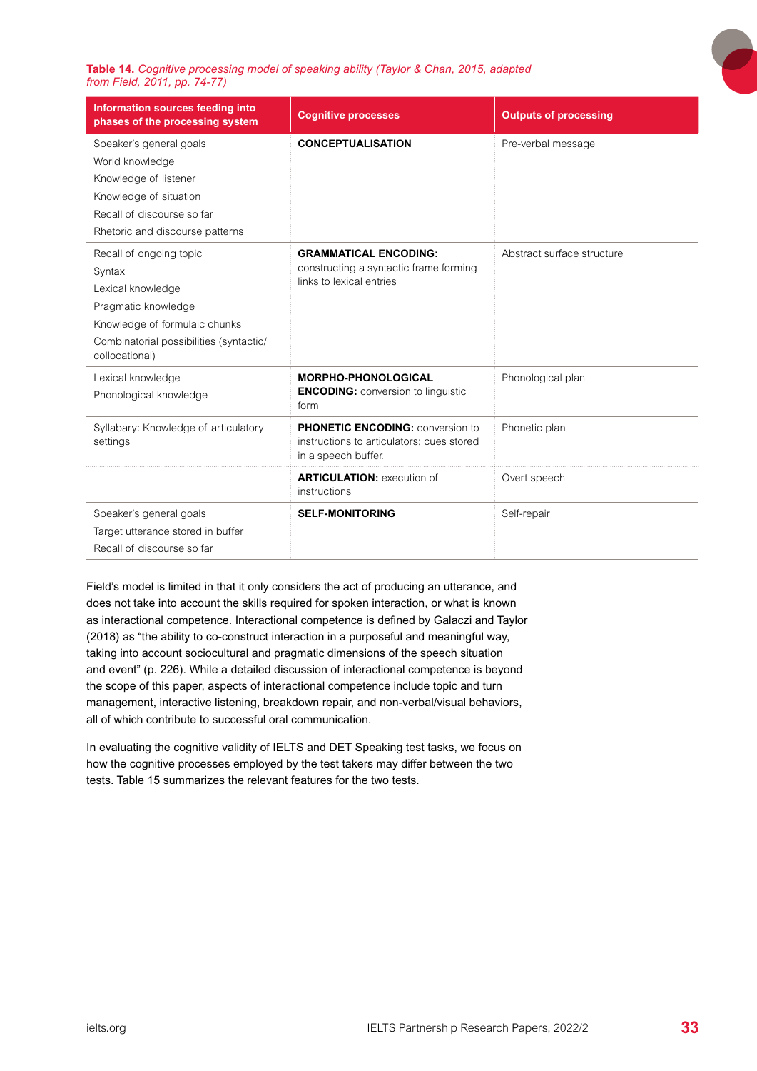**Table 14.** *Cognitive processing model of speaking ability (Taylor & Chan, 2015, adapted from Field, 2011, pp. 74-77)*

| Information sources feeding into phases of the processing system | Cognitive processes | Outputs of processing |
|---|---|---|
| Speaker's general goals<br>World knowledge<br>Knowledge of listener<br>Knowledge of situation<br>Recall of discourse so far<br>Rhetoric and discourse patterns | **CONCEPTUALISATION** | Pre-verbal message |
| Recall of ongoing topic<br>Syntax<br>Lexical knowledge<br>Pragmatic knowledge<br>Knowledge of formulaic chunks<br>Combinatorial possibilities (syntactic/collocational) | **GRAMMATICAL ENCODING:** constructing a syntactic frame forming links to lexical entries | Abstract surface structure |
| Lexical knowledge<br>Phonological knowledge | **MORPHO-PHONOLOGICAL ENCODING:** conversion to linguistic form | Phonological plan |
| Syllabary: Knowledge of articulatory settings | **PHONETIC ENCODING:** conversion to instructions to articulators; cues stored in a speech buffer. | Phonetic plan |
| | **ARTICULATION:** execution of instructions | Overt speech |
| Speaker's general goals<br>Target utterance stored in buffer<br>Recall of discourse so far | **SELF-MONITORING** | Self-repair |

Field's model is limited in that it only considers the act of producing an utterance, and does not take into account the skills required for spoken interaction, or what is known as interactional competence. Interactional competence is defined by Galaczi and Taylor (2018) as "the ability to co-construct interaction in a purposeful and meaningful way, taking into account sociocultural and pragmatic dimensions of the speech situation and event" (p. 226). While a detailed discussion of interactional competence is beyond the scope of this paper, aspects of interactional competence include topic and turn management, interactive listening, breakdown repair, and non-verbal/visual behaviors, all of which contribute to successful oral communication.

In evaluating the cognitive validity of IELTS and DET Speaking test tasks, we focus on how the cognitive processes employed by the test takers may differ between the two tests. Table 15 summarizes the relevant features for the two tests.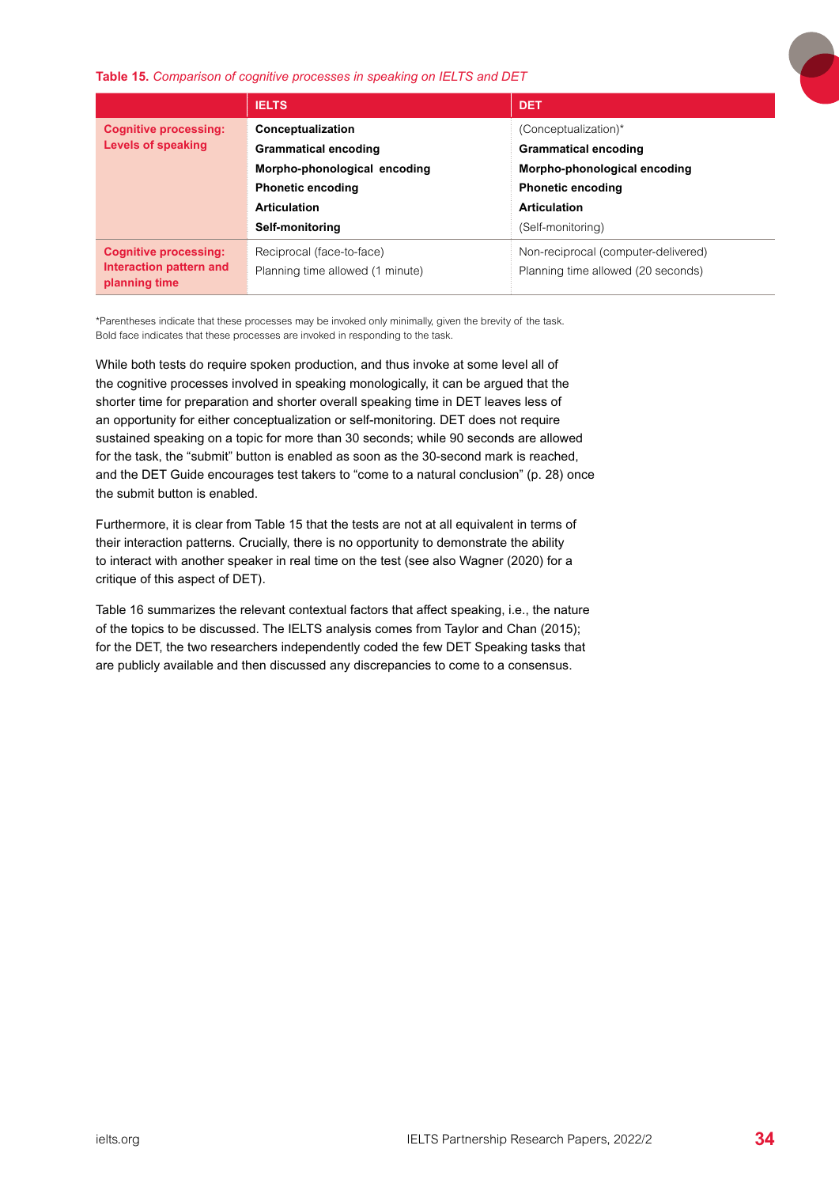**Table 15.** *Comparison of cognitive processes in speaking on IELTS and DET*

| | IELTS | DET |
|---|---|---|
| **Cognitive processing: Levels of speaking** | **Conceptualization**<br>**Grammatical encoding**<br>**Morpho-phonological encoding**<br>**Phonetic encoding**<br>**Articulation**<br>**Self-monitoring** | (Conceptualization)*<br>**Grammatical encoding**<br>**Morpho-phonological encoding**<br>**Phonetic encoding**<br>**Articulation**<br>(Self-monitoring) |
| **Cognitive processing: Interaction pattern and planning time** | Reciprocal (face-to-face)<br>Planning time allowed (1 minute) | Non-reciprocal (computer-delivered)<br>Planning time allowed (20 seconds) |

*Parentheses indicate that these processes may be invoked only minimally, given the brevity of the task.
Bold face indicates that these processes are invoked in responding to the task.

While both tests do require spoken production, and thus invoke at some level all of the cognitive processes involved in speaking monologically, it can be argued that the shorter time for preparation and shorter overall speaking time in DET leaves less of an opportunity for either conceptualization or self-monitoring. DET does not require sustained speaking on a topic for more than 30 seconds; while 90 seconds are allowed for the task, the "submit" button is enabled as soon as the 30-second mark is reached, and the DET Guide encourages test takers to "come to a natural conclusion" (p. 28) once the submit button is enabled.

Furthermore, it is clear from Table 15 that the tests are not at all equivalent in terms of their interaction patterns. Crucially, there is no opportunity to demonstrate the ability to interact with another speaker in real time on the test (see also Wagner (2020) for a critique of this aspect of DET).

Table 16 summarizes the relevant contextual factors that affect speaking, i.e., the nature of the topics to be discussed. The IELTS analysis comes from Taylor and Chan (2015); for the DET, the two researchers independently coded the few DET Speaking tasks that are publicly available and then discussed any discrepancies to come to a consensus.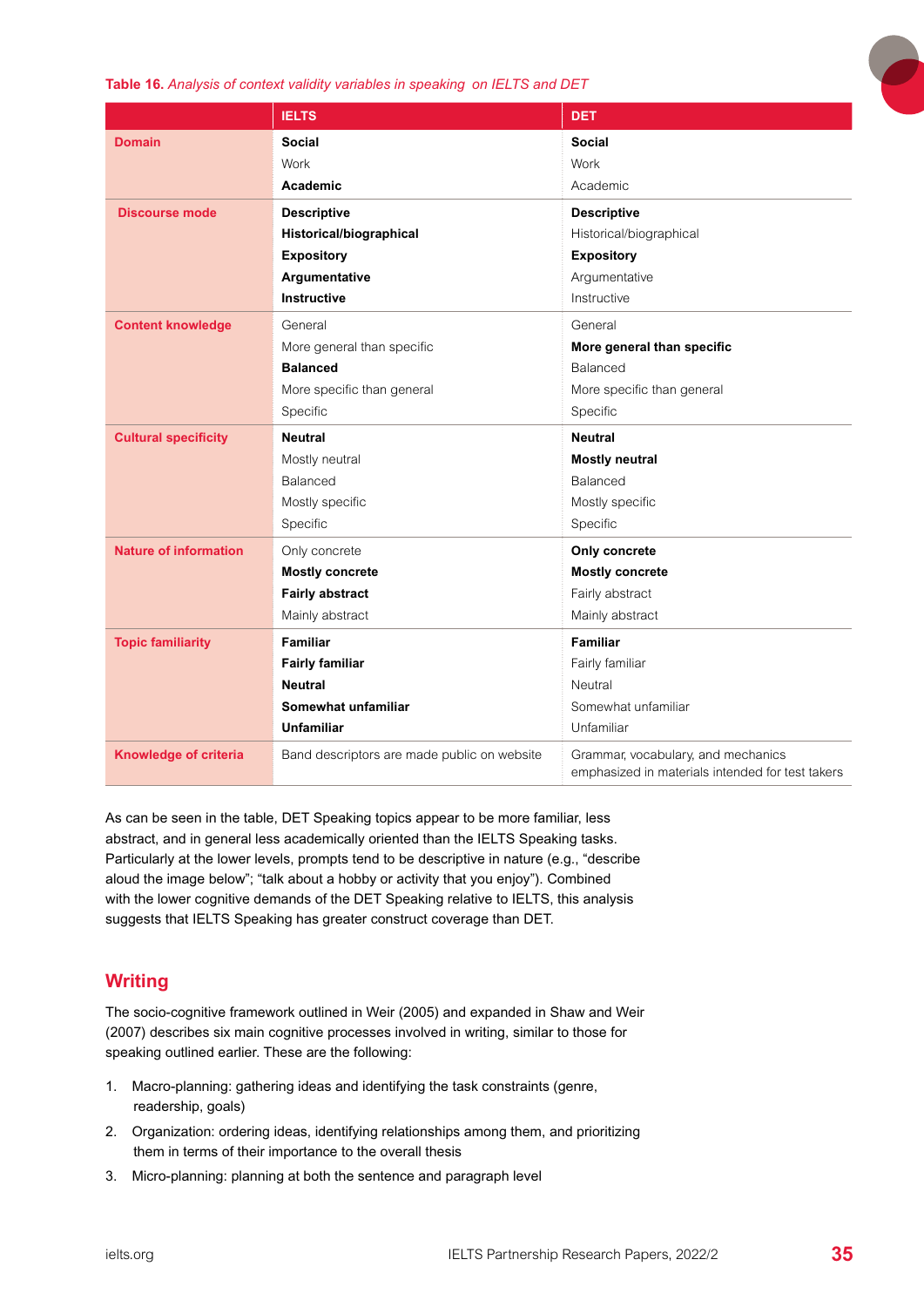**Table 16.** *Analysis of context validity variables in speaking on IELTS and DET*

| | IELTS | DET |
|---|---|---|
| **Domain** | **Social**<br>Work<br>**Academic** | **Social**<br>Work<br>Academic |
| **Discourse mode** | **Descriptive**<br>**Historical/biographical**<br>**Expository**<br>**Argumentative**<br>**Instructive** | **Descriptive**<br>Historical/biographical<br>**Expository**<br>Argumentative<br>Instructive |
| **Content knowledge** | General<br>More general than specific<br>**Balanced**<br>More specific than general<br>Specific | General<br>**More general than specific**<br>Balanced<br>More specific than general<br>Specific |
| **Cultural specificity** | **Neutral**<br>Mostly neutral<br>Balanced<br>Mostly specific<br>Specific | **Neutral**<br>**Mostly neutral**<br>Balanced<br>Mostly specific<br>Specific |
| **Nature of information** | Only concrete<br>**Mostly concrete**<br>**Fairly abstract**<br>Mainly abstract | **Only concrete**<br>**Mostly concrete**<br>Fairly abstract<br>Mainly abstract |
| **Topic familiarity** | **Familiar**<br>**Fairly familiar**<br>**Neutral**<br>**Somewhat unfamiliar**<br>**Unfamiliar** | **Familiar**<br>Fairly familiar<br>Neutral<br>Somewhat unfamiliar<br>Unfamiliar |
| **Knowledge of criteria** | Band descriptors are made public on website | Grammar, vocabulary, and mechanics emphasized in materials intended for test takers |

As can be seen in the table, DET Speaking topics appear to be more familiar, less abstract, and in general less academically oriented than the IELTS Speaking tasks. Particularly at the lower levels, prompts tend to be descriptive in nature (e.g., "describe aloud the image below"; "talk about a hobby or activity that you enjoy"). Combined with the lower cognitive demands of the DET Speaking relative to IELTS, this analysis suggests that IELTS Speaking has greater construct coverage than DET.

## Writing

The socio-cognitive framework outlined in Weir (2005) and expanded in Shaw and Weir (2007) describes six main cognitive processes involved in writing, similar to those for speaking outlined earlier. These are the following:

1. Macro-planning: gathering ideas and identifying the task constraints (genre, readership, goals)
2. Organization: ordering ideas, identifying relationships among them, and prioritizing them in terms of their importance to the overall thesis
3. Micro-planning: planning at both the sentence and paragraph level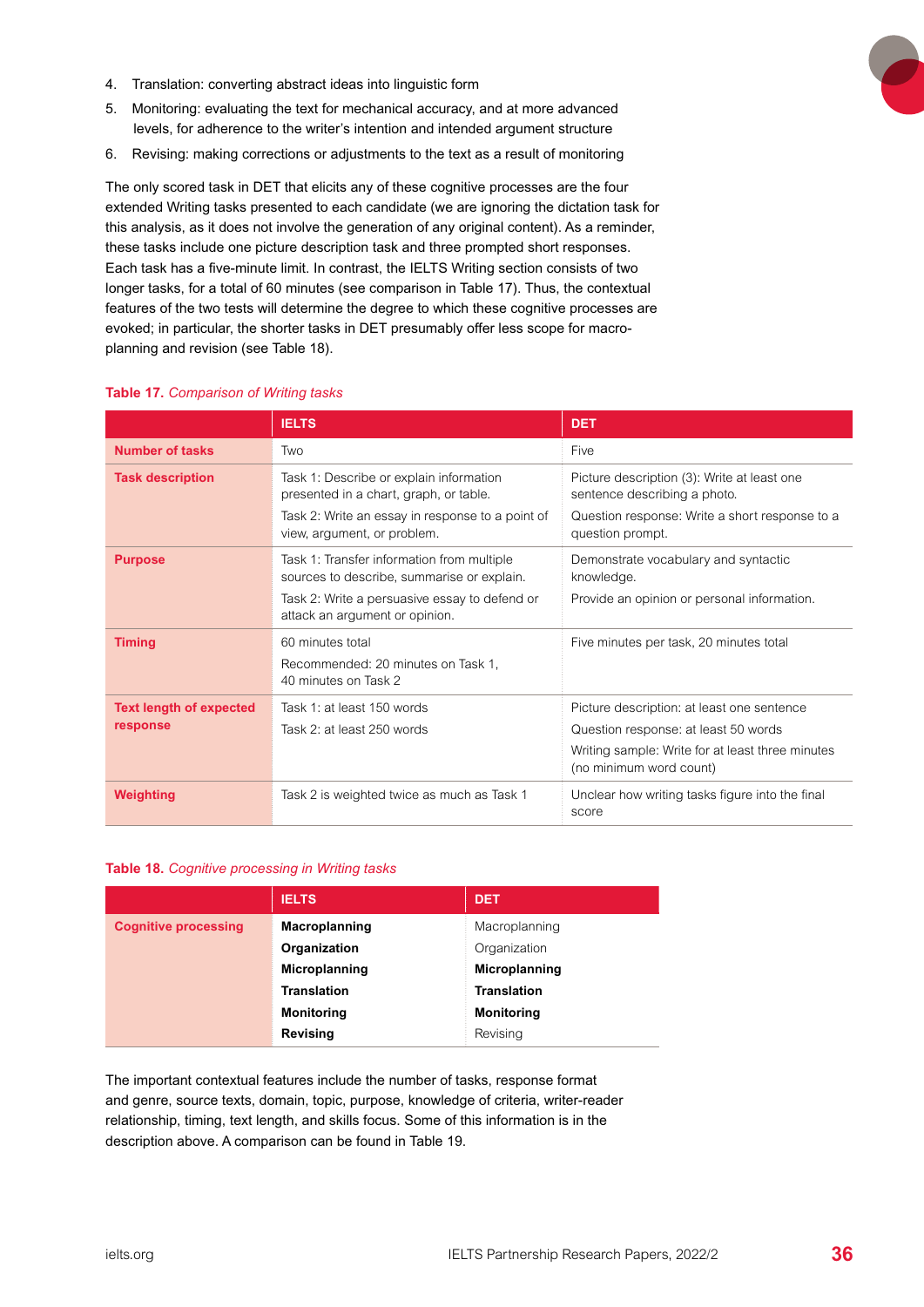4. Translation: converting abstract ideas into linguistic form
5. Monitoring: evaluating the text for mechanical accuracy, and at more advanced levels, for adherence to the writer's intention and intended argument structure
6. Revising: making corrections or adjustments to the text as a result of monitoring

The only scored task in DET that elicits any of these cognitive processes are the four extended Writing tasks presented to each candidate (we are ignoring the dictation task for this analysis, as it does not involve the generation of any original content). As a reminder, these tasks include one picture description task and three prompted short responses. Each task has a five-minute limit. In contrast, the IELTS Writing section consists of two longer tasks, for a total of 60 minutes (see comparison in Table 17). Thus, the contextual features of the two tests will determine the degree to which these cognitive processes are evoked; in particular, the shorter tasks in DET presumably offer less scope for macro-planning and revision (see Table 18).

**Table 17.** *Comparison of Writing tasks*

| | IELTS | DET |
|---|---|---|
| **Number of tasks** | Two | Five |
| **Task description** | Task 1: Describe or explain information presented in a chart, graph, or table.<br>Task 2: Write an essay in response to a point of view, argument, or problem. | Picture description (3): Write at least one sentence describing a photo.<br>Question response: Write a short response to a question prompt. |
| **Purpose** | Task 1: Transfer information from multiple sources to describe, summarise or explain.<br>Task 2: Write a persuasive essay to defend or attack an argument or opinion. | Demonstrate vocabulary and syntactic knowledge.<br>Provide an opinion or personal information. |
| **Timing** | 60 minutes total<br>Recommended: 20 minutes on Task 1, 40 minutes on Task 2 | Five minutes per task, 20 minutes total |
| **Text length of expected response** | Task 1: at least 150 words<br>Task 2: at least 250 words | Picture description: at least one sentence<br>Question response: at least 50 words<br>Writing sample: Write for at least three minutes (no minimum word count) |
| **Weighting** | Task 2 is weighted twice as much as Task 1 | Unclear how writing tasks figure into the final score |

**Table 18.** *Cognitive processing in Writing tasks*

| | IELTS | DET |
|---|---|---|
| **Cognitive processing** | **Macroplanning**<br>**Organization**<br>**Microplanning**<br>**Translation**<br>**Monitoring**<br>**Revising** | Macroplanning<br>Organization<br>**Microplanning**<br>**Translation**<br>**Monitoring**<br>Revising |

The important contextual features include the number of tasks, response format and genre, source texts, domain, topic, purpose, knowledge of criteria, writer-reader relationship, timing, text length, and skills focus. Some of this information is in the description above. A comparison can be found in Table 19.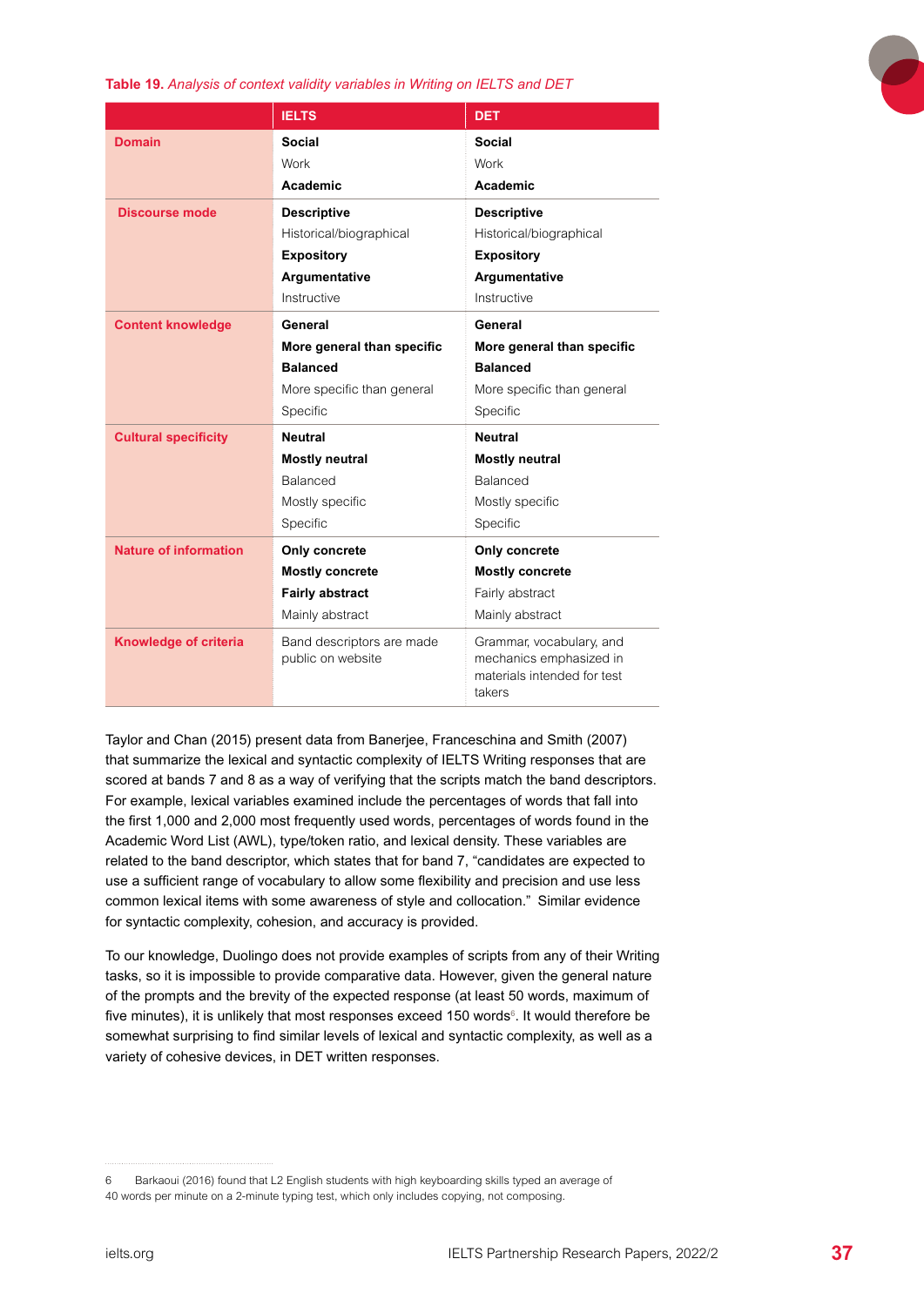**Table 19.** *Analysis of context validity variables in Writing on IELTS and DET*

| | IELTS | DET |
|---|---|---|
| **Domain** | **Social**<br>Work<br>**Academic** | **Social**<br>Work<br>**Academic** |
| **Discourse mode** | **Descriptive**<br>Historical/biographical<br>**Expository**<br>**Argumentative**<br>Instructive | **Descriptive**<br>Historical/biographical<br>**Expository**<br>**Argumentative**<br>Instructive |
| **Content knowledge** | **General**<br>**More general than specific**<br>**Balanced**<br>More specific than general<br>Specific | **General**<br>**More general than specific**<br>**Balanced**<br>More specific than general<br>Specific |
| **Cultural specificity** | **Neutral**<br>**Mostly neutral**<br>Balanced<br>Mostly specific<br>Specific | **Neutral**<br>**Mostly neutral**<br>Balanced<br>Mostly specific<br>Specific |
| **Nature of information** | **Only concrete**<br>**Mostly concrete**<br>**Fairly abstract**<br>Mainly abstract | **Only concrete**<br>**Mostly concrete**<br>Fairly abstract<br>Mainly abstract |
| **Knowledge of criteria** | Band descriptors are made public on website | Grammar, vocabulary, and mechanics emphasized in materials intended for test takers |

Taylor and Chan (2015) present data from Banerjee, Franceschina and Smith (2007) that summarize the lexical and syntactic complexity of IELTS Writing responses that are scored at bands 7 and 8 as a way of verifying that the scripts match the band descriptors. For example, lexical variables examined include the percentages of words that fall into the first 1,000 and 2,000 most frequently used words, percentages of words found in the Academic Word List (AWL), type/token ratio, and lexical density. These variables are related to the band descriptor, which states that for band 7, "candidates are expected to use a sufficient range of vocabulary to allow some flexibility and precision and use less common lexical items with some awareness of style and collocation." Similar evidence for syntactic complexity, cohesion, and accuracy is provided.

To our knowledge, Duolingo does not provide examples of scripts from any of their Writing tasks, so it is impossible to provide comparative data. However, given the general nature of the prompts and the brevity of the expected response (at least 50 words, maximum of five minutes), it is unlikely that most responses exceed 150 words[6]. It would therefore be somewhat surprising to find similar levels of lexical and syntactic complexity, as well as a variety of cohesive devices, in DET written responses.

---

6 Barkaoui (2016) found that L2 English students with high keyboarding skills typed an average of 40 words per minute on a 2-minute typing test, which only includes copying, not composing.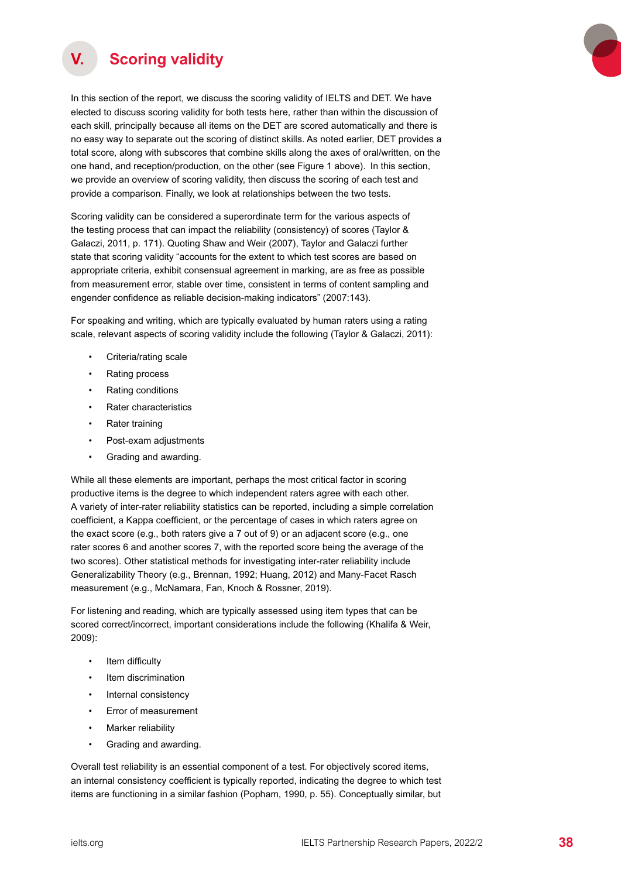# V. Scoring validity

In this section of the report, we discuss the scoring validity of IELTS and DET. We have elected to discuss scoring validity for both tests here, rather than within the discussion of each skill, principally because all items on the DET are scored automatically and there is no easy way to separate out the scoring of distinct skills. As noted earlier, DET provides a total score, along with subscores that combine skills along the axes of oral/written, on the one hand, and reception/production, on the other (see Figure 1 above). In this section, we provide an overview of scoring validity, then discuss the scoring of each test and provide a comparison. Finally, we look at relationships between the two tests.

Scoring validity can be considered a superordinate term for the various aspects of the testing process that can impact the reliability (consistency) of scores (Taylor & Galaczi, 2011, p. 171). Quoting Shaw and Weir (2007), Taylor and Galaczi further state that scoring validity "accounts for the extent to which test scores are based on appropriate criteria, exhibit consensual agreement in marking, are as free as possible from measurement error, stable over time, consistent in terms of content sampling and engender confidence as reliable decision-making indicators" (2007:143).

For speaking and writing, which are typically evaluated by human raters using a rating scale, relevant aspects of scoring validity include the following (Taylor & Galaczi, 2011):

- Criteria/rating scale
- Rating process
- Rating conditions
- Rater characteristics
- Rater training
- Post-exam adjustments
- Grading and awarding.

While all these elements are important, perhaps the most critical factor in scoring productive items is the degree to which independent raters agree with each other. A variety of inter-rater reliability statistics can be reported, including a simple correlation coefficient, a Kappa coefficient, or the percentage of cases in which raters agree on the exact score (e.g., both raters give a 7 out of 9) or an adjacent score (e.g., one rater scores 6 and another scores 7, with the reported score being the average of the two scores). Other statistical methods for investigating inter-rater reliability include Generalizability Theory (e.g., Brennan, 1992; Huang, 2012) and Many-Facet Rasch measurement (e.g., McNamara, Fan, Knoch & Rossner, 2019).

For listening and reading, which are typically assessed using item types that can be scored correct/incorrect, important considerations include the following (Khalifa & Weir, 2009):

- Item difficulty
- Item discrimination
- Internal consistency
- Error of measurement
- Marker reliability
- Grading and awarding.

Overall test reliability is an essential component of a test. For objectively scored items, an internal consistency coefficient is typically reported, indicating the degree to which test items are functioning in a similar fashion (Popham, 1990, p. 55). Conceptually similar, but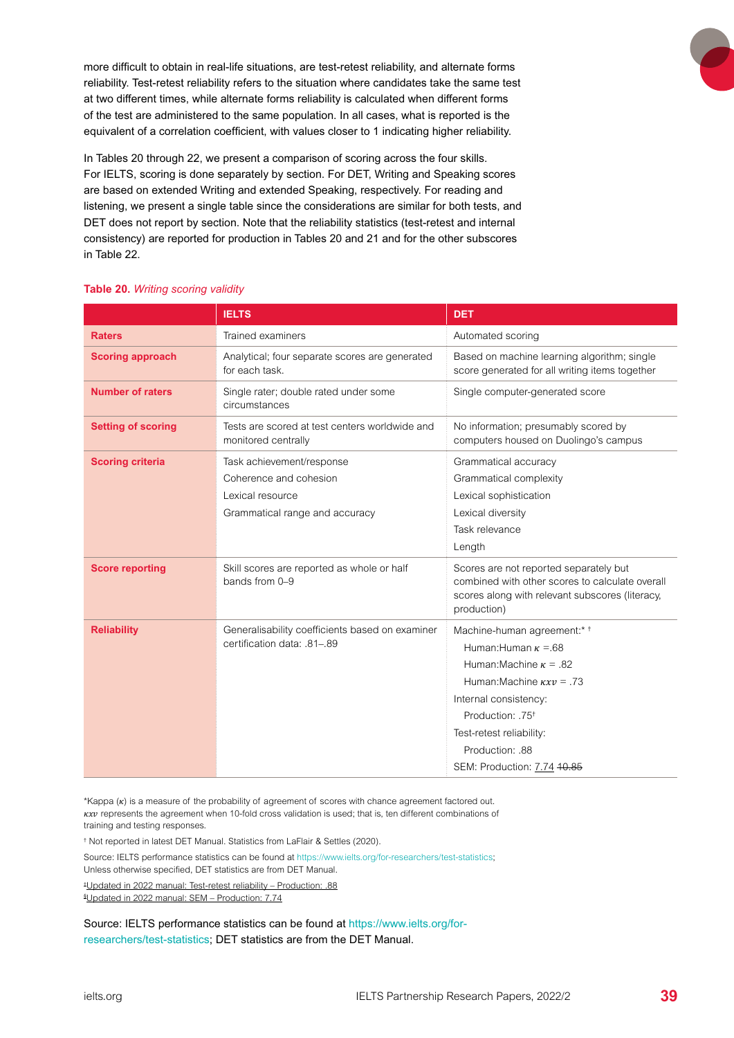more difficult to obtain in real-life situations, are test-retest reliability, and alternate forms reliability. Test-retest reliability refers to the situation where candidates take the same test at two different times, while alternate forms reliability is calculated when different forms of the test are administered to the same population. In all cases, what is reported is the equivalent of a correlation coefficient, with values closer to 1 indicating higher reliability.

In Tables 20 through 22, we present a comparison of scoring across the four skills. For IELTS, scoring is done separately by section. For DET, Writing and Speaking scores are based on extended Writing and extended Speaking, respectively. For reading and listening, we present a single table since the considerations are similar for both tests, and DET does not report by section. Note that the reliability statistics (test-retest and internal consistency) are reported for production in Tables 20 and 21 and for the other subscores in Table 22.

**Table 20.** *Writing scoring validity*

| | IELTS | DET |
|---|---|---|
| **Raters** | Trained examiners | Automated scoring |
| **Scoring approach** | Analytical; four separate scores are generated for each task. | Based on machine learning algorithm; single score generated for all writing items together |
| **Number of raters** | Single rater; double rated under some circumstances | Single computer-generated score |
| **Setting of scoring** | Tests are scored at test centers worldwide and monitored centrally | No information; presumably scored by computers housed on Duolingo's campus |
| **Scoring criteria** | Task achievement/response<br>Coherence and cohesion<br>Lexical resource<br>Grammatical range and accuracy | Grammatical accuracy<br>Grammatical complexity<br>Lexical sophistication<br>Lexical diversity<br>Task relevance<br>Length |
| **Score reporting** | Skill scores are reported as whole or half bands from 0–9 | Scores are not reported separately but combined with other scores to calculate overall scores along with relevant subscores (literacy, production) |
| **Reliability** | Generalisability coefficients based on examiner certification data: .81–.89 | Machine-human agreement:* †<br>Human:Human $\kappa$ =.68<br>Human:Machine $\kappa$ = .82<br>Human:Machine $\kappa xv$ = .73<br>Internal consistency:<br>Production: .75†<br>Test-retest reliability:<br>Production: .88<br>SEM: Production: 7.74 ~~10.85~~ |

*Kappa ($\kappa$) is a measure of the probability of agreement of scores with chance agreement factored out. $\kappa xv$ represents the agreement when 10-fold cross validation is used; that is, ten different combinations of training and testing responses.

† Not reported in latest DET Manual. Statistics from LaFlair & Settles (2020).

Source: IELTS performance statistics can be found at https://www.ielts.org/for-researchers/test-statistics; Unless otherwise specified, DET statistics are from DET Manual.

‡Updated in 2022 manual: Test-retest reliability – Production: .88
§Updated in 2022 manual: SEM – Production: 7.74

Source: IELTS performance statistics can be found at https://www.ielts.org/for-researchers/test-statistics; DET statistics are from the DET Manual.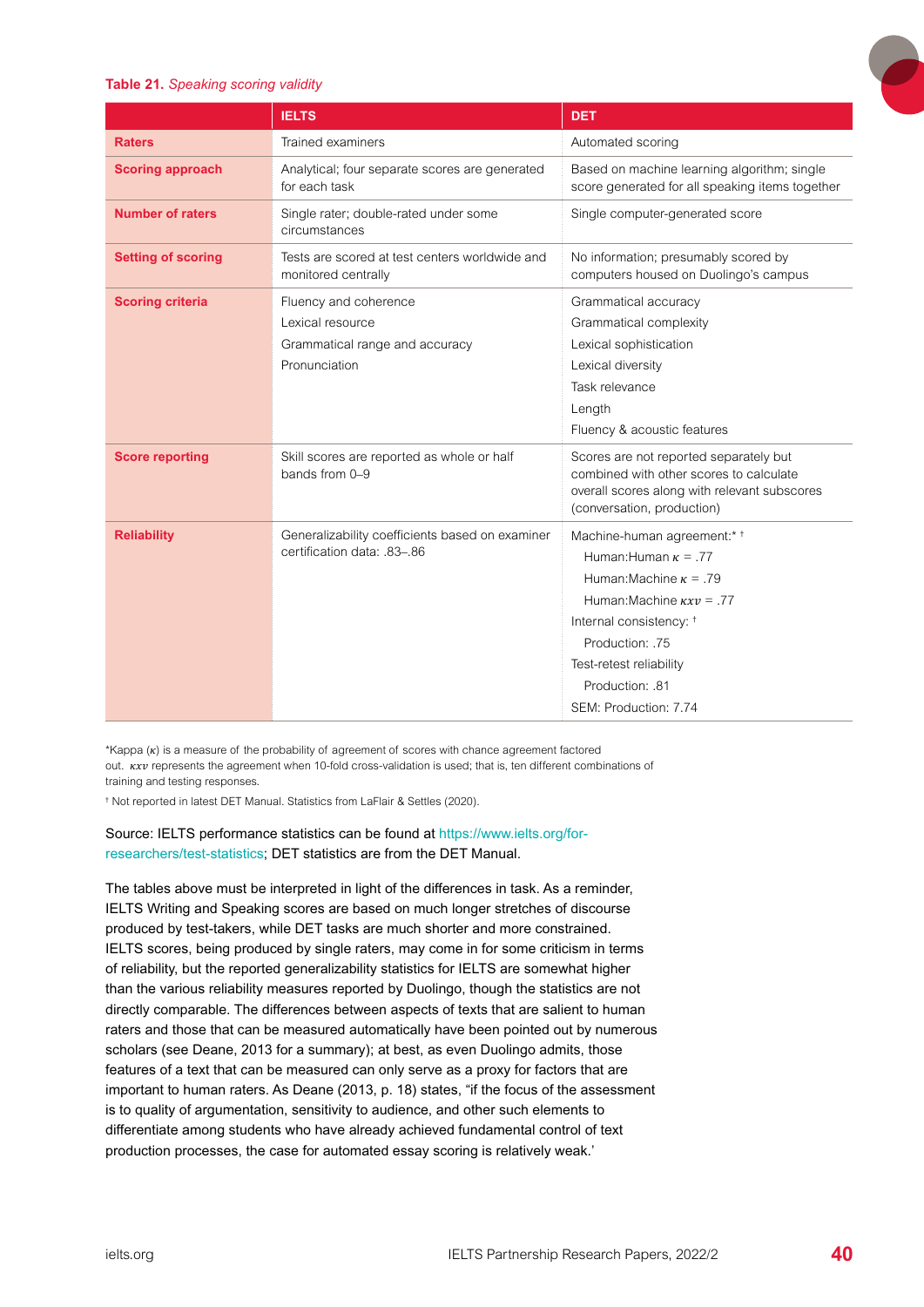**Table 21.** *Speaking scoring validity*

| | IELTS | DET |
|---|---|---|
| **Raters** | Trained examiners | Automated scoring |
| **Scoring approach** | Analytical; four separate scores are generated for each task | Based on machine learning algorithm; single score generated for all speaking items together |
| **Number of raters** | Single rater; double-rated under some circumstances | Single computer-generated score |
| **Setting of scoring** | Tests are scored at test centers worldwide and monitored centrally | No information; presumably scored by computers housed on Duolingo's campus |
| **Scoring criteria** | Fluency and coherence<br>Lexical resource<br>Grammatical range and accuracy<br>Pronunciation | Grammatical accuracy<br>Grammatical complexity<br>Lexical sophistication<br>Lexical diversity<br>Task relevance<br>Length<br>Fluency & acoustic features |
| **Score reporting** | Skill scores are reported as whole or half bands from 0–9 | Scores are not reported separately but combined with other scores to calculate overall scores along with relevant subscores (conversation, production) |
| **Reliability** | Generalizability coefficients based on examiner certification data: .83–.86 | Machine-human agreement:* †<br>Human:Human $\kappa$ = .77<br>Human:Machine $\kappa$ = .79<br>Human:Machine $\kappa_{xv}$ = .77<br>Internal consistency: †<br>Production: .75<br>Test-retest reliability<br>Production: .81<br>SEM: Production: 7.74 |

*Kappa ($\kappa$) is a measure of the probability of agreement of scores with chance agreement factored out. $\kappa_{xv}$ represents the agreement when 10-fold cross-validation is used; that is, ten different combinations of training and testing responses.

† Not reported in latest DET Manual. Statistics from LaFlair & Settles (2020).

Source: IELTS performance statistics can be found at https://www.ielts.org/for-researchers/test-statistics; DET statistics are from the DET Manual.

The tables above must be interpreted in light of the differences in task. As a reminder, IELTS Writing and Speaking scores are based on much longer stretches of discourse produced by test-takers, while DET tasks are much shorter and more constrained. IELTS scores, being produced by single raters, may come in for some criticism in terms of reliability, but the reported generalizability statistics for IELTS are somewhat higher than the various reliability measures reported by Duolingo, though the statistics are not directly comparable. The differences between aspects of texts that are salient to human raters and those that can be measured automatically have been pointed out by numerous scholars (see Deane, 2013 for a summary); at best, as even Duolingo admits, those features of a text that can be measured can only serve as a proxy for factors that are important to human raters. As Deane (2013, p. 18) states, "if the focus of the assessment is to quality of argumentation, sensitivity to audience, and other such elements to differentiate among students who have already achieved fundamental control of text production processes, the case for automated essay scoring is relatively weak.'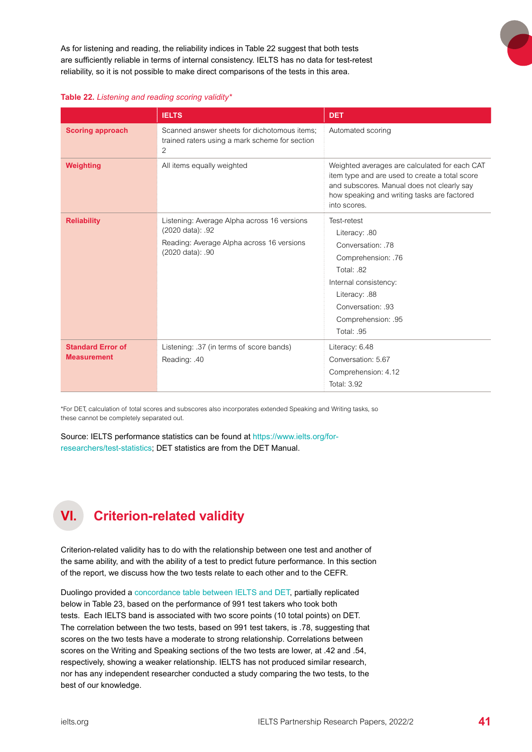As for listening and reading, the reliability indices in Table 22 suggest that both tests are sufficiently reliable in terms of internal consistency. IELTS has no data for test-retest reliability, so it is not possible to make direct comparisons of the tests in this area.

**Table 22.** *Listening and reading scoring validity**

| | IELTS | DET |
|---|---|---|
| **Scoring approach** | Scanned answer sheets for dichotomous items; trained raters using a mark scheme for section 2 | Automated scoring |
| **Weighting** | All items equally weighted | Weighted averages are calculated for each CAT item type and are used to create a total score and subscores. Manual does not clearly say how speaking and writing tasks are factored into scores. |
| **Reliability** | Listening: Average Alpha across 16 versions (2020 data): .92<br>Reading: Average Alpha across 16 versions (2020 data): .90 | Test-retest<br>Literacy: .80<br>Conversation: .78<br>Comprehension: .76<br>Total: .82<br>Internal consistency:<br>Literacy: .88<br>Conversation: .93<br>Comprehension: .95<br>Total: .95 |
| **Standard Error of Measurement** | Listening: .37 (in terms of score bands)<br>Reading: .40 | Literacy: 6.48<br>Conversation: 5.67<br>Comprehension: 4.12<br>Total: 3.92 |

*For DET, calculation of total scores and subscores also incorporates extended Speaking and Writing tasks, so these cannot be completely separated out.

Source: IELTS performance statistics can be found at https://www.ielts.org/for-researchers/test-statistics; DET statistics are from the DET Manual.

## VI. Criterion-related validity

Criterion-related validity has to do with the relationship between one test and another of the same ability, and with the ability of a test to predict future performance. In this section of the report, we discuss how the two tests relate to each other and to the CEFR.

Duolingo provided a concordance table between IELTS and DET, partially replicated below in Table 23, based on the performance of 991 test takers who took both tests. Each IELTS band is associated with two score points (10 total points) on DET. The correlation between the two tests, based on 991 test takers, is .78, suggesting that scores on the two tests have a moderate to strong relationship. Correlations between scores on the Writing and Speaking sections of the two tests are lower, at .42 and .54, respectively, showing a weaker relationship. IELTS has not produced similar research, nor has any independent researcher conducted a study comparing the two tests, to the best of our knowledge.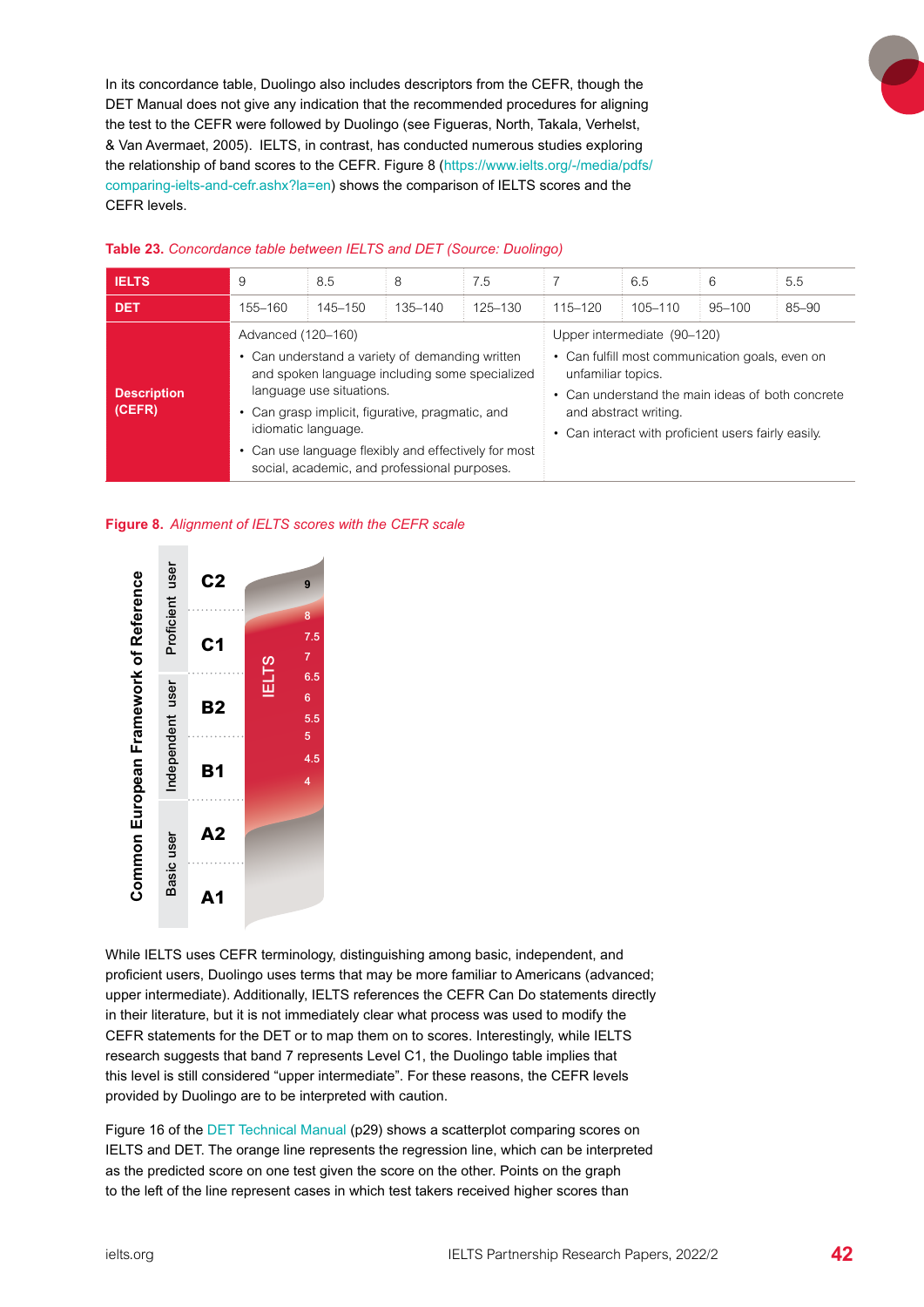In its concordance table, Duolingo also includes descriptors from the CEFR, though the DET Manual does not give any indication that the recommended procedures for aligning the test to the CEFR were followed by Duolingo (see Figueras, North, Takala, Verhelst, & Van Avermaet, 2005). IELTS, in contrast, has conducted numerous studies exploring the relationship of band scores to the CEFR. Figure 8 (https://www.ielts.org/-/media/pdfs/comparing-ielts-and-cefr.ashx?la=en) shows the comparison of IELTS scores and the CEFR levels.

**Table 23.** *Concordance table between IELTS and DET (Source: Duolingo)*

| IELTS | 9 | 8.5 | 8 | 7.5 | 7 | 6.5 | 6 | 5.5 |
|---|---|---|---|---|---|---|---|---|
| DET | 155–160 | 145–150 | 135–140 | 125–130 | 115–120 | 105–110 | 95–100 | 85–90 |
| Description (CEFR) | Advanced (120–160)<br>• Can understand a variety of demanding written and spoken language including some specialized language use situations.<br>• Can grasp implicit, figurative, pragmatic, and idiomatic language.<br>• Can use language flexibly and effectively for most social, academic, and professional purposes. | | | | Upper intermediate (90–120)<br>• Can fulfill most communication goals, even on unfamiliar topics.<br>• Can understand the main ideas of both concrete and abstract writing.<br>• Can interact with proficient users fairly easily. | | | |

**Figure 8.** *Alignment of IELTS scores with the CEFR scale*

While IELTS uses CEFR terminology, distinguishing among basic, independent, and proficient users, Duolingo uses terms that may be more familiar to Americans (advanced; upper intermediate). Additionally, IELTS references the CEFR Can Do statements directly in their literature, but it is not immediately clear what process was used to modify the CEFR statements for the DET or to map them on to scores. Interestingly, while IELTS research suggests that band 7 represents Level C1, the Duolingo table implies that this level is still considered "upper intermediate". For these reasons, the CEFR levels provided by Duolingo are to be interpreted with caution.

Figure 16 of the DET Technical Manual (p29) shows a scatterplot comparing scores on IELTS and DET. The orange line represents the regression line, which can be interpreted as the predicted score on one test given the score on the other. Points on the graph to the left of the line represent cases in which test takers received higher scores than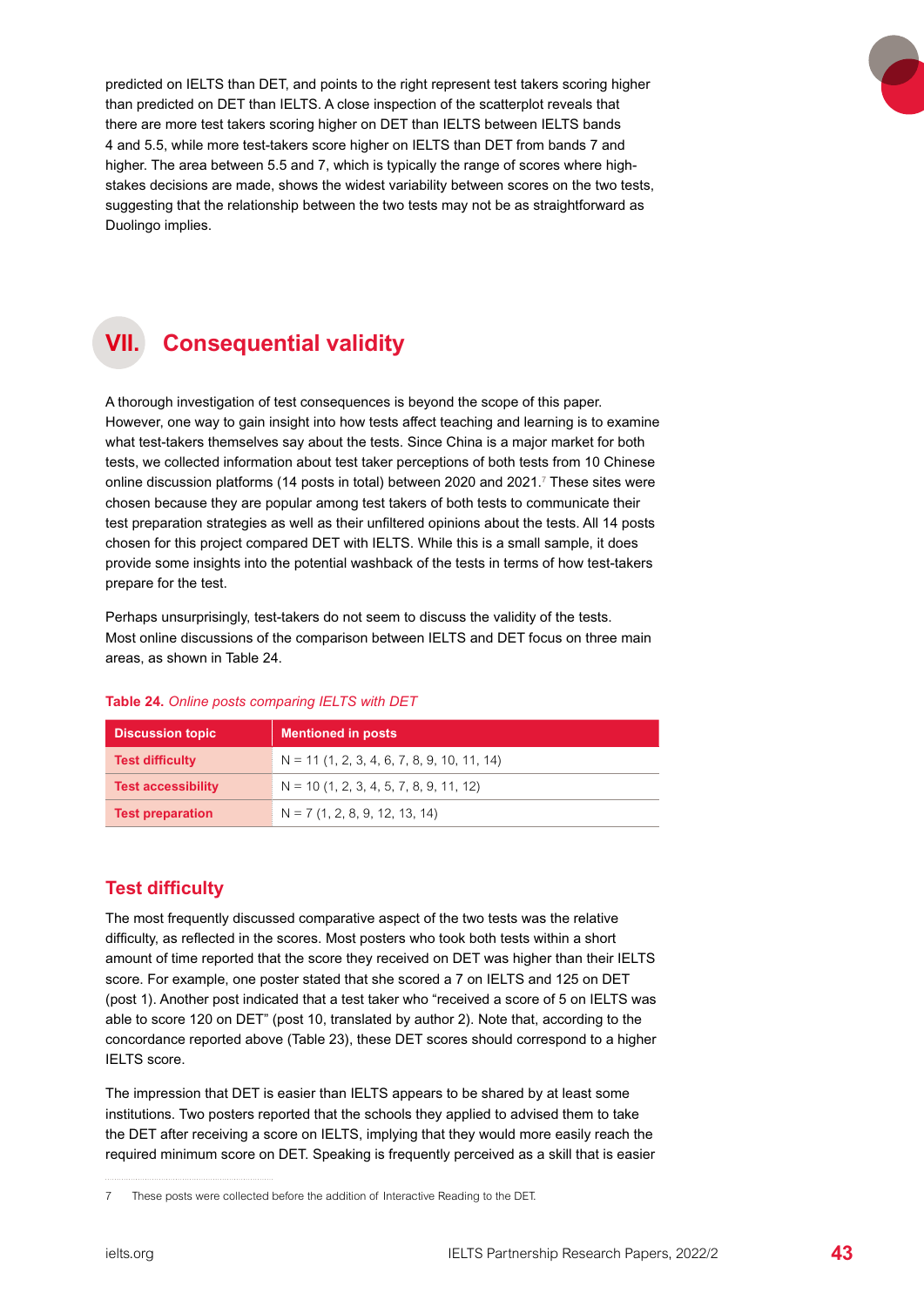predicted on IELTS than DET, and points to the right represent test takers scoring higher than predicted on DET than IELTS. A close inspection of the scatterplot reveals that there are more test takers scoring higher on DET than IELTS between IELTS bands 4 and 5.5, while more test-takers score higher on IELTS than DET from bands 7 and higher. The area between 5.5 and 7, which is typically the range of scores where high-stakes decisions are made, shows the widest variability between scores on the two tests, suggesting that the relationship between the two tests may not be as straightforward as Duolingo implies.

## VII. Consequential validity

A thorough investigation of test consequences is beyond the scope of this paper. However, one way to gain insight into how tests affect teaching and learning is to examine what test-takers themselves say about the tests. Since China is a major market for both tests, we collected information about test taker perceptions of both tests from 10 Chinese online discussion platforms (14 posts in total) between 2020 and 2021.[7] These sites were chosen because they are popular among test takers of both tests to communicate their test preparation strategies as well as their unfiltered opinions about the tests. All 14 posts chosen for this project compared DET with IELTS. While this is a small sample, it does provide some insights into the potential washback of the tests in terms of how test-takers prepare for the test.

Perhaps unsurprisingly, test-takers do not seem to discuss the validity of the tests. Most online discussions of the comparison between IELTS and DET focus on three main areas, as shown in Table 24.

**Table 24.** *Online posts comparing IELTS with DET*

| Discussion topic | Mentioned in posts |
|---|---|
| **Test difficulty** | N = 11 (1, 2, 3, 4, 6, 7, 8, 9, 10, 11, 14) |
| **Test accessibility** | N = 10 (1, 2, 3, 4, 5, 7, 8, 9, 11, 12) |
| **Test preparation** | N = 7 (1, 2, 8, 9, 12, 13, 14) |

### Test difficulty

The most frequently discussed comparative aspect of the two tests was the relative difficulty, as reflected in the scores. Most posters who took both tests within a short amount of time reported that the score they received on DET was higher than their IELTS score. For example, one poster stated that she scored a 7 on IELTS and 125 on DET (post 1). Another post indicated that a test taker who "received a score of 5 on IELTS was able to score 120 on DET" (post 10, translated by author 2). Note that, according to the concordance reported above (Table 23), these DET scores should correspond to a higher IELTS score.

The impression that DET is easier than IELTS appears to be shared by at least some institutions. Two posters reported that the schools they applied to advised them to take the DET after receiving a score on IELTS, implying that they would more easily reach the required minimum score on DET. Speaking is frequently perceived as a skill that is easier

7 These posts were collected before the addition of Interactive Reading to the DET.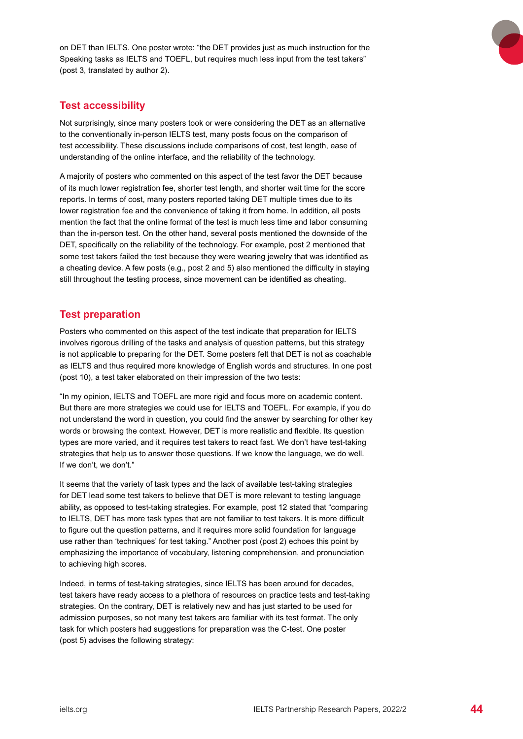on DET than IELTS. One poster wrote: "the DET provides just as much instruction for the Speaking tasks as IELTS and TOEFL, but requires much less input from the test takers" (post 3, translated by author 2).

## Test accessibility

Not surprisingly, since many posters took or were considering the DET as an alternative to the conventionally in-person IELTS test, many posts focus on the comparison of test accessibility. These discussions include comparisons of cost, test length, ease of understanding of the online interface, and the reliability of the technology.

A majority of posters who commented on this aspect of the test favor the DET because of its much lower registration fee, shorter test length, and shorter wait time for the score reports. In terms of cost, many posters reported taking DET multiple times due to its lower registration fee and the convenience of taking it from home. In addition, all posts mention the fact that the online format of the test is much less time and labor consuming than the in-person test. On the other hand, several posts mentioned the downside of the DET, specifically on the reliability of the technology. For example, post 2 mentioned that some test takers failed the test because they were wearing jewelry that was identified as a cheating device. A few posts (e.g., post 2 and 5) also mentioned the difficulty in staying still throughout the testing process, since movement can be identified as cheating.

## Test preparation

Posters who commented on this aspect of the test indicate that preparation for IELTS involves rigorous drilling of the tasks and analysis of question patterns, but this strategy is not applicable to preparing for the DET. Some posters felt that DET is not as coachable as IELTS and thus required more knowledge of English words and structures. In one post (post 10), a test taker elaborated on their impression of the two tests:

"In my opinion, IELTS and TOEFL are more rigid and focus more on academic content. But there are more strategies we could use for IELTS and TOEFL. For example, if you do not understand the word in question, you could find the answer by searching for other key words or browsing the context. However, DET is more realistic and flexible. Its question types are more varied, and it requires test takers to react fast. We don't have test-taking strategies that help us to answer those questions. If we know the language, we do well. If we don't, we don't."

It seems that the variety of task types and the lack of available test-taking strategies for DET lead some test takers to believe that DET is more relevant to testing language ability, as opposed to test-taking strategies. For example, post 12 stated that "comparing to IELTS, DET has more task types that are not familiar to test takers. It is more difficult to figure out the question patterns, and it requires more solid foundation for language use rather than 'techniques' for test taking." Another post (post 2) echoes this point by emphasizing the importance of vocabulary, listening comprehension, and pronunciation to achieving high scores.

Indeed, in terms of test-taking strategies, since IELTS has been around for decades, test takers have ready access to a plethora of resources on practice tests and test-taking strategies. On the contrary, DET is relatively new and has just started to be used for admission purposes, so not many test takers are familiar with its test format. The only task for which posters had suggestions for preparation was the C-test. One poster (post 5) advises the following strategy: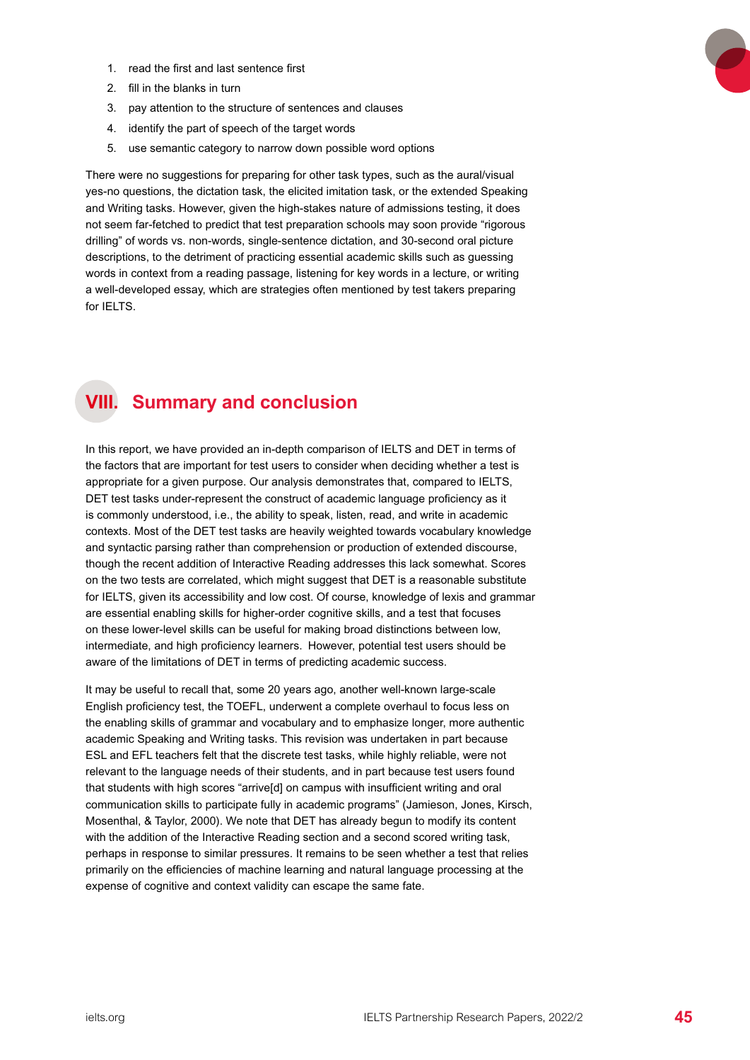1. read the first and last sentence first
2. fill in the blanks in turn
3. pay attention to the structure of sentences and clauses
4. identify the part of speech of the target words
5. use semantic category to narrow down possible word options

There were no suggestions for preparing for other task types, such as the aural/visual yes-no questions, the dictation task, the elicited imitation task, or the extended Speaking and Writing tasks. However, given the high-stakes nature of admissions testing, it does not seem far-fetched to predict that test preparation schools may soon provide "rigorous drilling" of words vs. non-words, single-sentence dictation, and 30-second oral picture descriptions, to the detriment of practicing essential academic skills such as guessing words in context from a reading passage, listening for key words in a lecture, or writing a well-developed essay, which are strategies often mentioned by test takers preparing for IELTS.

## VIII. Summary and conclusion

In this report, we have provided an in-depth comparison of IELTS and DET in terms of the factors that are important for test users to consider when deciding whether a test is appropriate for a given purpose. Our analysis demonstrates that, compared to IELTS, DET test tasks under-represent the construct of academic language proficiency as it is commonly understood, i.e., the ability to speak, listen, read, and write in academic contexts. Most of the DET test tasks are heavily weighted towards vocabulary knowledge and syntactic parsing rather than comprehension or production of extended discourse, though the recent addition of Interactive Reading addresses this lack somewhat. Scores on the two tests are correlated, which might suggest that DET is a reasonable substitute for IELTS, given its accessibility and low cost. Of course, knowledge of lexis and grammar are essential enabling skills for higher-order cognitive skills, and a test that focuses on these lower-level skills can be useful for making broad distinctions between low, intermediate, and high proficiency learners. However, potential test users should be aware of the limitations of DET in terms of predicting academic success.

It may be useful to recall that, some 20 years ago, another well-known large-scale English proficiency test, the TOEFL, underwent a complete overhaul to focus less on the enabling skills of grammar and vocabulary and to emphasize longer, more authentic academic Speaking and Writing tasks. This revision was undertaken in part because ESL and EFL teachers felt that the discrete test tasks, while highly reliable, were not relevant to the language needs of their students, and in part because test users found that students with high scores "arrive[d] on campus with insufficient writing and oral communication skills to participate fully in academic programs" (Jamieson, Jones, Kirsch, Mosenthal, & Taylor, 2000). We note that DET has already begun to modify its content with the addition of the Interactive Reading section and a second scored writing task, perhaps in response to similar pressures. It remains to be seen whether a test that relies primarily on the efficiencies of machine learning and natural language processing at the expense of cognitive and context validity can escape the same fate.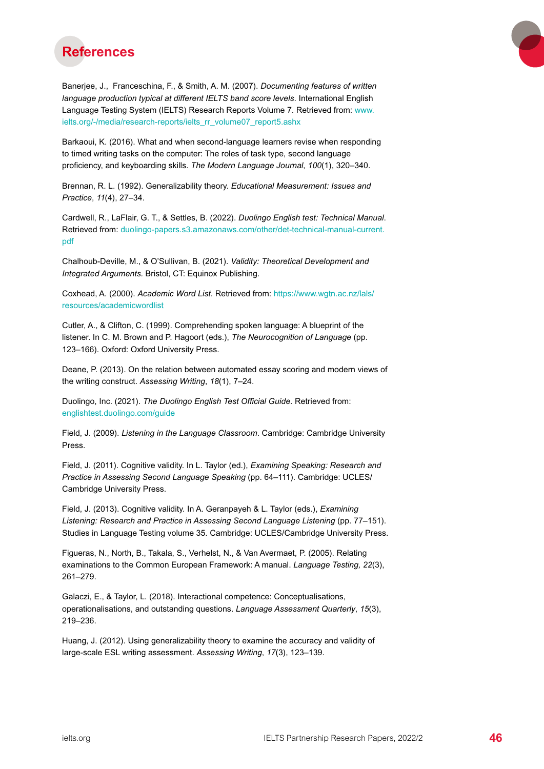# References

Banerjee, J., Franceschina, F., & Smith, A. M. (2007). *Documenting features of written language production typical at different IELTS band score levels.* International English Language Testing System (IELTS) Research Reports Volume 7. Retrieved from: www.ielts.org/-/media/research-reports/ielts_rr_volume07_report5.ashx

Barkaoui, K. (2016). What and when second-language learners revise when responding to timed writing tasks on the computer: The roles of task type, second language proficiency, and keyboarding skills. *The Modern Language Journal*, *100*(1), 320–340.

Brennan, R. L. (1992). Generalizability theory. *Educational Measurement: Issues and Practice*, *11*(4), 27–34.

Cardwell, R., LaFlair, G. T., & Settles, B. (2022). *Duolingo English test: Technical Manual*. Retrieved from: duolingo-papers.s3.amazonaws.com/other/det-technical-manual-current.pdf

Chalhoub-Deville, M., & O'Sullivan, B. (2021). *Validity: Theoretical Development and Integrated Arguments.* Bristol, CT: Equinox Publishing.

Coxhead, A. (2000). *Academic Word List*. Retrieved from: https://www.wgtn.ac.nz/lals/resources/academicwordlist

Cutler, A., & Clifton, C. (1999). Comprehending spoken language: A blueprint of the listener. In C. M. Brown and P. Hagoort (eds.), *The Neurocognition of Language* (pp. 123–166). Oxford: Oxford University Press.

Deane, P. (2013). On the relation between automated essay scoring and modern views of the writing construct. *Assessing Writing*, *18*(1), 7–24.

Duolingo, Inc. (2021). *The Duolingo English Test Official Guide*. Retrieved from: englishtest.duolingo.com/guide

Field, J. (2009). *Listening in the Language Classroom*. Cambridge: Cambridge University Press.

Field, J. (2011). Cognitive validity. In L. Taylor (ed.), *Examining Speaking: Research and Practice in Assessing Second Language Speaking* (pp. 64–111). Cambridge: UCLES/Cambridge University Press.

Field, J. (2013). Cognitive validity. In A. Geranpayeh & L. Taylor (eds.), *Examining Listening: Research and Practice in Assessing Second Language Listening* (pp. 77–151). Studies in Language Testing volume 35. Cambridge: UCLES/Cambridge University Press.

Figueras, N., North, B., Takala, S., Verhelst, N., & Van Avermaet, P. (2005). Relating examinations to the Common European Framework: A manual. *Language Testing, 22*(3), 261–279.

Galaczi, E., & Taylor, L. (2018). Interactional competence: Conceptualisations, operationalisations, and outstanding questions. *Language Assessment Quarterly*, *15*(3), 219–236.

Huang, J. (2012). Using generalizability theory to examine the accuracy and validity of large-scale ESL writing assessment. *Assessing Writing*, *17*(3), 123–139.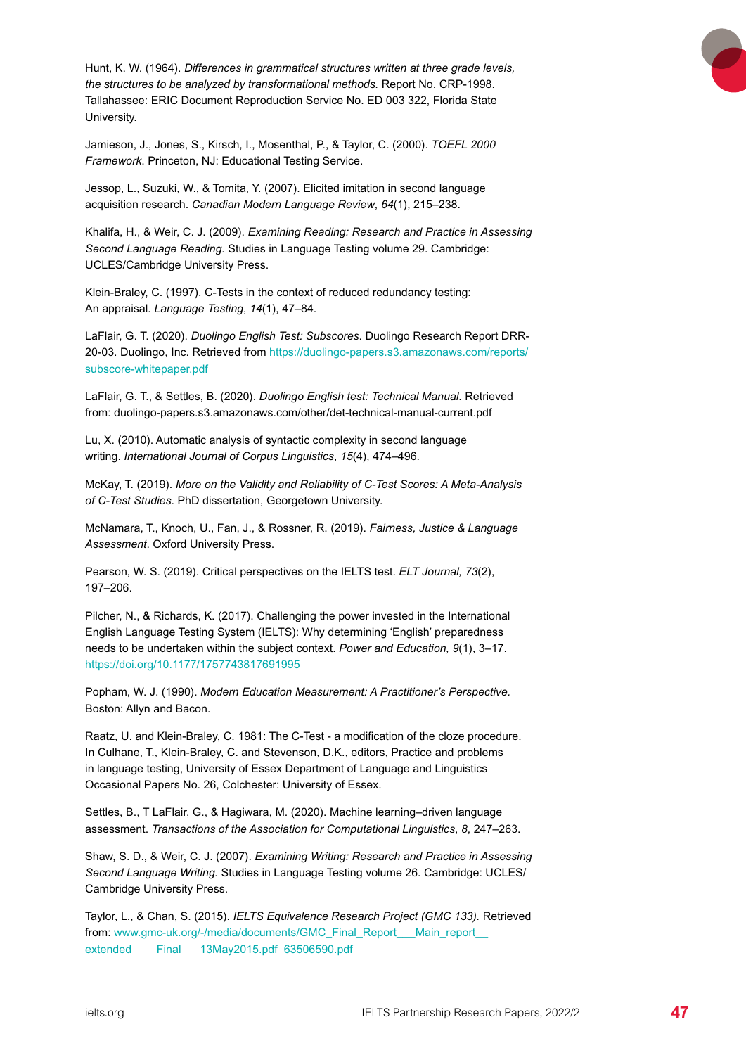Hunt, K. W. (1964). *Differences in grammatical structures written at three grade levels, the structures to be analyzed by transformational methods.* Report No. CRP-1998. Tallahassee: ERIC Document Reproduction Service No. ED 003 322, Florida State University.

Jamieson, J., Jones, S., Kirsch, I., Mosenthal, P., & Taylor, C. (2000). *TOEFL 2000 Framework*. Princeton, NJ: Educational Testing Service.

Jessop, L., Suzuki, W., & Tomita, Y. (2007). Elicited imitation in second language acquisition research. *Canadian Modern Language Review*, *64*(1), 215–238.

Khalifa, H., & Weir, C. J. (2009). *Examining Reading: Research and Practice in Assessing Second Language Reading.* Studies in Language Testing volume 29. Cambridge: UCLES/Cambridge University Press.

Klein-Braley, C. (1997). C-Tests in the context of reduced redundancy testing: An appraisal. *Language Testing*, *14*(1), 47–84.

LaFlair, G. T. (2020). *Duolingo English Test: Subscores*. Duolingo Research Report DRR-20-03. Duolingo, Inc. Retrieved from https://duolingo-papers.s3.amazonaws.com/reports/subscore-whitepaper.pdf

LaFlair, G. T., & Settles, B. (2020). *Duolingo English test: Technical Manual*. Retrieved from: duolingo-papers.s3.amazonaws.com/other/det-technical-manual-current.pdf

Lu, X. (2010). Automatic analysis of syntactic complexity in second language writing. *International Journal of Corpus Linguistics*, *15*(4), 474–496.

McKay, T. (2019). *More on the Validity and Reliability of C-Test Scores: A Meta-Analysis of C-Test Studies*. PhD dissertation, Georgetown University.

McNamara, T., Knoch, U., Fan, J., & Rossner, R. (2019). *Fairness, Justice & Language Assessment*. Oxford University Press.

Pearson, W. S. (2019). Critical perspectives on the IELTS test. *ELT Journal, 73*(2), 197–206.

Pilcher, N., & Richards, K. (2017). Challenging the power invested in the International English Language Testing System (IELTS): Why determining 'English' preparedness needs to be undertaken within the subject context. *Power and Education, 9*(1), 3–17. https://doi.org/10.1177/1757743817691995

Popham, W. J. (1990). *Modern Education Measurement: A Practitioner's Perspective.* Boston: Allyn and Bacon.

Raatz, U. and Klein-Braley, C. 1981: The C-Test - a modification of the cloze procedure. In Culhane, T., Klein-Braley, C. and Stevenson, D.K., editors, Practice and problems in language testing, University of Essex Department of Language and Linguistics Occasional Papers No. 26, Colchester: University of Essex.

Settles, B., T LaFlair, G., & Hagiwara, M. (2020). Machine learning–driven language assessment. *Transactions of the Association for Computational Linguistics*, *8*, 247–263.

Shaw, S. D., & Weir, C. J. (2007). *Examining Writing: Research and Practice in Assessing Second Language Writing.* Studies in Language Testing volume 26. Cambridge: UCLES/Cambridge University Press.

Taylor, L., & Chan, S. (2015). *IELTS Equivalence Research Project (GMC 133).* Retrieved from: www.gmc-uk.org/-/media/documents/GMC_Final_Report___Main_report__extended____Final___13May2015.pdf_63506590.pdf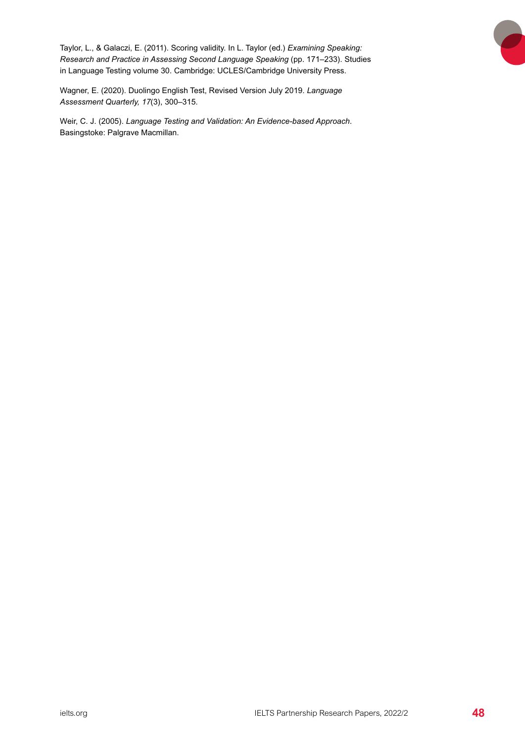Taylor, L., & Galaczi, E. (2011). Scoring validity. In L. Taylor (ed.) *Examining Speaking: Research and Practice in Assessing Second Language Speaking* (pp. 171–233). Studies in Language Testing volume 30. Cambridge: UCLES/Cambridge University Press.

Wagner, E. (2020). Duolingo English Test, Revised Version July 2019. *Language Assessment Quarterly, 17*(3), 300–315.

Weir, C. J. (2005). *Language Testing and Validation: An Evidence-based Approach*. Basingstoke: Palgrave Macmillan.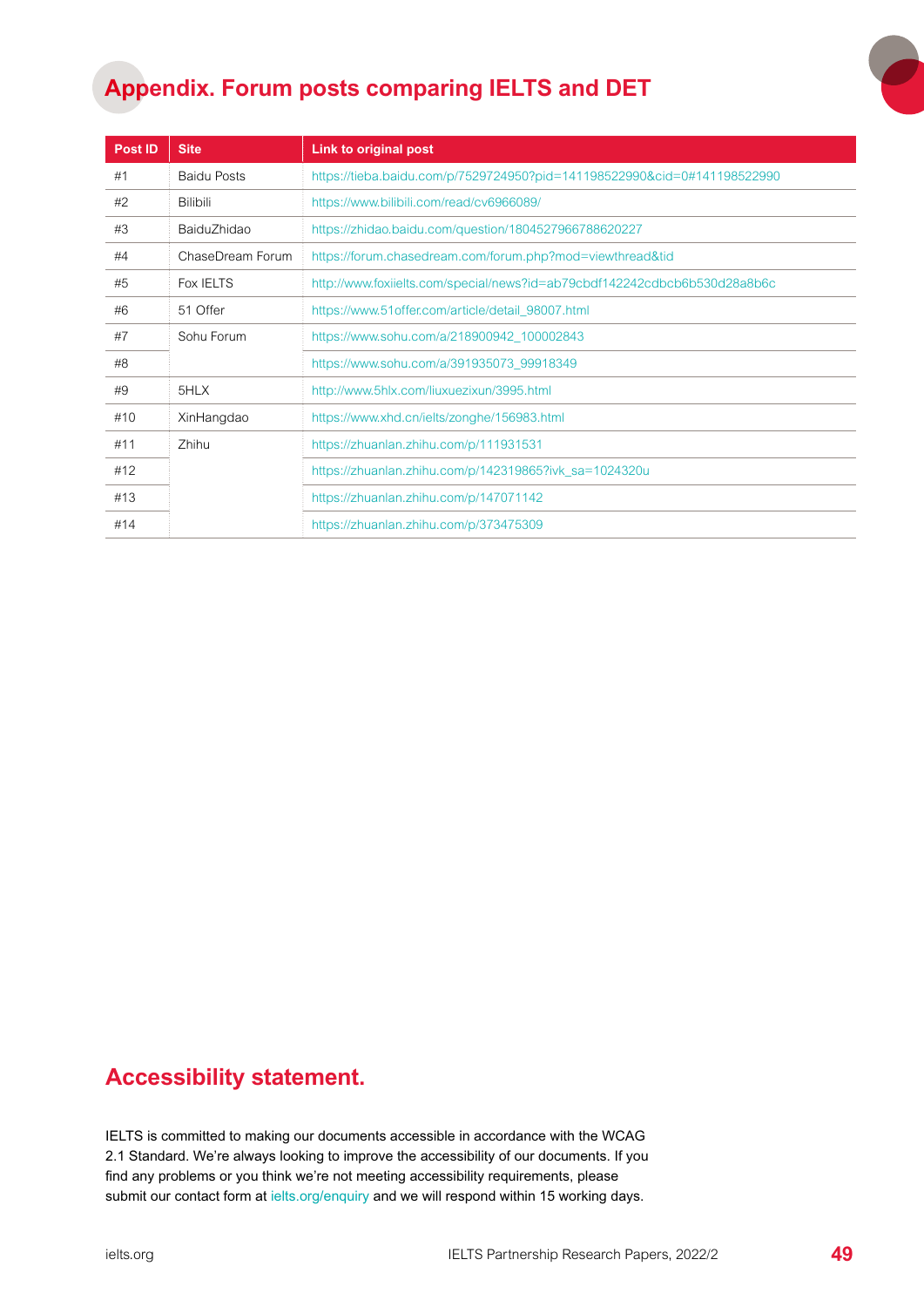# Appendix. Forum posts comparing IELTS and DET

| Post ID | Site | Link to original post |
|---|---|---|
| #1 | Baidu Posts | https://tieba.baidu.com/p/7529724950?pid=141198522990&cid=0#141198522990 |
| #2 | Bilibili | https://www.bilibili.com/read/cv6966089/ |
| #3 | BaiduZhidao | https://zhidao.baidu.com/question/1804527966788620227 |
| #4 | ChaseDream Forum | https://forum.chasedream.com/forum.php?mod=viewthread&tid |
| #5 | Fox IELTS | http://www.foxiielts.com/special/news?id=ab79cbdf142242cdbcb6b530d28a8b6c |
| #6 | 51 Offer | https://www.51offer.com/article/detail_98007.html |
| #7 | Sohu Forum | https://www.sohu.com/a/218900942_100002843 |
| #8 | | https://www.sohu.com/a/391935073_99918349 |
| #9 | 5HLX | http://www.5hlx.com/liuxuezixun/3995.html |
| #10 | XinHangdao | https://www.xhd.cn/ielts/zonghe/156983.html |
| #11 | Zhihu | https://zhuanlan.zhihu.com/p/111931531 |
| #12 | | https://zhuanlan.zhihu.com/p/142319865?ivk_sa=1024320u |
| #13 | | https://zhuanlan.zhihu.com/p/147071142 |
| #14 | | https://zhuanlan.zhihu.com/p/373475309 |

## Accessibility statement.

IELTS is committed to making our documents accessible in accordance with the WCAG 2.1 Standard. We're always looking to improve the accessibility of our documents. If you find any problems or you think we're not meeting accessibility requirements, please submit our contact form at ielts.org/enquiry and we will respond within 15 working days.